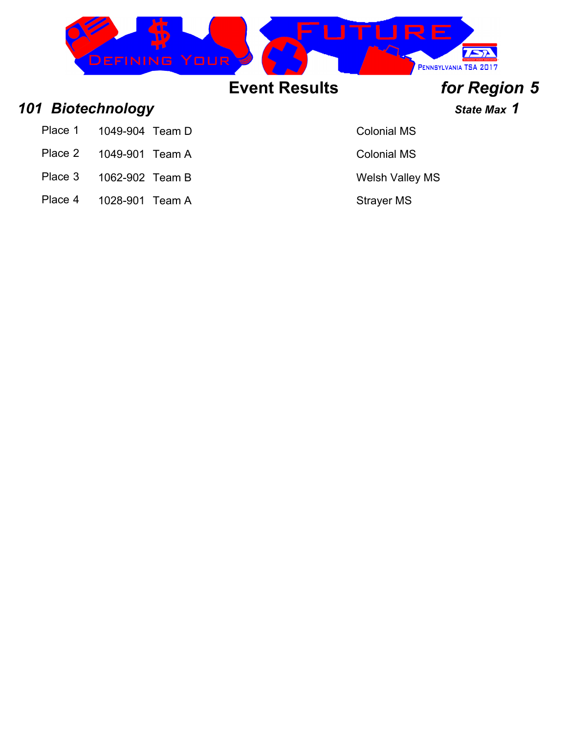# Event Results *for Region 5*

## *101 Biotechnology*

***State Max 1***

| Place | ID | Team | School |
|---|---|---|---|
| Place 1 | 1049-904 | Team D | Colonial MS |
| Place 2 | 1049-901 | Team A | Colonial MS |
| Place 3 | 1062-902 | Team B | Welsh Valley MS |
| Place 4 | 1028-901 | Team A | Strayer MS |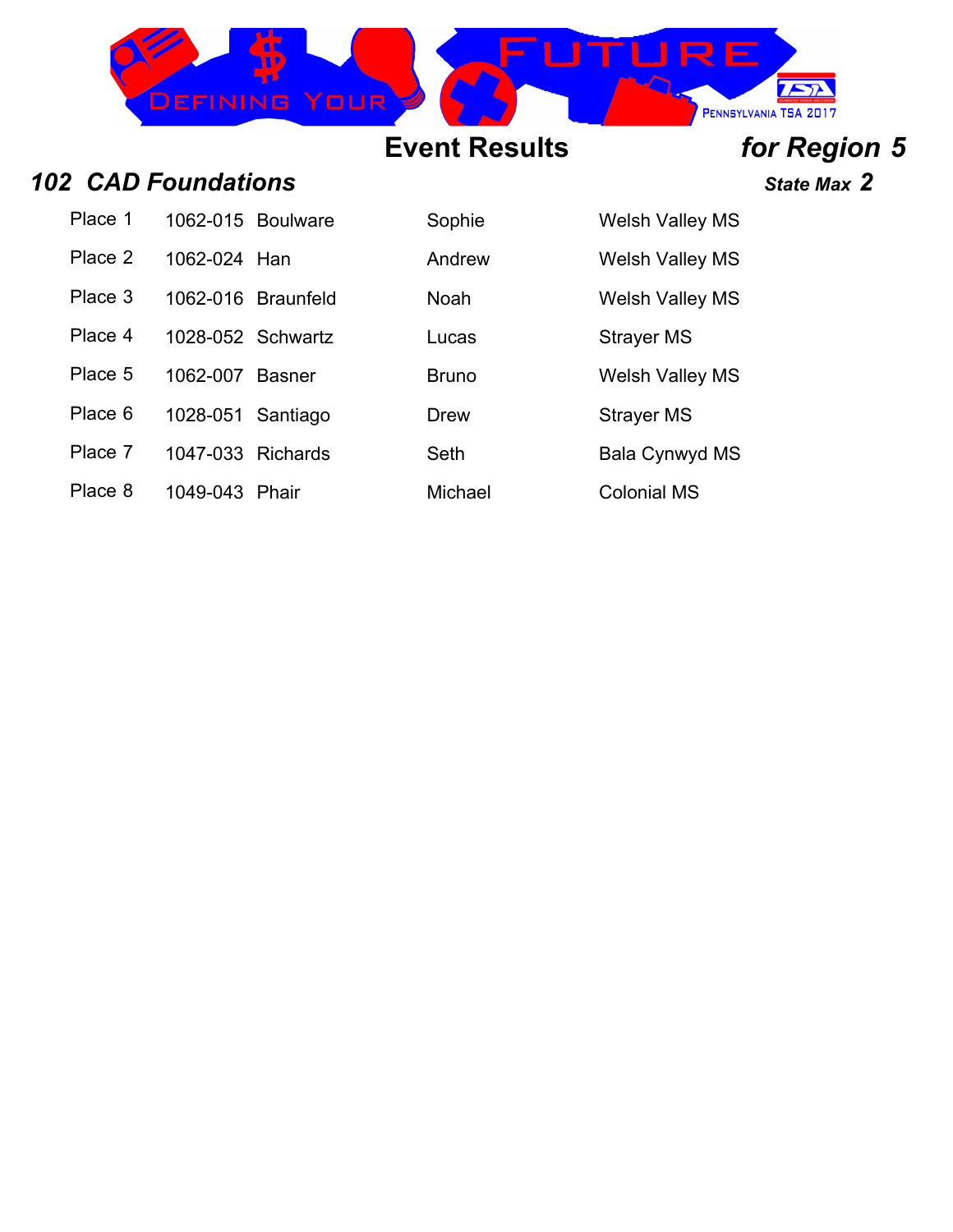## Event Results *for Region 5*

### *102 CAD Foundations*

***State Max 2***

| Place | ID | Last Name | First Name | School |
|---|---|---|---|---|
| Place 1 | 1062-015 | Boulware | Sophie | Welsh Valley MS |
| Place 2 | 1062-024 | Han | Andrew | Welsh Valley MS |
| Place 3 | 1062-016 | Braunfeld | Noah | Welsh Valley MS |
| Place 4 | 1028-052 | Schwartz | Lucas | Strayer MS |
| Place 5 | 1062-007 | Basner | Bruno | Welsh Valley MS |
| Place 6 | 1028-051 | Santiago | Drew | Strayer MS |
| Place 7 | 1047-033 | Richards | Seth | Bala Cynwyd MS |
| Place 8 | 1049-043 | Phair | Michael | Colonial MS |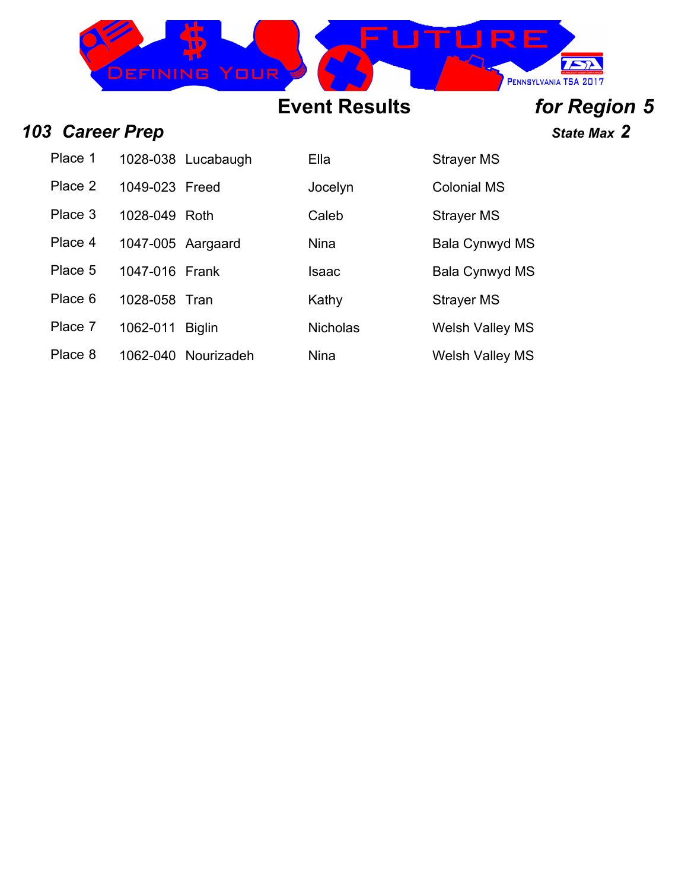# Event Results

***for Region 5***

## *103 Career Prep*

***State Max 2***

| Place | ID | Last Name | First Name | School |
|---|---|---|---|---|
| Place 1 | 1028-038 | Lucabaugh | Ella | Strayer MS |
| Place 2 | 1049-023 | Freed | Jocelyn | Colonial MS |
| Place 3 | 1028-049 | Roth | Caleb | Strayer MS |
| Place 4 | 1047-005 | Aargaard | Nina | Bala Cynwyd MS |
| Place 5 | 1047-016 | Frank | Isaac | Bala Cynwyd MS |
| Place 6 | 1028-058 | Tran | Kathy | Strayer MS |
| Place 7 | 1062-011 | Biglin | Nicholas | Welsh Valley MS |
| Place 8 | 1062-040 | Nourizadeh | Nina | Welsh Valley MS |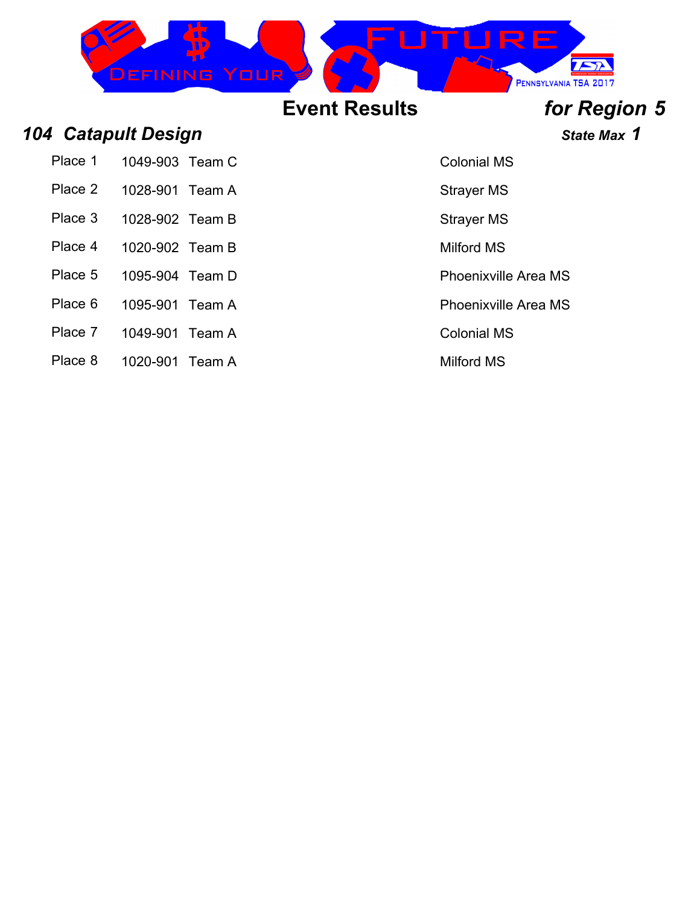# Event Results *for Region 5*

## *104 Catapult Design*

***State Max 1***

| Place | ID | Team | School |
|---|---|---|---|
| Place 1 | 1049-903 | Team C | Colonial MS |
| Place 2 | 1028-901 | Team A | Strayer MS |
| Place 3 | 1028-902 | Team B | Strayer MS |
| Place 4 | 1020-902 | Team B | Milford MS |
| Place 5 | 1095-904 | Team D | Phoenixville Area MS |
| Place 6 | 1095-901 | Team A | Phoenixville Area MS |
| Place 7 | 1049-901 | Team A | Colonial MS |
| Place 8 | 1020-901 | Team A | Milford MS |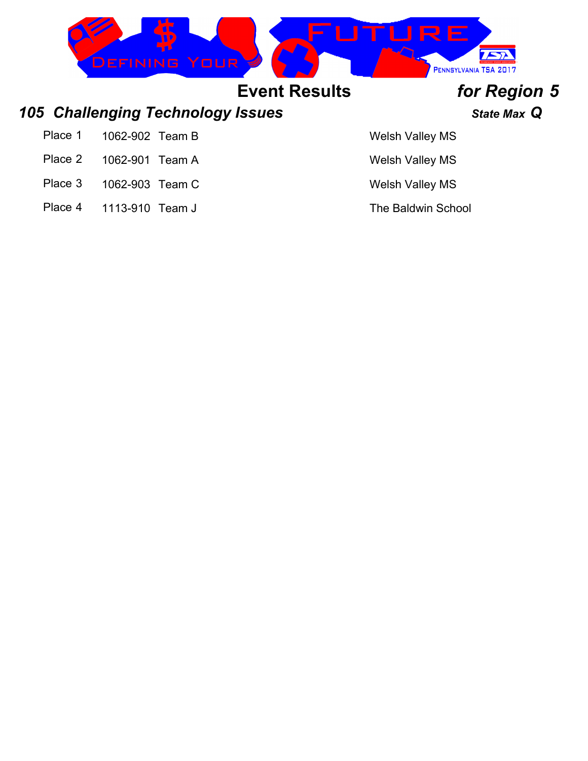# Event Results *for Region 5*

## *105 Challenging Technology Issues* — *State Max Q*

| Place | ID | Team | School |
|---|---|---|---|
| Place 1 | 1062-902 | Team B | Welsh Valley MS |
| Place 2 | 1062-901 | Team A | Welsh Valley MS |
| Place 3 | 1062-903 | Team C | Welsh Valley MS |
| Place 4 | 1113-910 | Team J | The Baldwin School |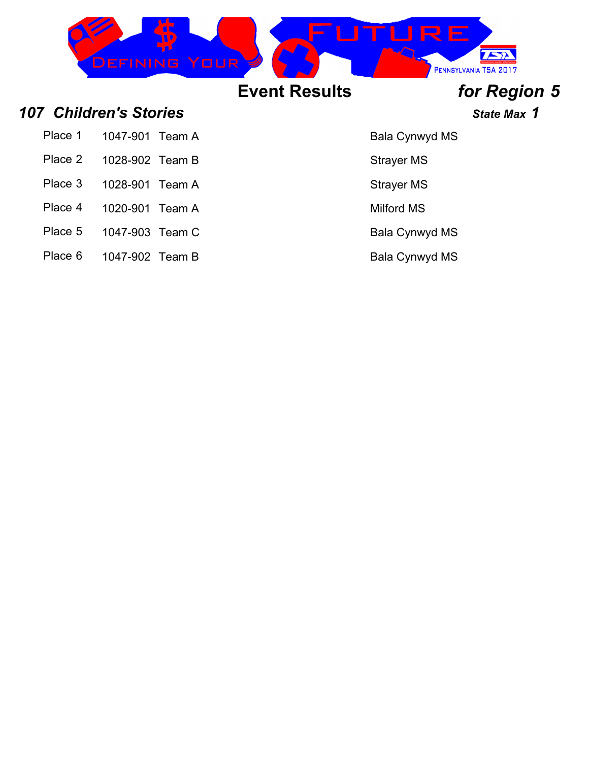# Event Results *for Region 5*

## *107 Children's Stories*

***State Max 1***

| Place | ID | Team | School |
|---|---|---|---|
| Place 1 | 1047-901 | Team A | Bala Cynwyd MS |
| Place 2 | 1028-902 | Team B | Strayer MS |
| Place 3 | 1028-901 | Team A | Strayer MS |
| Place 4 | 1020-901 | Team A | Milford MS |
| Place 5 | 1047-903 | Team C | Bala Cynwyd MS |
| Place 6 | 1047-902 | Team B | Bala Cynwyd MS |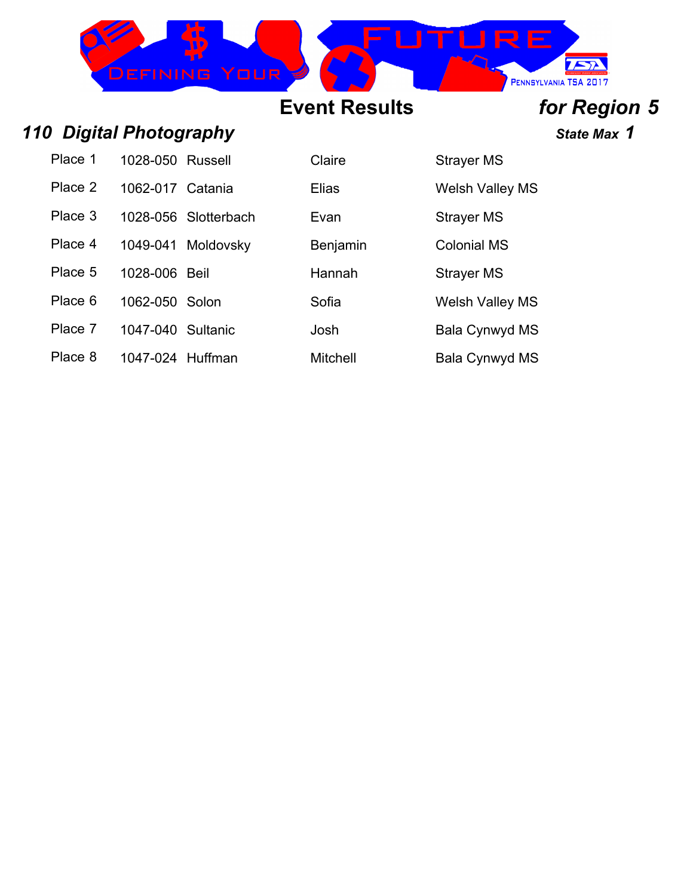## Event Results *for Region 5*

### *110 Digital Photography*

***State Max 1***

| Place | ID | Last Name | First Name | School |
|---|---|---|---|---|
| Place 1 | 1028-050 | Russell | Claire | Strayer MS |
| Place 2 | 1062-017 | Catania | Elias | Welsh Valley MS |
| Place 3 | 1028-056 | Slotterbach | Evan | Strayer MS |
| Place 4 | 1049-041 | Moldovsky | Benjamin | Colonial MS |
| Place 5 | 1028-006 | Beil | Hannah | Strayer MS |
| Place 6 | 1062-050 | Solon | Sofia | Welsh Valley MS |
| Place 7 | 1047-040 | Sultanic | Josh | Bala Cynwyd MS |
| Place 8 | 1047-024 | Huffman | Mitchell | Bala Cynwyd MS |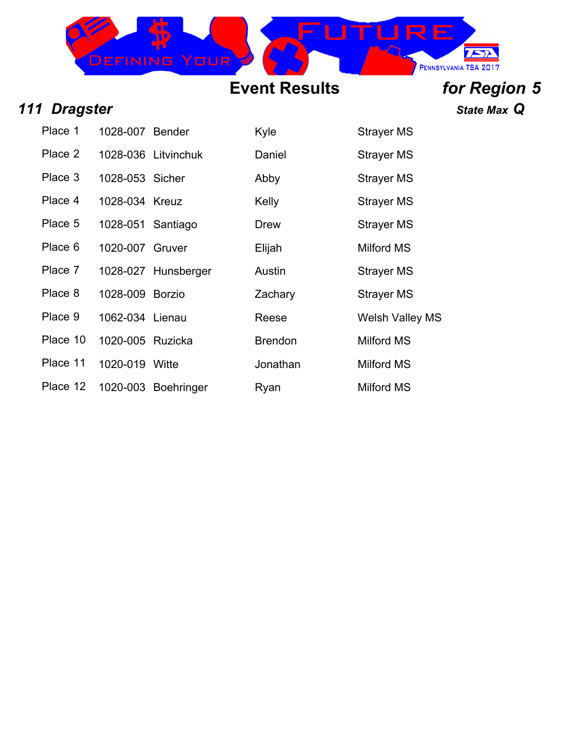# Event Results

***for Region 5***

## *111 Dragster*

***State Max Q***

| | | | | |
|---|---|---|---|---|
| Place 1 | 1028-007 | Bender | Kyle | Strayer MS |
| Place 2 | 1028-036 | Litvinchuk | Daniel | Strayer MS |
| Place 3 | 1028-053 | Sicher | Abby | Strayer MS |
| Place 4 | 1028-034 | Kreuz | Kelly | Strayer MS |
| Place 5 | 1028-051 | Santiago | Drew | Strayer MS |
| Place 6 | 1020-007 | Gruver | Elijah | Milford MS |
| Place 7 | 1028-027 | Hunsberger | Austin | Strayer MS |
| Place 8 | 1028-009 | Borzio | Zachary | Strayer MS |
| Place 9 | 1062-034 | Lienau | Reese | Welsh Valley MS |
| Place 10 | 1020-005 | Ruzicka | Brendon | Milford MS |
| Place 11 | 1020-019 | Witte | Jonathan | Milford MS |
| Place 12 | 1020-003 | Boehringer | Ryan | Milford MS |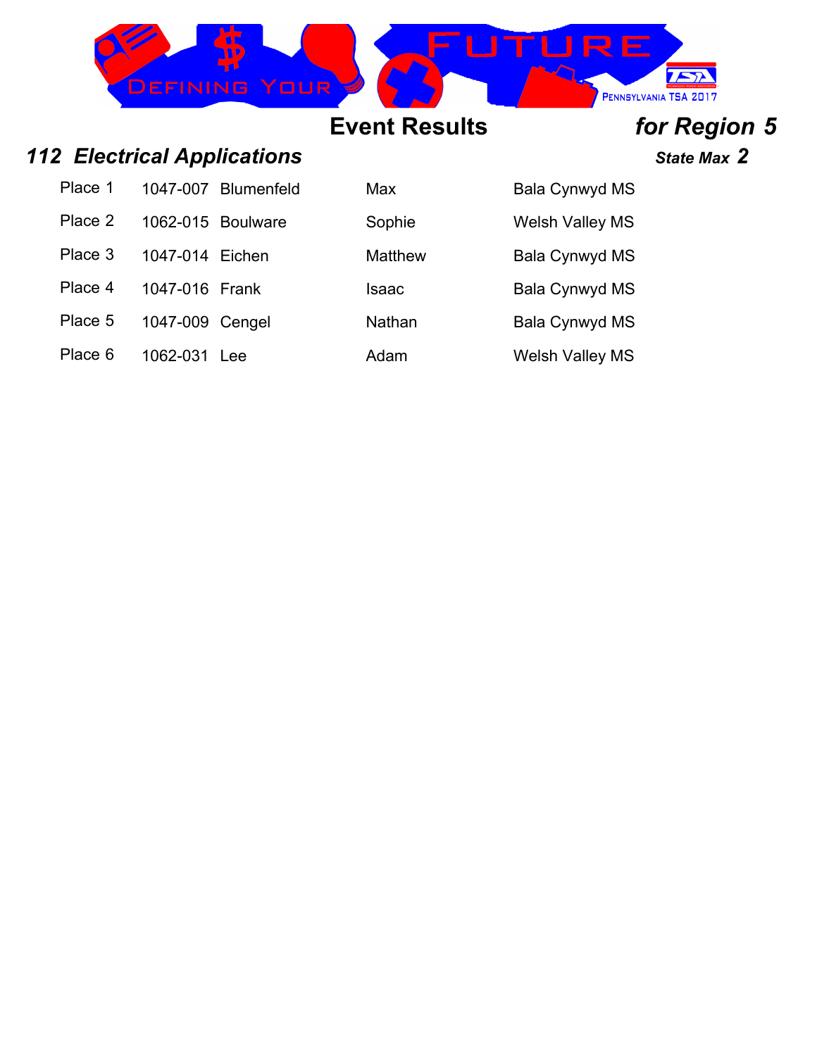# Event Results for Region 5

## 112 Electrical Applications

**State Max 2**

| Place | ID | Last Name | First Name | School |
|---|---|---|---|---|
| Place 1 | 1047-007 | Blumenfeld | Max | Bala Cynwyd MS |
| Place 2 | 1062-015 | Boulware | Sophie | Welsh Valley MS |
| Place 3 | 1047-014 | Eichen | Matthew | Bala Cynwyd MS |
| Place 4 | 1047-016 | Frank | Isaac | Bala Cynwyd MS |
| Place 5 | 1047-009 | Cengel | Nathan | Bala Cynwyd MS |
| Place 6 | 1062-031 | Lee | Adam | Welsh Valley MS |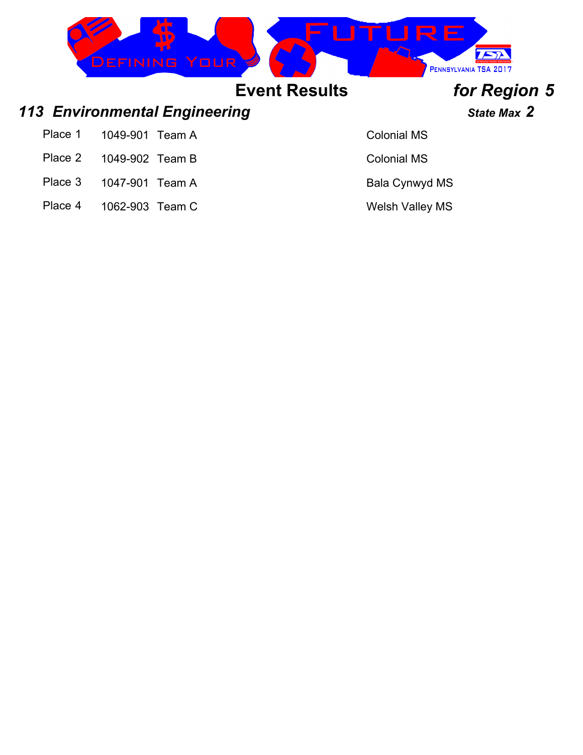# Event Results *for Region 5*

## *113 Environmental Engineering*

***State Max 2***

| Place | ID | Team | School |
|---|---|---|---|
| Place 1 | 1049-901 | Team A | Colonial MS |
| Place 2 | 1049-902 | Team B | Colonial MS |
| Place 3 | 1047-901 | Team A | Bala Cynwyd MS |
| Place 4 | 1062-903 | Team C | Welsh Valley MS |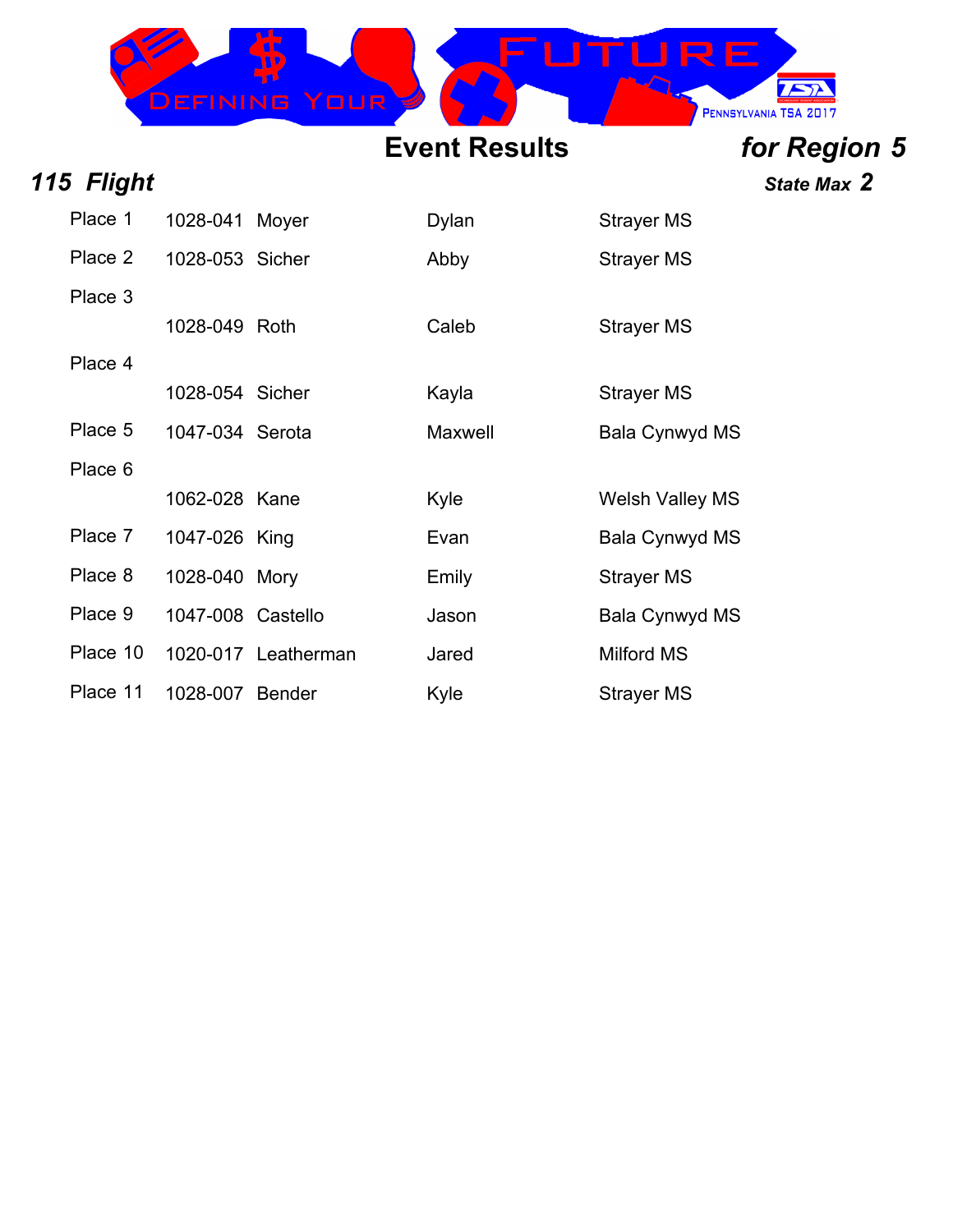## Event Results

***for Region 5***

### *115 Flight*

***State Max 2***

| Place | ID | Last Name | First Name | School |
|---|---|---|---|---|
| Place 1 | 1028-041 | Moyer | Dylan | Strayer MS |
| Place 2 | 1028-053 | Sicher | Abby | Strayer MS |
| Place 3 | 1028-049 | Roth | Caleb | Strayer MS |
| Place 4 | 1028-054 | Sicher | Kayla | Strayer MS |
| Place 5 | 1047-034 | Serota | Maxwell | Bala Cynwyd MS |
| Place 6 | 1062-028 | Kane | Kyle | Welsh Valley MS |
| Place 7 | 1047-026 | King | Evan | Bala Cynwyd MS |
| Place 8 | 1028-040 | Mory | Emily | Strayer MS |
| Place 9 | 1047-008 | Castello | Jason | Bala Cynwyd MS |
| Place 10 | 1020-017 | Leatherman | Jared | Milford MS |
| Place 11 | 1028-007 | Bender | Kyle | Strayer MS |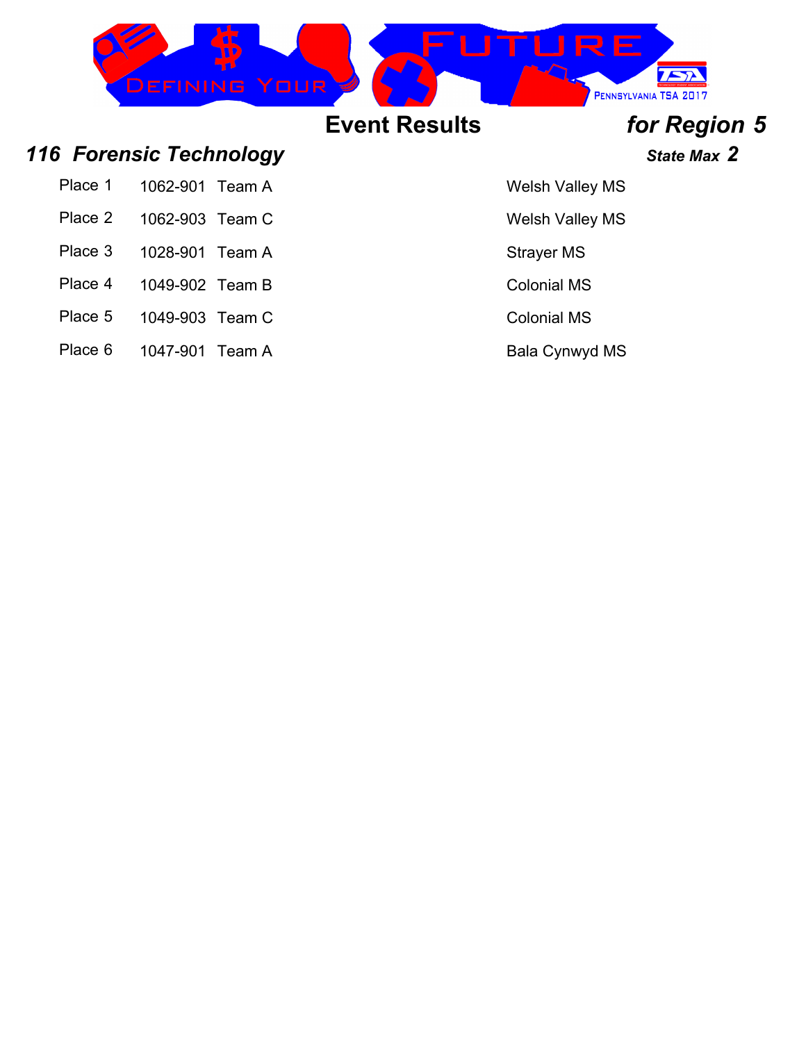# Event Results *for Region 5*

## *116 Forensic Technology*

***State Max 2***

| Place | ID | Team | School |
|---|---|---|---|
| Place 1 | 1062-901 | Team A | Welsh Valley MS |
| Place 2 | 1062-903 | Team C | Welsh Valley MS |
| Place 3 | 1028-901 | Team A | Strayer MS |
| Place 4 | 1049-902 | Team B | Colonial MS |
| Place 5 | 1049-903 | Team C | Colonial MS |
| Place 6 | 1047-901 | Team A | Bala Cynwyd MS |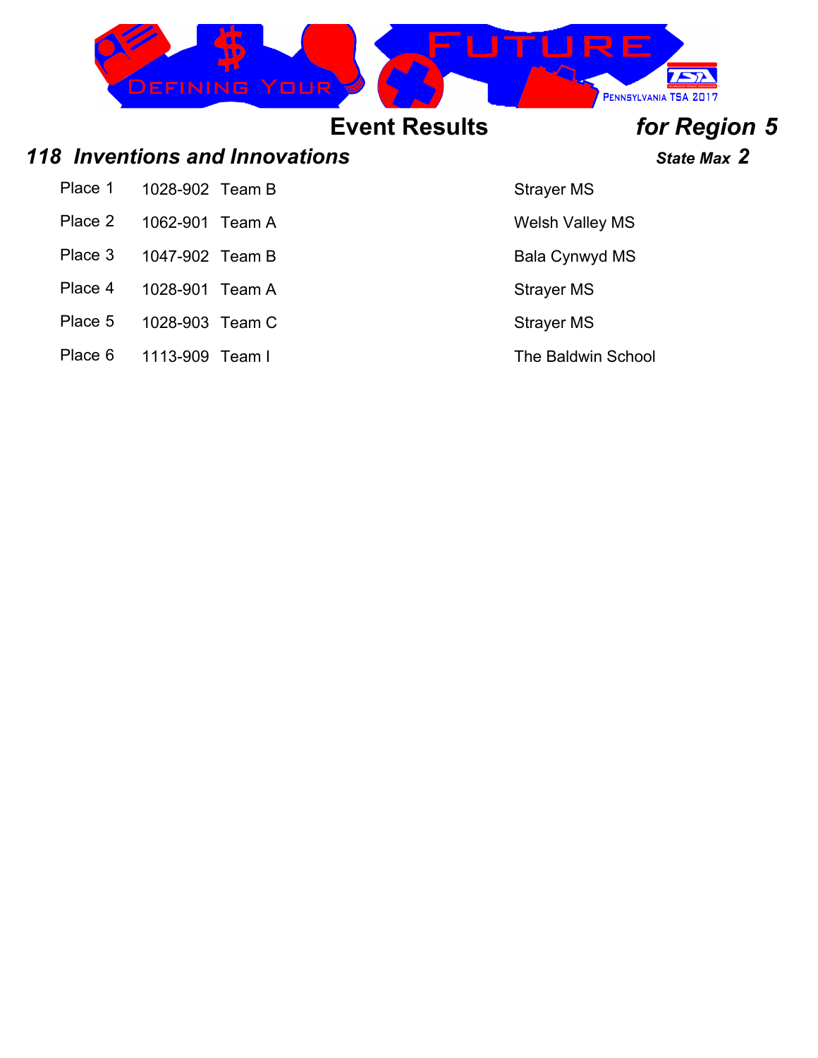## Event Results *for Region 5*

### *118 Inventions and Innovations*

***State Max 2***

| Place | ID | Team | School |
|---|---|---|---|
| Place 1 | 1028-902 | Team B | Strayer MS |
| Place 2 | 1062-901 | Team A | Welsh Valley MS |
| Place 3 | 1047-902 | Team B | Bala Cynwyd MS |
| Place 4 | 1028-901 | Team A | Strayer MS |
| Place 5 | 1028-903 | Team C | Strayer MS |
| Place 6 | 1113-909 | Team I | The Baldwin School |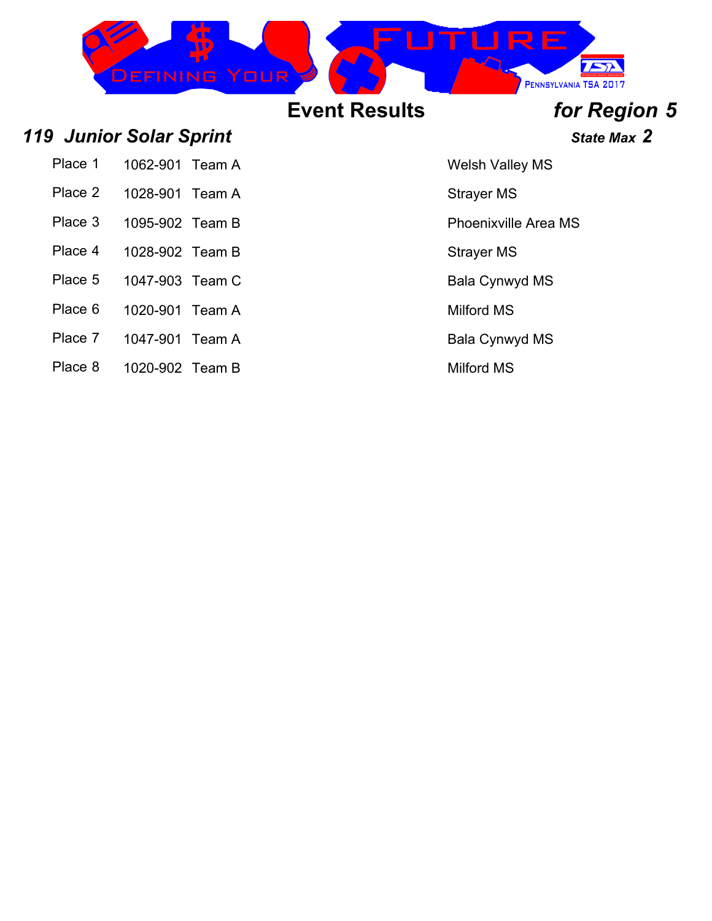## Event Results *for Region 5*

### *119 Junior Solar Sprint*

***State Max 2***

| Place | ID | Team | School |
|---|---|---|---|
| Place 1 | 1062-901 | Team A | Welsh Valley MS |
| Place 2 | 1028-901 | Team A | Strayer MS |
| Place 3 | 1095-902 | Team B | Phoenixville Area MS |
| Place 4 | 1028-902 | Team B | Strayer MS |
| Place 5 | 1047-903 | Team C | Bala Cynwyd MS |
| Place 6 | 1020-901 | Team A | Milford MS |
| Place 7 | 1047-901 | Team A | Bala Cynwyd MS |
| Place 8 | 1020-902 | Team B | Milford MS |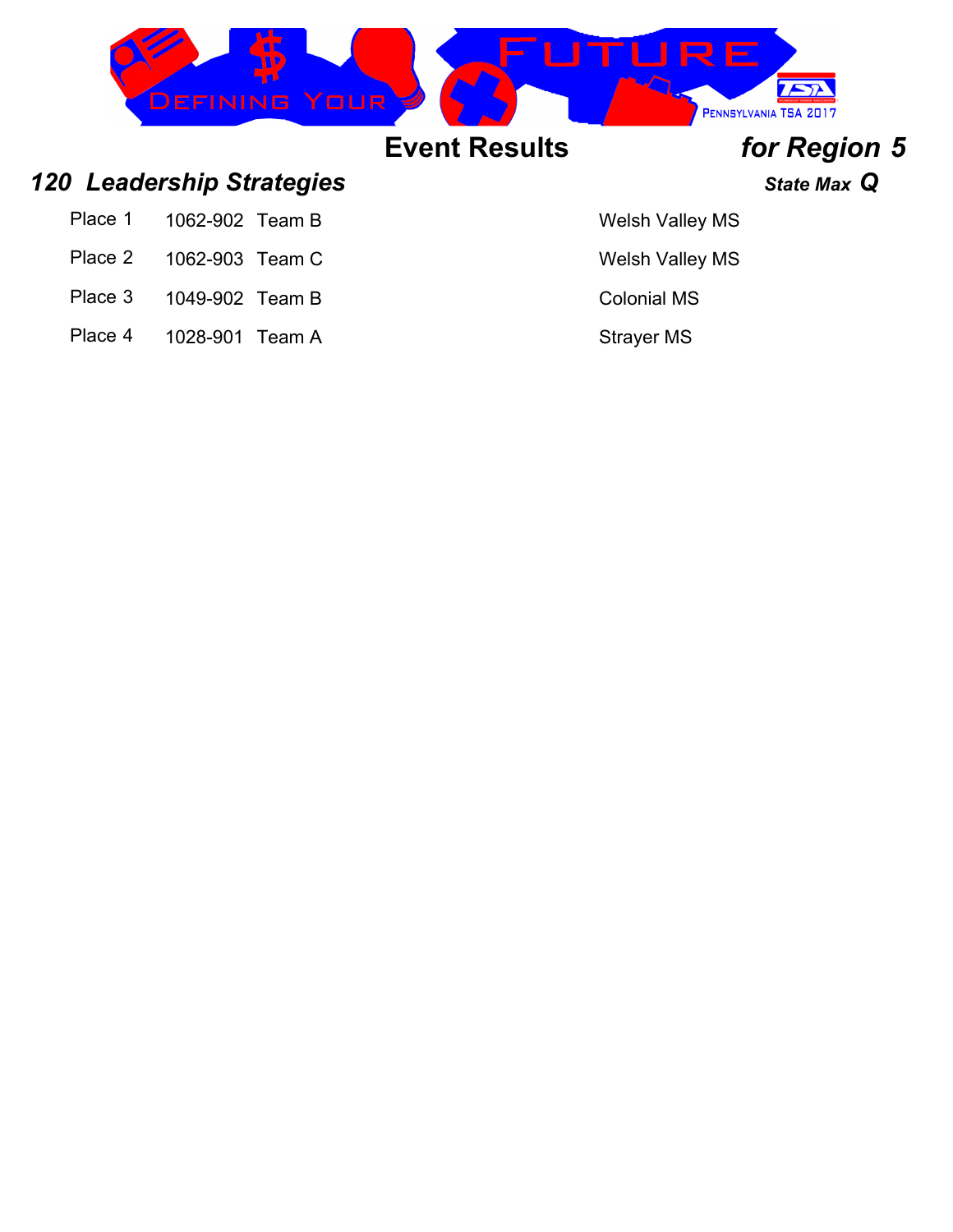# Event Results *for Region 5*

## *120 Leadership Strategies*

***State Max Q***

| Place | ID | Team | School |
|---|---|---|---|
| Place 1 | 1062-902 | Team B | Welsh Valley MS |
| Place 2 | 1062-903 | Team C | Welsh Valley MS |
| Place 3 | 1049-902 | Team B | Colonial MS |
| Place 4 | 1028-901 | Team A | Strayer MS |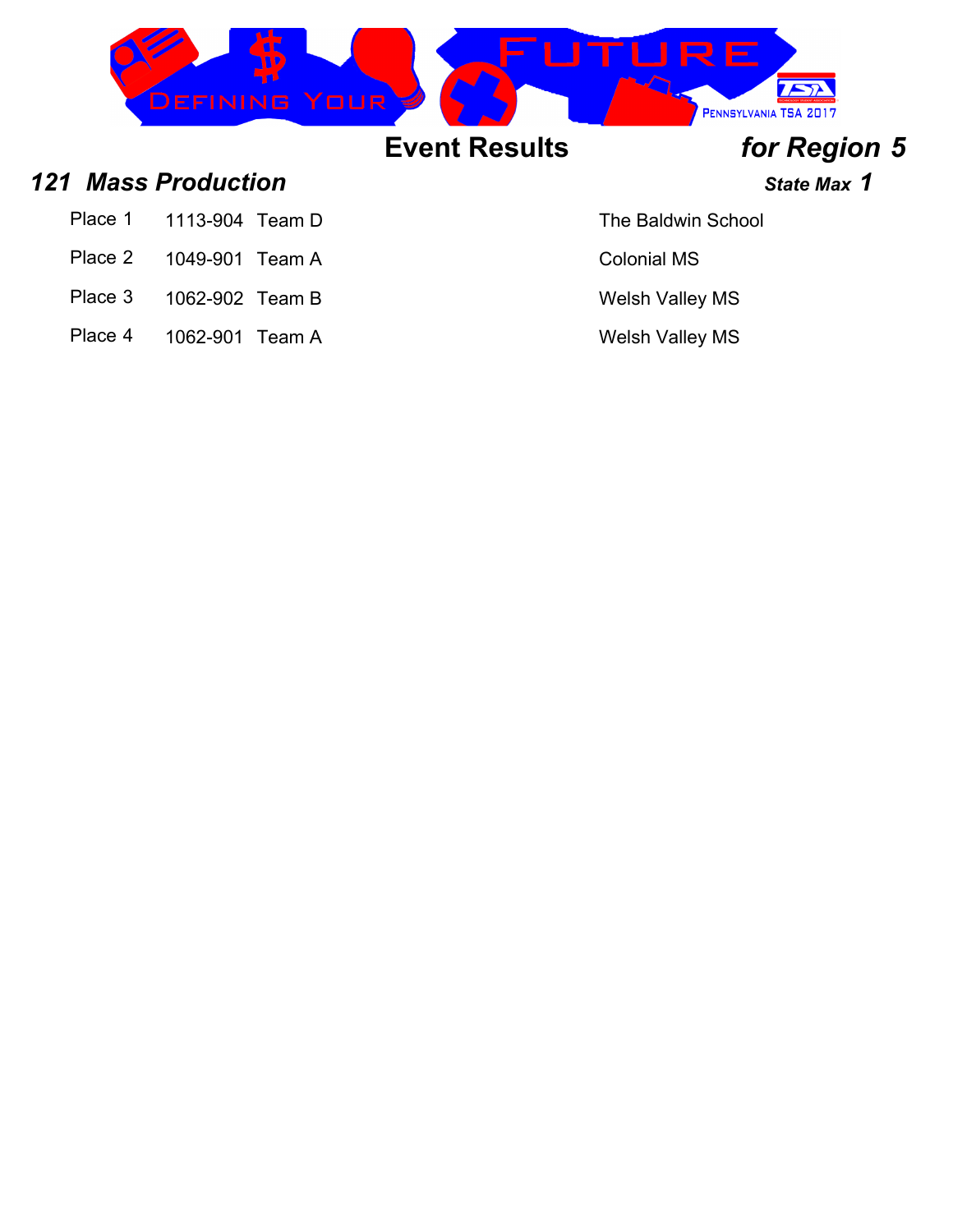# Event Results *for Region 5*

## *121 Mass Production*

***State Max 1***

| Place | ID | Team | School |
|---|---|---|---|
| Place 1 | 1113-904 | Team D | The Baldwin School |
| Place 2 | 1049-901 | Team A | Colonial MS |
| Place 3 | 1062-902 | Team B | Welsh Valley MS |
| Place 4 | 1062-901 | Team A | Welsh Valley MS |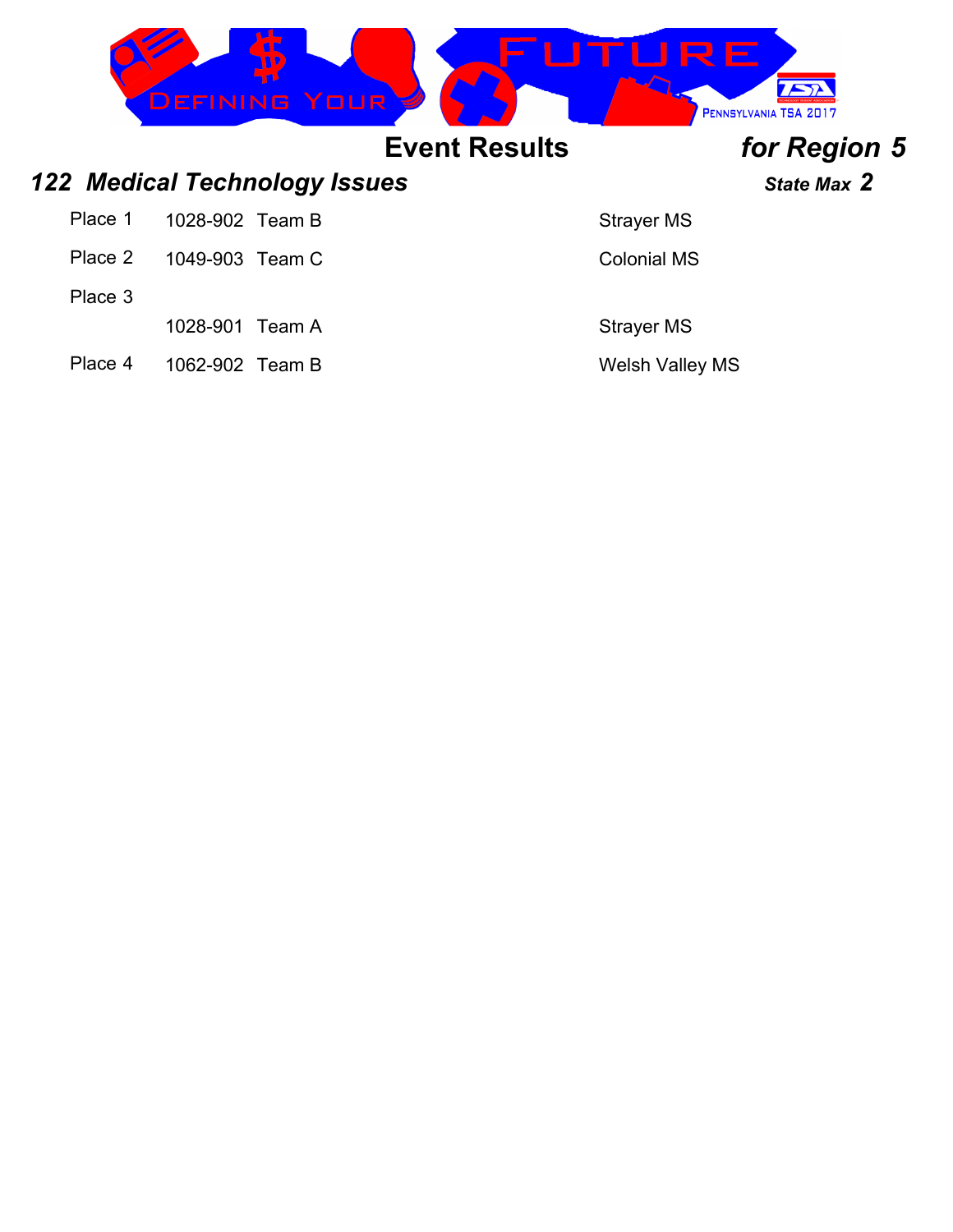## Event Results *for Region 5*

### *122 Medical Technology Issues* — *State Max 2*

| Place | ID | Team | School |
|---|---|---|---|
| Place 1 | 1028-902 | Team B | Strayer MS |
| Place 2 | 1049-903 | Team C | Colonial MS |
| Place 3 | | | |
| | 1028-901 | Team A | Strayer MS |
| Place 4 | 1062-902 | Team B | Welsh Valley MS |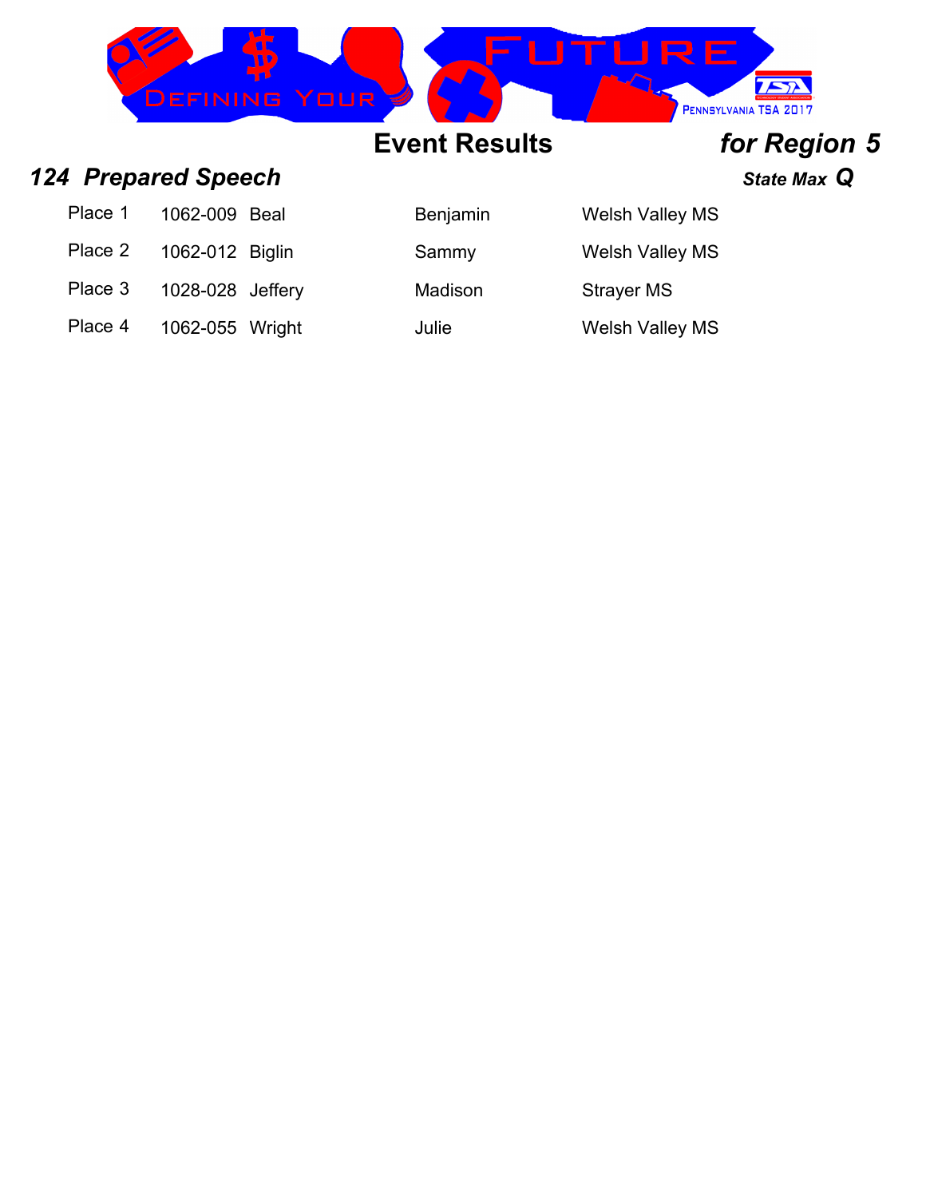## Event Results

### *for Region 5*

### *124 Prepared Speech*

***State Max Q***

| Place | ID | Last Name | First Name | School |
|---|---|---|---|---|
| Place 1 | 1062-009 | Beal | Benjamin | Welsh Valley MS |
| Place 2 | 1062-012 | Biglin | Sammy | Welsh Valley MS |
| Place 3 | 1028-028 | Jeffery | Madison | Strayer MS |
| Place 4 | 1062-055 | Wright | Julie | Welsh Valley MS |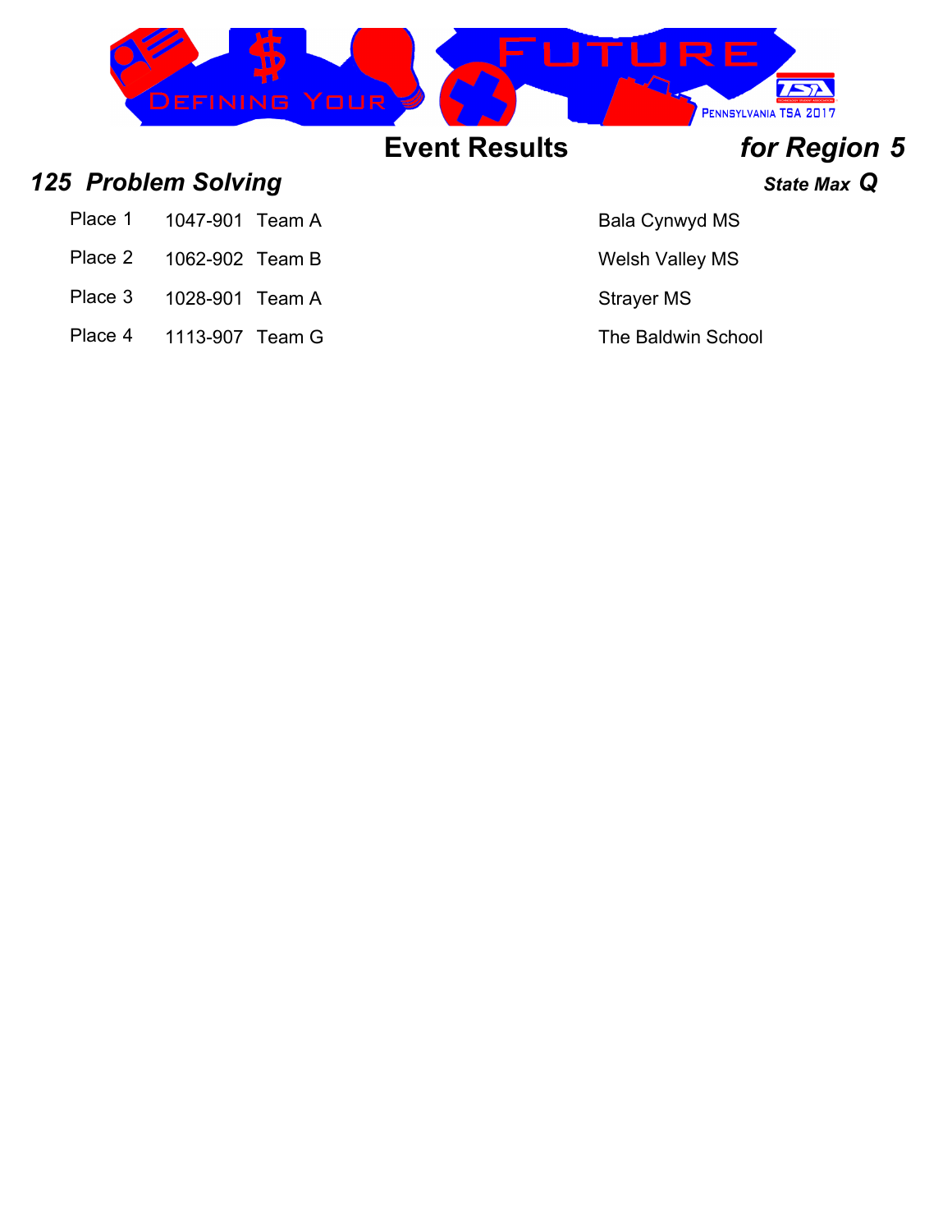## Event Results *for Region 5*

### *125 Problem Solving*

***State Max Q***

| Place | ID | Team | School |
|---|---|---|---|
| Place 1 | 1047-901 | Team A | Bala Cynwyd MS |
| Place 2 | 1062-902 | Team B | Welsh Valley MS |
| Place 3 | 1028-901 | Team A | Strayer MS |
| Place 4 | 1113-907 | Team G | The Baldwin School |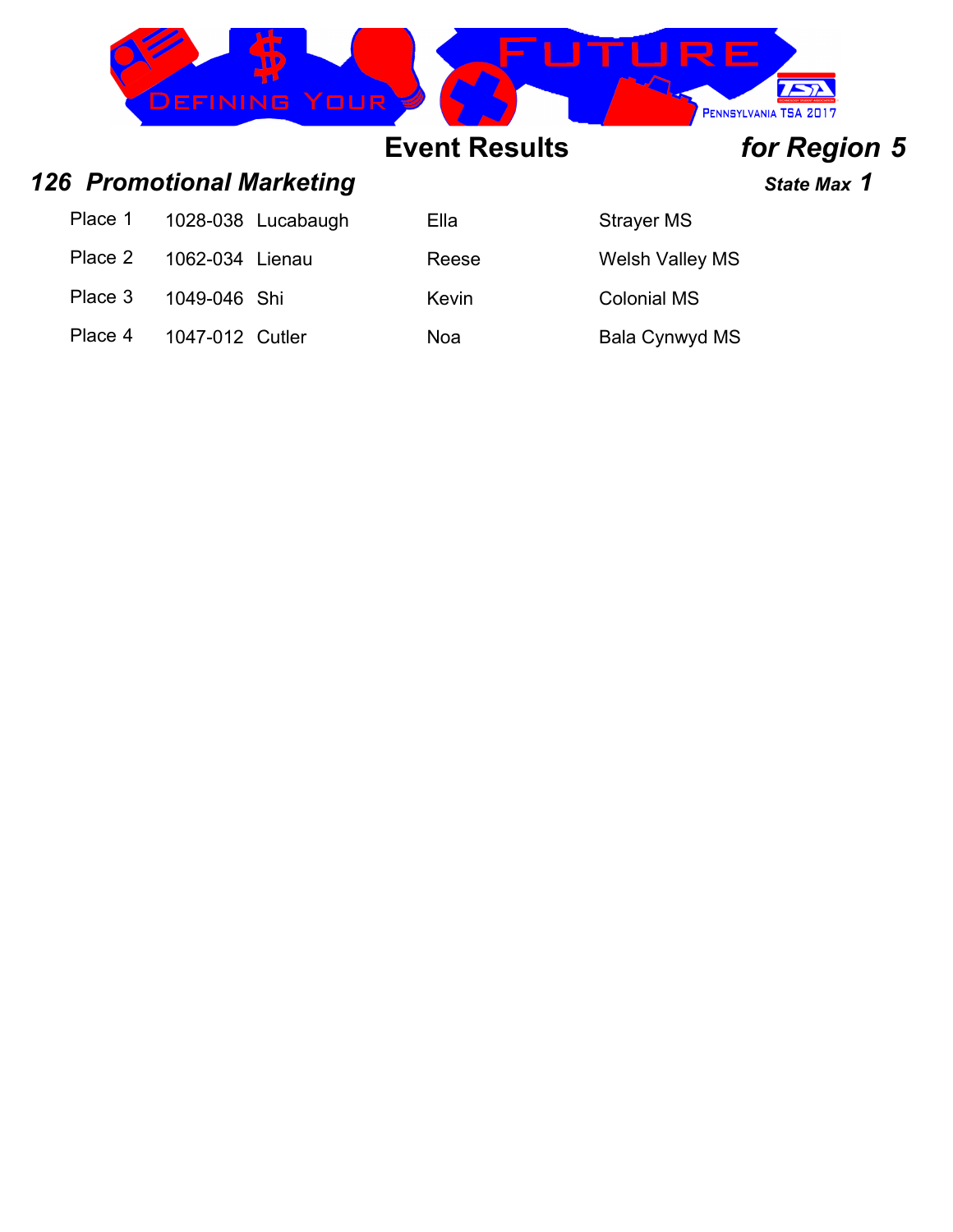**Event Results** ***for Region 5***

## *126 Promotional Marketing*

***State Max 1***

| Place | ID | Last Name | First Name | School |
|---|---|---|---|---|
| Place 1 | 1028-038 | Lucabaugh | Ella | Strayer MS |
| Place 2 | 1062-034 | Lienau | Reese | Welsh Valley MS |
| Place 3 | 1049-046 | Shi | Kevin | Colonial MS |
| Place 4 | 1047-012 | Cutler | Noa | Bala Cynwyd MS |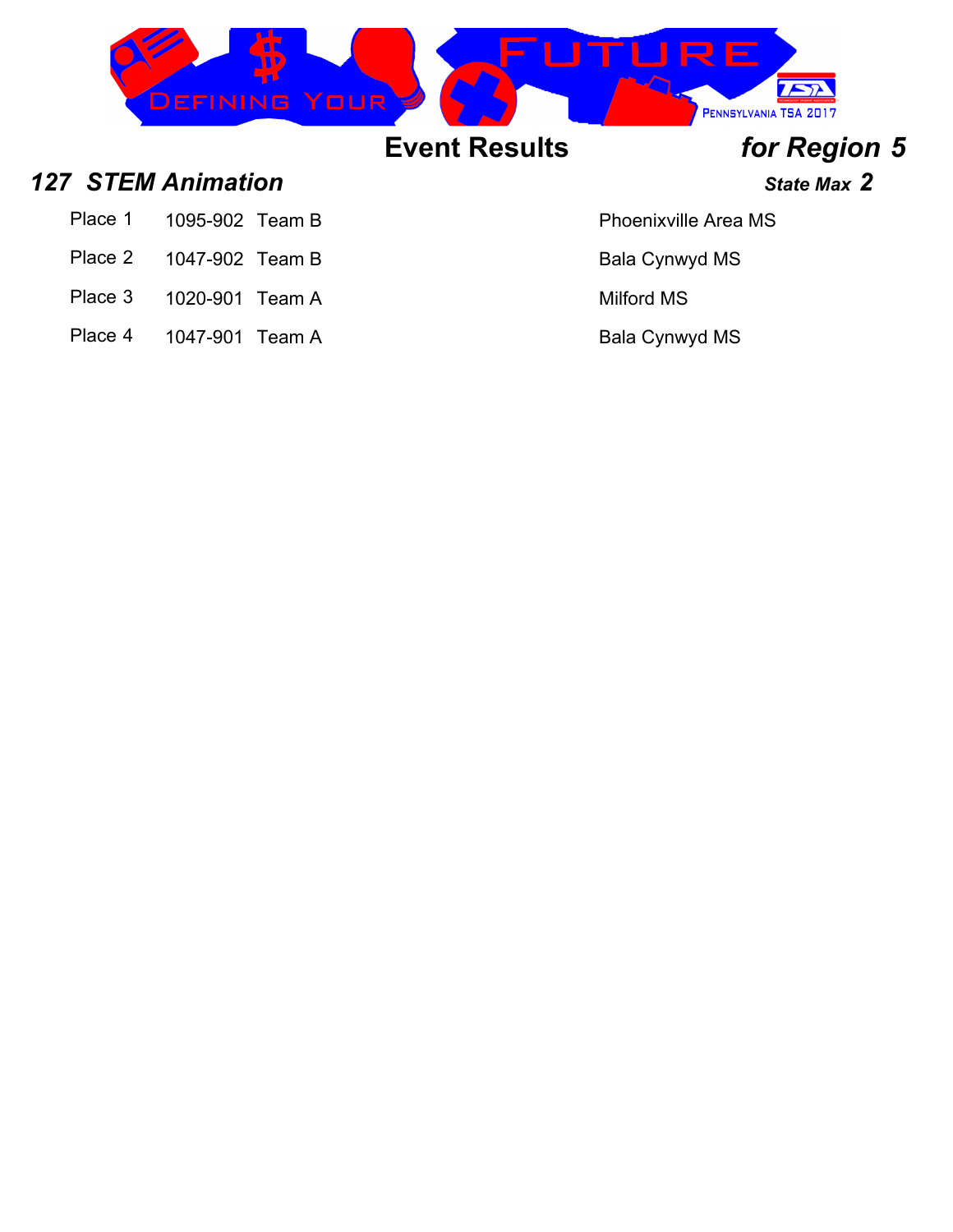# Event Results *for Region 5*

## *127 STEM Animation*

***State Max 2***

| Place | ID | Team | School |
|---|---|---|---|
| Place 1 | 1095-902 | Team B | Phoenixville Area MS |
| Place 2 | 1047-902 | Team B | Bala Cynwyd MS |
| Place 3 | 1020-901 | Team A | Milford MS |
| Place 4 | 1047-901 | Team A | Bala Cynwyd MS |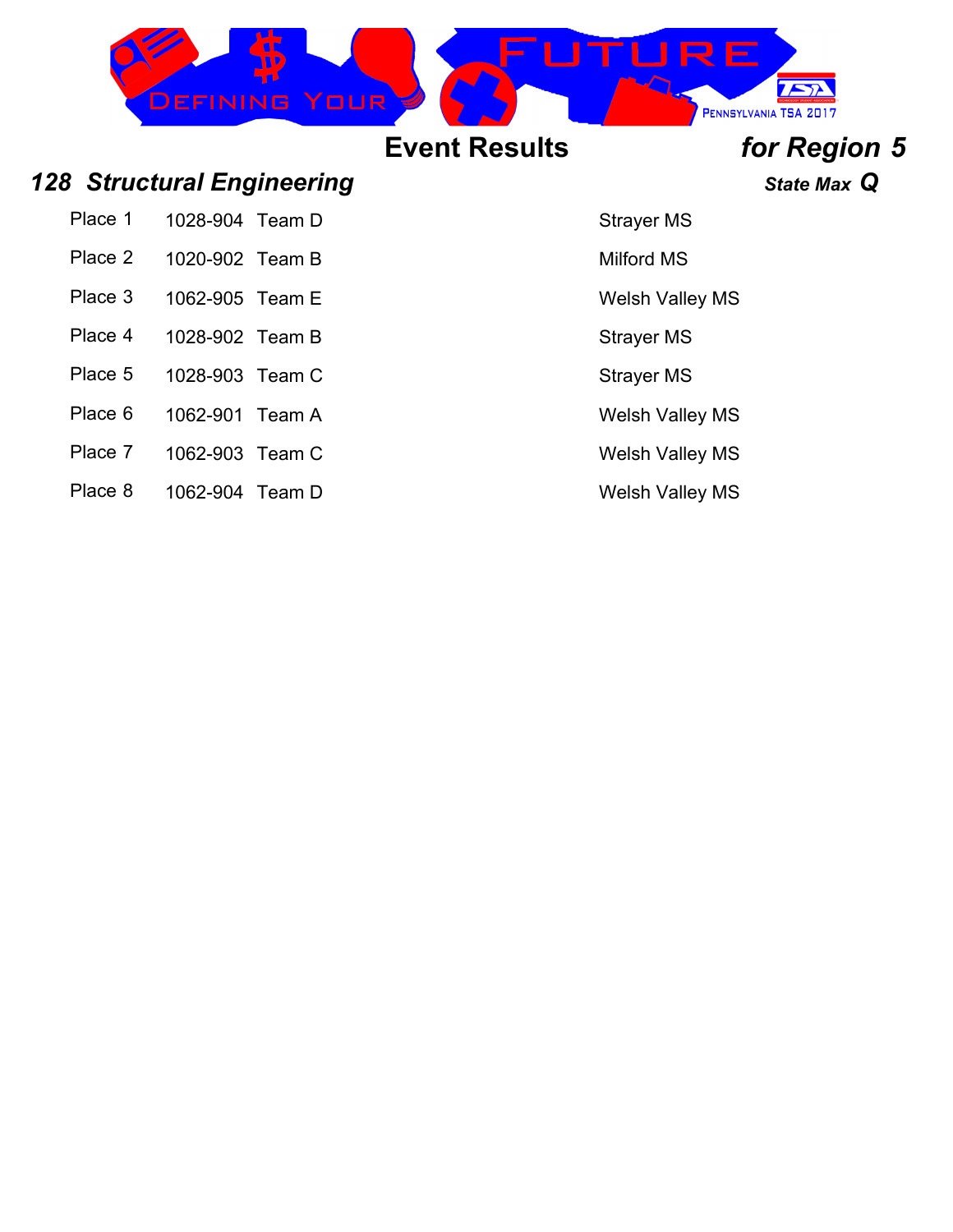## Event Results

***for Region 5***

### *128 Structural Engineering*

***State Max Q***

| Place | ID | Team | School |
|---|---|---|---|
| Place 1 | 1028-904 | Team D | Strayer MS |
| Place 2 | 1020-902 | Team B | Milford MS |
| Place 3 | 1062-905 | Team E | Welsh Valley MS |
| Place 4 | 1028-902 | Team B | Strayer MS |
| Place 5 | 1028-903 | Team C | Strayer MS |
| Place 6 | 1062-901 | Team A | Welsh Valley MS |
| Place 7 | 1062-903 | Team C | Welsh Valley MS |
| Place 8 | 1062-904 | Team D | Welsh Valley MS |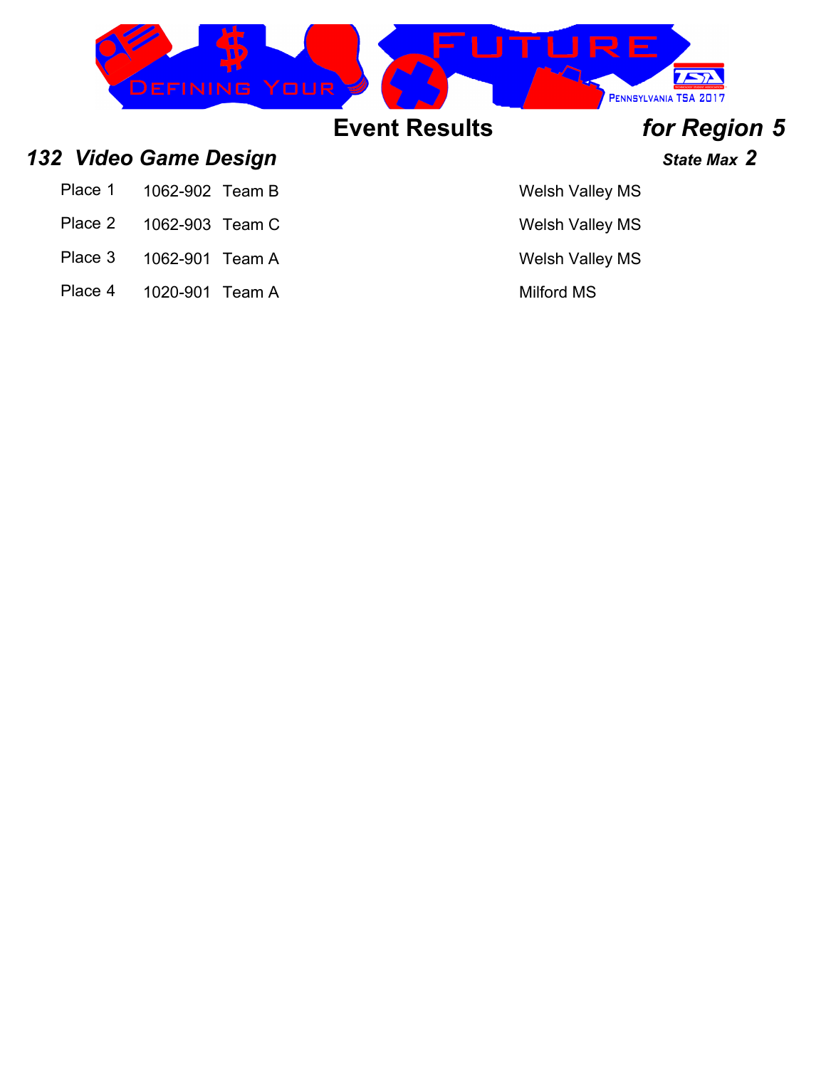## Event Results for Region 5

### 132 Video Game Design

*State Max* **2**

| Place | ID | Team | School |
|---|---|---|---|
| Place 1 | 1062-902 | Team B | Welsh Valley MS |
| Place 2 | 1062-903 | Team C | Welsh Valley MS |
| Place 3 | 1062-901 | Team A | Welsh Valley MS |
| Place 4 | 1020-901 | Team A | Milford MS |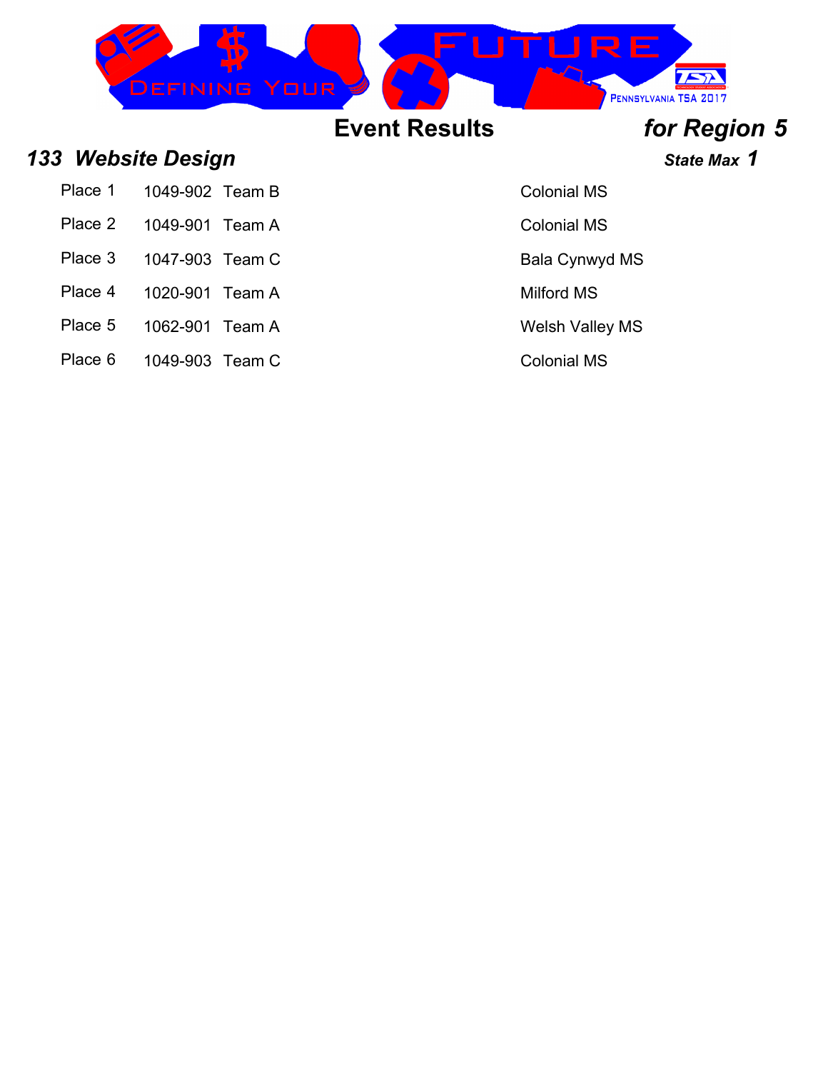## Event Results *for Region 5*

### *133 Website Design*

***State Max 1***

| Place | ID | Team | School |
|---|---|---|---|
| Place 1 | 1049-902 | Team B | Colonial MS |
| Place 2 | 1049-901 | Team A | Colonial MS |
| Place 3 | 1047-903 | Team C | Bala Cynwyd MS |
| Place 4 | 1020-901 | Team A | Milford MS |
| Place 5 | 1062-901 | Team A | Welsh Valley MS |
| Place 6 | 1049-903 | Team C | Colonial MS |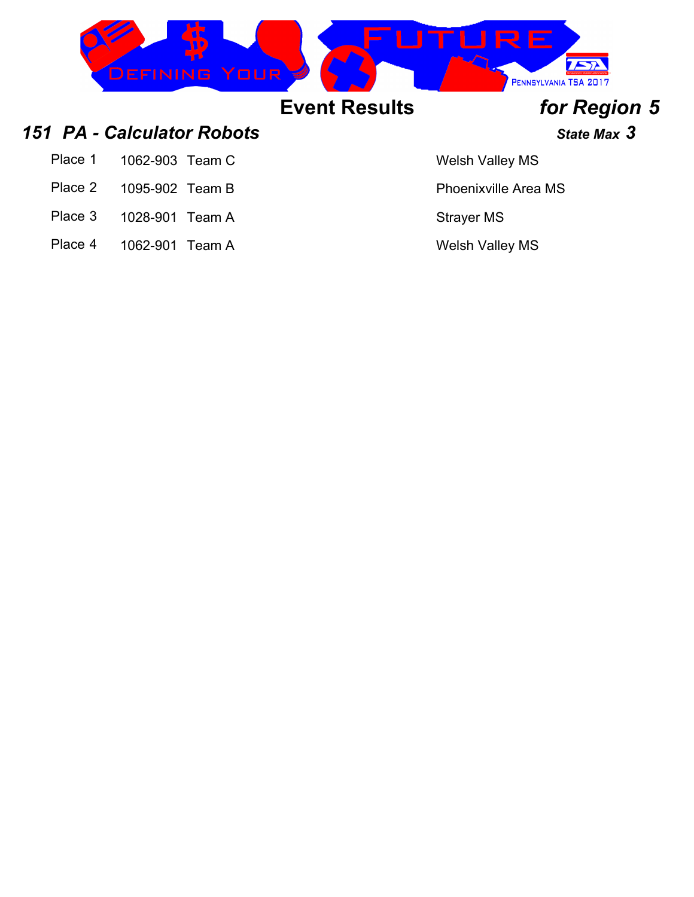## Event Results *for Region 5*

### *151 PA - Calculator Robots*

***State Max 3***

| Place | ID | Team | School |
|---|---|---|---|
| Place 1 | 1062-903 | Team C | Welsh Valley MS |
| Place 2 | 1095-902 | Team B | Phoenixville Area MS |
| Place 3 | 1028-901 | Team A | Strayer MS |
| Place 4 | 1062-901 | Team A | Welsh Valley MS |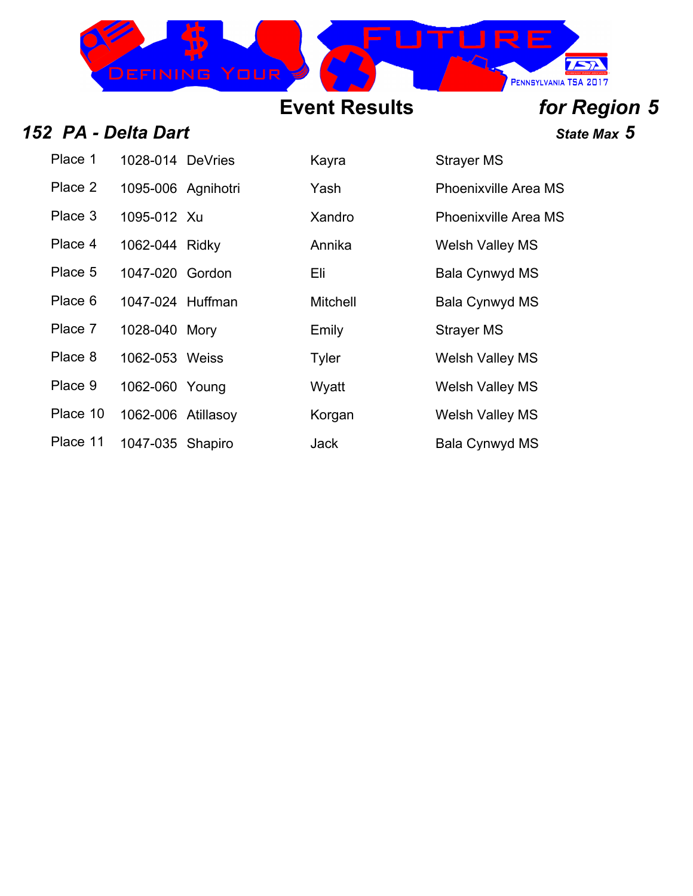## Event Results *for Region 5*

### *152 PA - Delta Dart*

***State Max 5***

| Place | ID | Last Name | First Name | School |
|---|---|---|---|---|
| Place 1 | 1028-014 | DeVries | Kayra | Strayer MS |
| Place 2 | 1095-006 | Agnihotri | Yash | Phoenixville Area MS |
| Place 3 | 1095-012 | Xu | Xandro | Phoenixville Area MS |
| Place 4 | 1062-044 | Ridky | Annika | Welsh Valley MS |
| Place 5 | 1047-020 | Gordon | Eli | Bala Cynwyd MS |
| Place 6 | 1047-024 | Huffman | Mitchell | Bala Cynwyd MS |
| Place 7 | 1028-040 | Mory | Emily | Strayer MS |
| Place 8 | 1062-053 | Weiss | Tyler | Welsh Valley MS |
| Place 9 | 1062-060 | Young | Wyatt | Welsh Valley MS |
| Place 10 | 1062-006 | Atillasoy | Korgan | Welsh Valley MS |
| Place 11 | 1047-035 | Shapiro | Jack | Bala Cynwyd MS |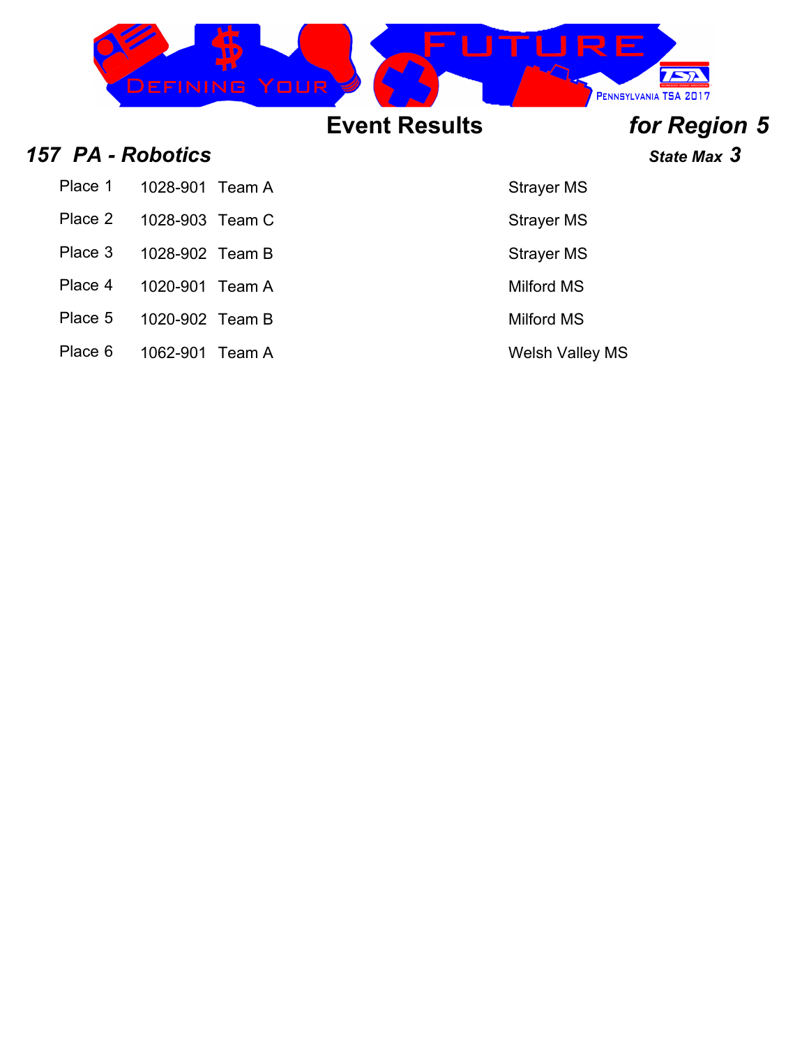# Event Results *for Region 5*

## *157 PA - Robotics*

***State Max 3***

| Place | ID | Team | School |
|---|---|---|---|
| Place 1 | 1028-901 | Team A | Strayer MS |
| Place 2 | 1028-903 | Team C | Strayer MS |
| Place 3 | 1028-902 | Team B | Strayer MS |
| Place 4 | 1020-901 | Team A | Milford MS |
| Place 5 | 1020-902 | Team B | Milford MS |
| Place 6 | 1062-901 | Team A | Welsh Valley MS |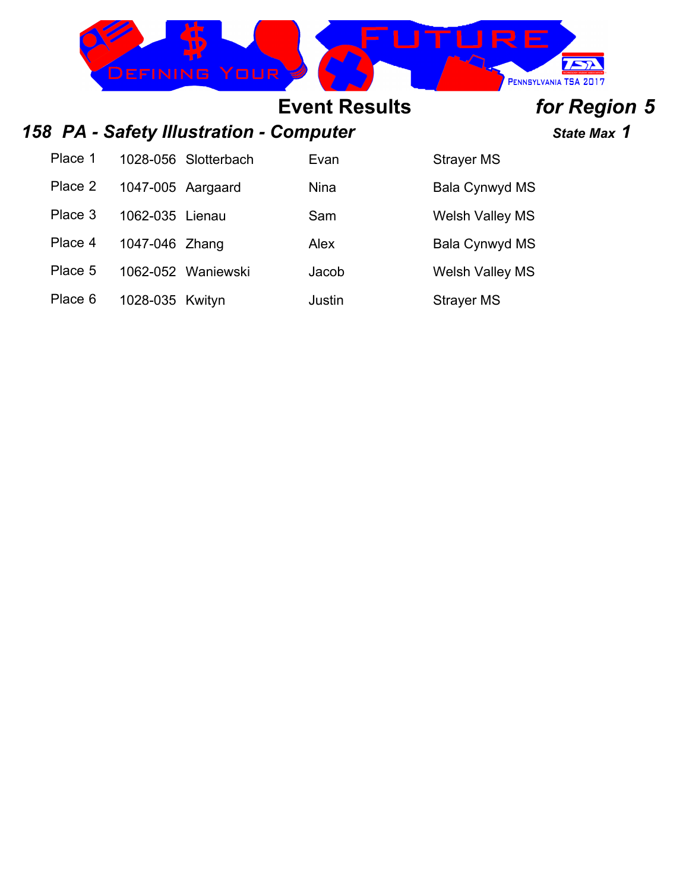# Event Results *for Region 5*

## *158 PA - Safety Illustration - Computer*

***State Max 1***

| Place | ID | Last Name | First Name | School |
|---|---|---|---|---|
| Place 1 | 1028-056 | Slotterbach | Evan | Strayer MS |
| Place 2 | 1047-005 | Aargaard | Nina | Bala Cynwyd MS |
| Place 3 | 1062-035 | Lienau | Sam | Welsh Valley MS |
| Place 4 | 1047-046 | Zhang | Alex | Bala Cynwyd MS |
| Place 5 | 1062-052 | Waniewski | Jacob | Welsh Valley MS |
| Place 6 | 1028-035 | Kwityn | Justin | Strayer MS |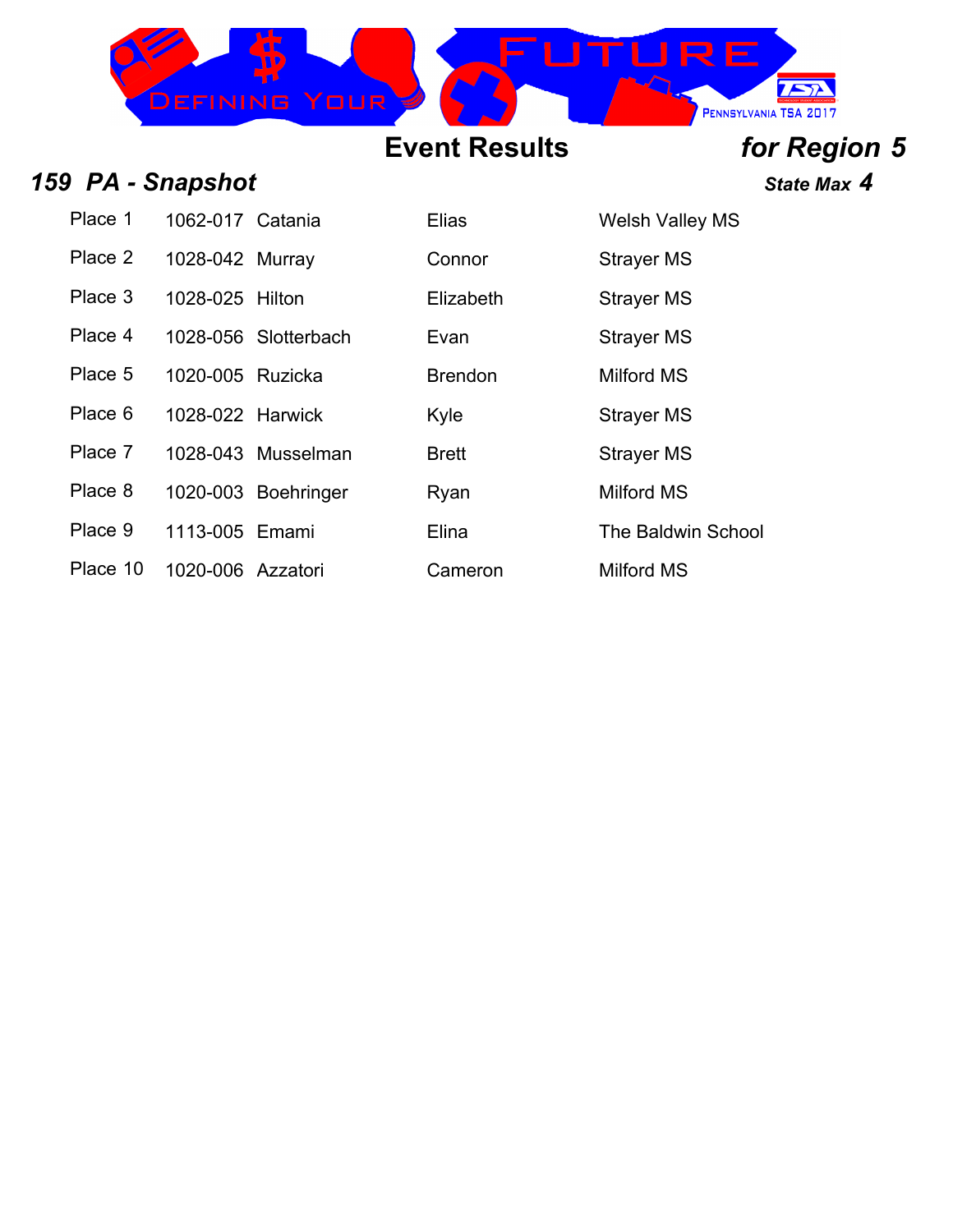# Event Results *for Region 5*

## *159 PA - Snapshot*

***State Max 4***

| Place | ID | Last Name | First Name | School |
|---|---|---|---|---|
| Place 1 | 1062-017 | Catania | Elias | Welsh Valley MS |
| Place 2 | 1028-042 | Murray | Connor | Strayer MS |
| Place 3 | 1028-025 | Hilton | Elizabeth | Strayer MS |
| Place 4 | 1028-056 | Slotterbach | Evan | Strayer MS |
| Place 5 | 1020-005 | Ruzicka | Brendon | Milford MS |
| Place 6 | 1028-022 | Harwick | Kyle | Strayer MS |
| Place 7 | 1028-043 | Musselman | Brett | Strayer MS |
| Place 8 | 1020-003 | Boehringer | Ryan | Milford MS |
| Place 9 | 1113-005 | Emami | Elina | The Baldwin School |
| Place 10 | 1020-006 | Azzatori | Cameron | Milford MS |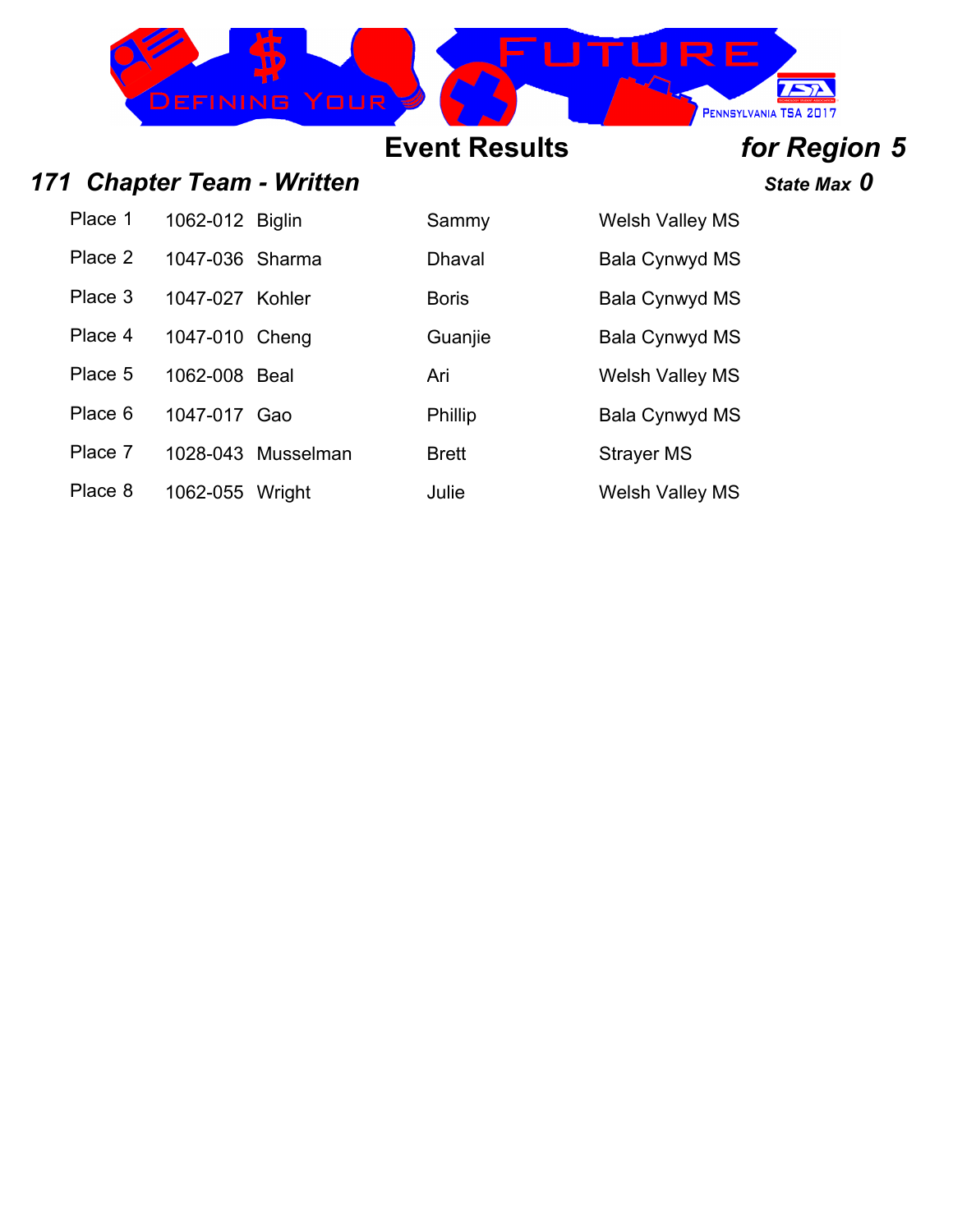## Event Results *for Region 5*

### *171 Chapter Team - Written*

***State Max 0***

| Place | ID | Last Name | First Name | School |
|---|---|---|---|---|
| Place 1 | 1062-012 | Biglin | Sammy | Welsh Valley MS |
| Place 2 | 1047-036 | Sharma | Dhaval | Bala Cynwyd MS |
| Place 3 | 1047-027 | Kohler | Boris | Bala Cynwyd MS |
| Place 4 | 1047-010 | Cheng | Guanjie | Bala Cynwyd MS |
| Place 5 | 1062-008 | Beal | Ari | Welsh Valley MS |
| Place 6 | 1047-017 | Gao | Phillip | Bala Cynwyd MS |
| Place 7 | 1028-043 | Musselman | Brett | Strayer MS |
| Place 8 | 1062-055 | Wright | Julie | Welsh Valley MS |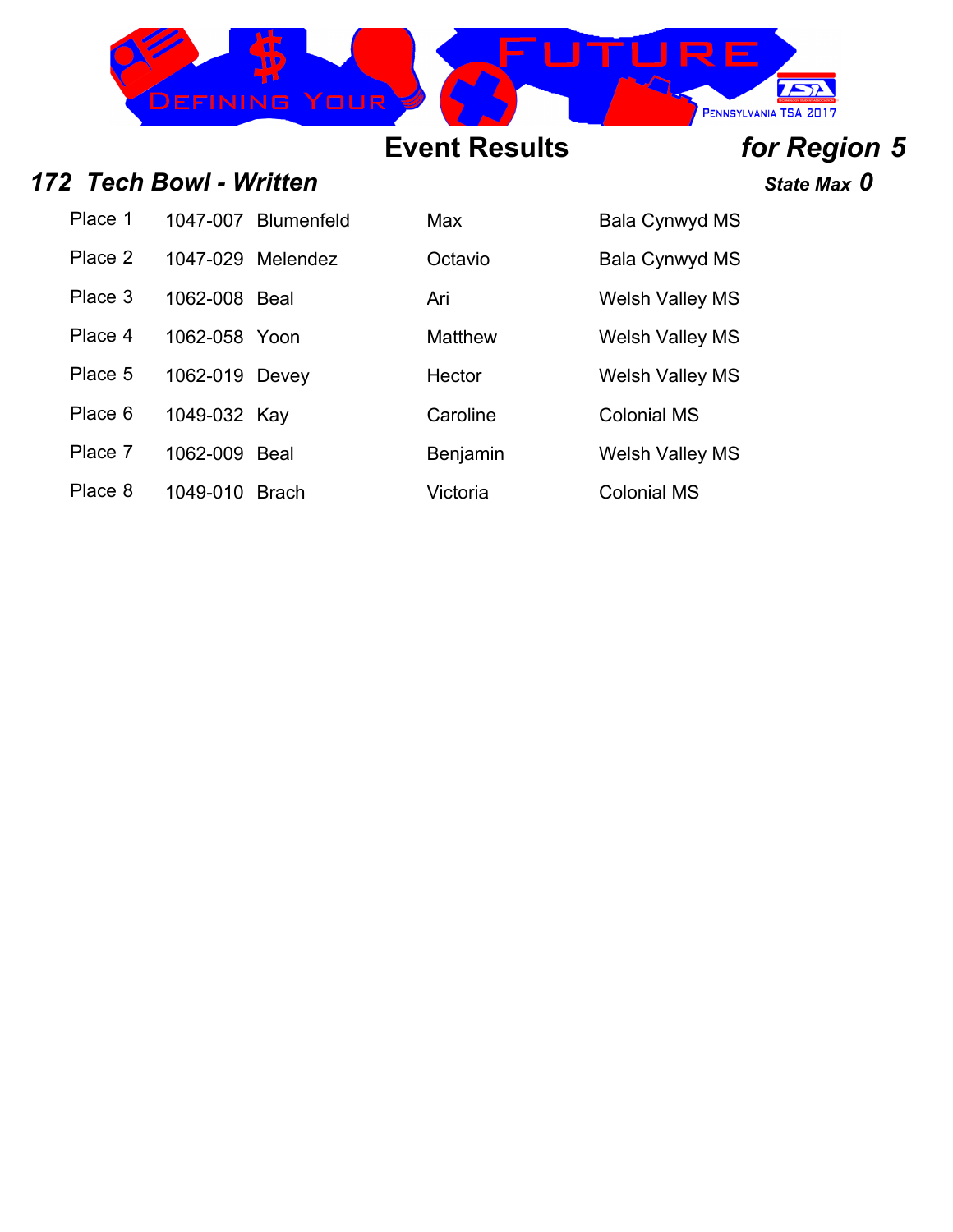# Event Results

***for Region 5***

## *172 Tech Bowl - Written*

***State Max 0***

| Place | ID | Last Name | First Name | School |
|---|---|---|---|---|
| Place 1 | 1047-007 | Blumenfeld | Max | Bala Cynwyd MS |
| Place 2 | 1047-029 | Melendez | Octavio | Bala Cynwyd MS |
| Place 3 | 1062-008 | Beal | Ari | Welsh Valley MS |
| Place 4 | 1062-058 | Yoon | Matthew | Welsh Valley MS |
| Place 5 | 1062-019 | Devey | Hector | Welsh Valley MS |
| Place 6 | 1049-032 | Kay | Caroline | Colonial MS |
| Place 7 | 1062-009 | Beal | Benjamin | Welsh Valley MS |
| Place 8 | 1049-010 | Brach | Victoria | Colonial MS |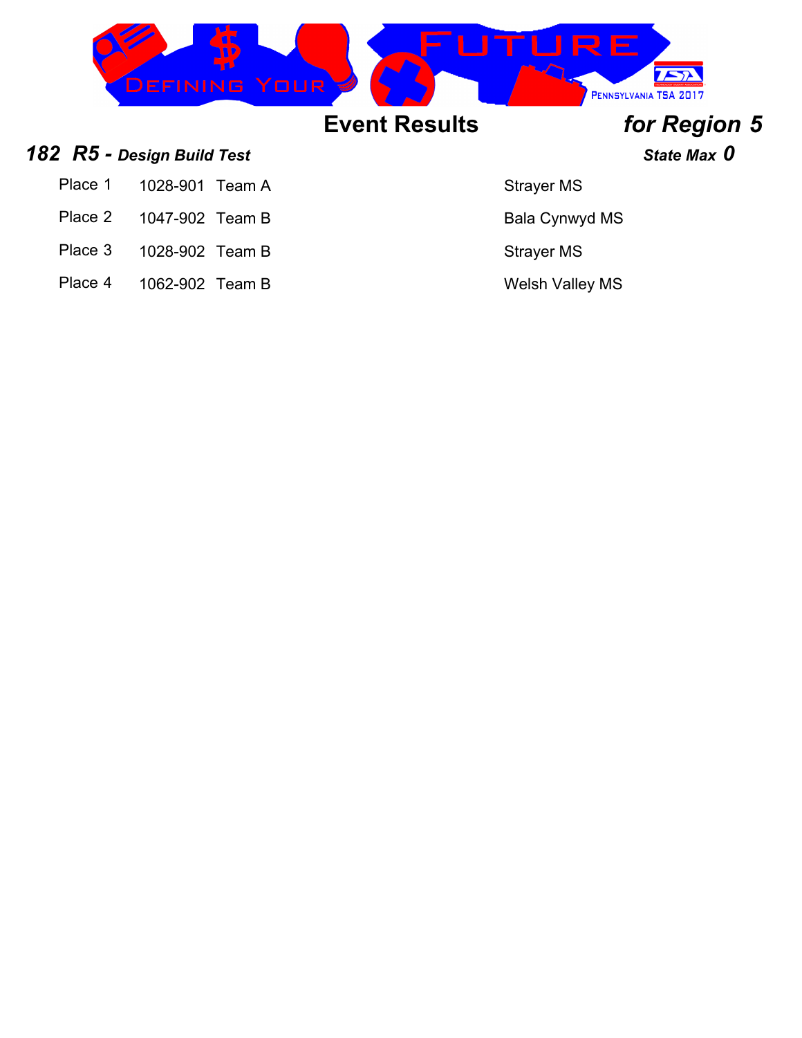## Event Results *for Region 5*

### *182 R5 - Design Build Test* *State Max 0*

| Place | ID | Team | School |
|---|---|---|---|
| Place 1 | 1028-901 | Team A | Strayer MS |
| Place 2 | 1047-902 | Team B | Bala Cynwyd MS |
| Place 3 | 1028-902 | Team B | Strayer MS |
| Place 4 | 1062-902 | Team B | Welsh Valley MS |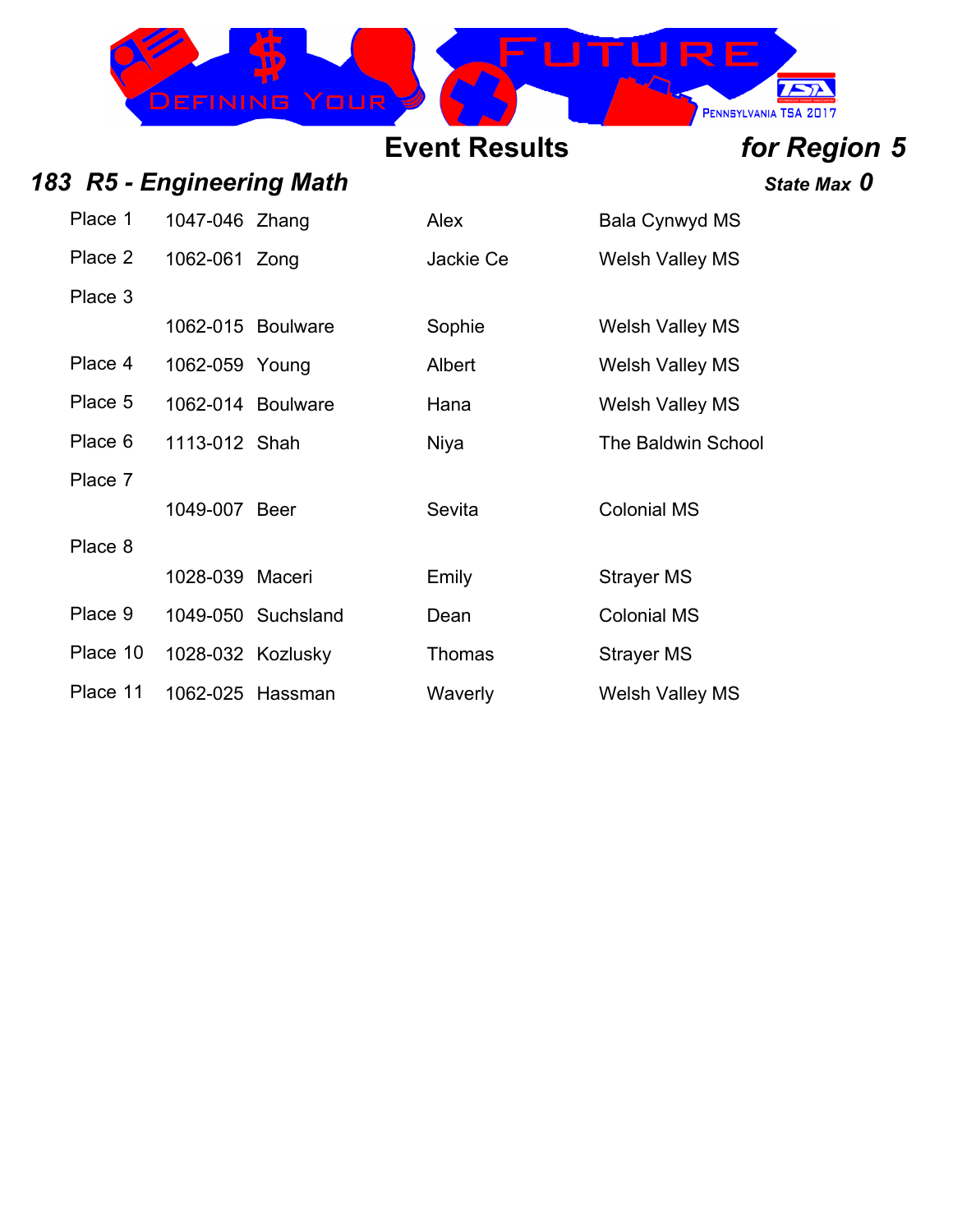**Event Results** ***for Region 5***

## *183 R5 - Engineering Math*

***State Max 0***

| Place | ID | Last Name | First Name | School |
|---|---|---|---|---|
| Place 1 | 1047-046 | Zhang | Alex | Bala Cynwyd MS |
| Place 2 | 1062-061 | Zong | Jackie Ce | Welsh Valley MS |
| Place 3 | 1062-015 | Boulware | Sophie | Welsh Valley MS |
| Place 4 | 1062-059 | Young | Albert | Welsh Valley MS |
| Place 5 | 1062-014 | Boulware | Hana | Welsh Valley MS |
| Place 6 | 1113-012 | Shah | Niya | The Baldwin School |
| Place 7 | 1049-007 | Beer | Sevita | Colonial MS |
| Place 8 | 1028-039 | Maceri | Emily | Strayer MS |
| Place 9 | 1049-050 | Suchsland | Dean | Colonial MS |
| Place 10 | 1028-032 | Kozlusky | Thomas | Strayer MS |
| Place 11 | 1062-025 | Hassman | Waverly | Welsh Valley MS |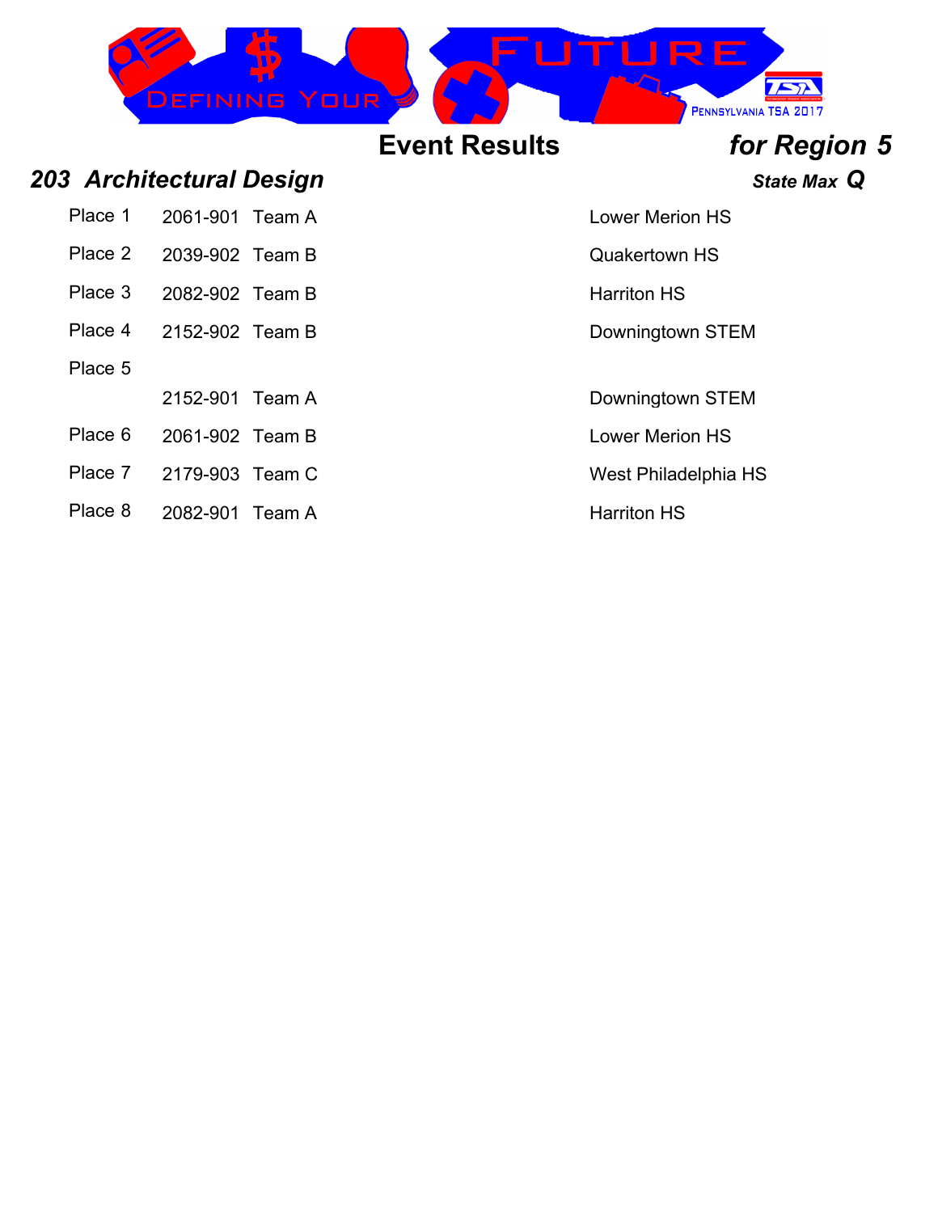## Event Results for Region 5

### 203 Architectural Design

*State Max* **Q**

| Place | Team ID | Team | School |
|---|---|---|---|
| Place 1 | 2061-901 | Team A | Lower Merion HS |
| Place 2 | 2039-902 | Team B | Quakertown HS |
| Place 3 | 2082-902 | Team B | Harriton HS |
| Place 4 | 2152-902 | Team B | Downingtown STEM |
| Place 5 | | | |
| | 2152-901 | Team A | Downingtown STEM |
| Place 6 | 2061-902 | Team B | Lower Merion HS |
| Place 7 | 2179-903 | Team C | West Philadelphia HS |
| Place 8 | 2082-901 | Team A | Harriton HS |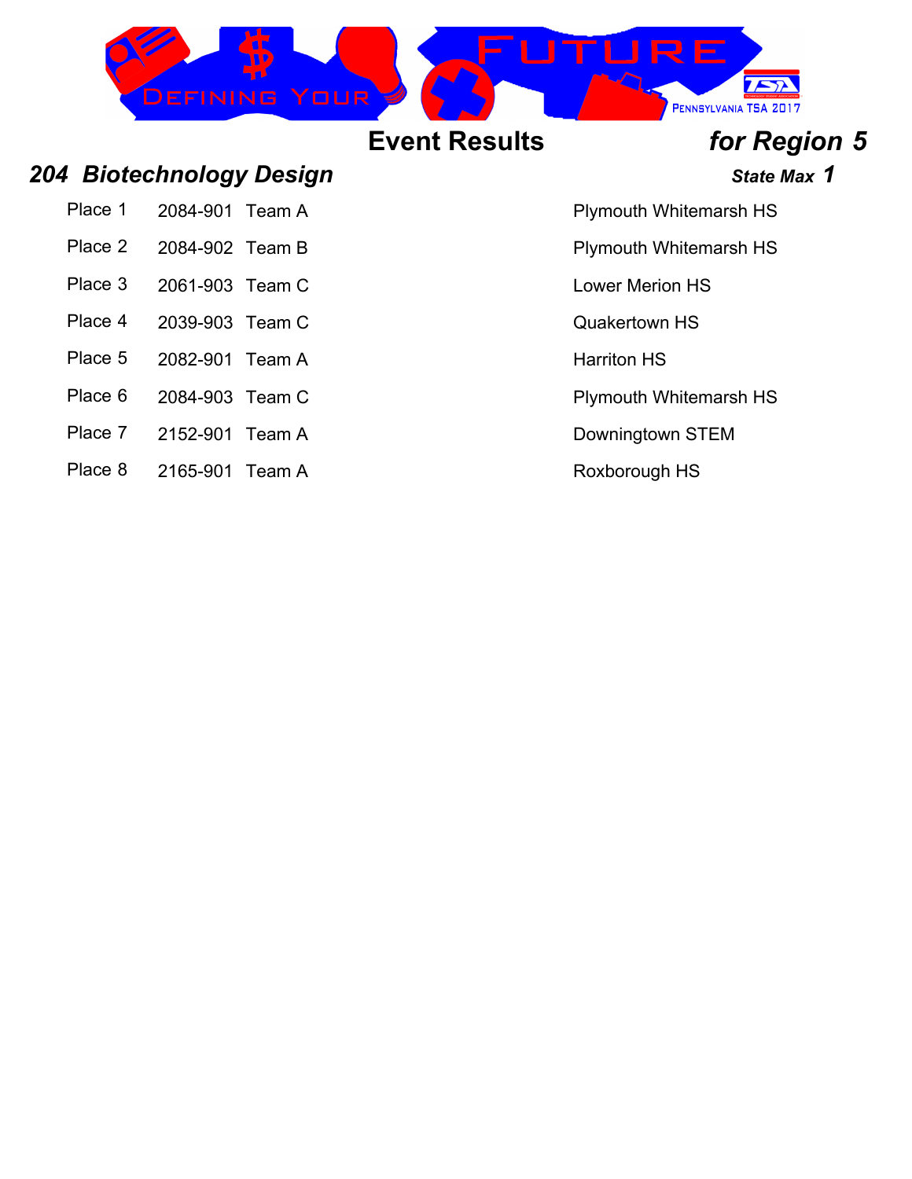# Event Results *for Region 5*

## *204 Biotechnology Design*

***State Max 1***

| Place | ID | Team | School |
|---|---|---|---|
| Place 1 | 2084-901 | Team A | Plymouth Whitemarsh HS |
| Place 2 | 2084-902 | Team B | Plymouth Whitemarsh HS |
| Place 3 | 2061-903 | Team C | Lower Merion HS |
| Place 4 | 2039-903 | Team C | Quakertown HS |
| Place 5 | 2082-901 | Team A | Harriton HS |
| Place 6 | 2084-903 | Team C | Plymouth Whitemarsh HS |
| Place 7 | 2152-901 | Team A | Downingtown STEM |
| Place 8 | 2165-901 | Team A | Roxborough HS |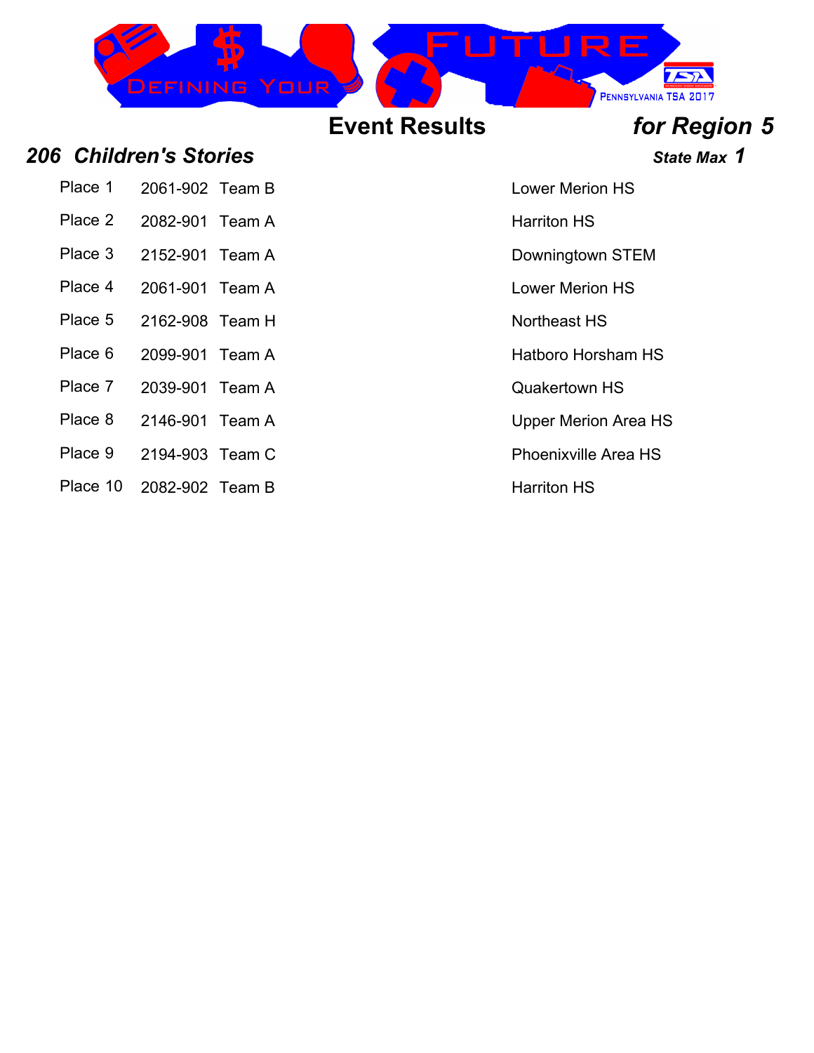# Event Results *for Region 5*

## *206 Children's Stories*

***State Max 1***

| Place | ID | Team | School |
|---|---|---|---|
| Place 1 | 2061-902 | Team B | Lower Merion HS |
| Place 2 | 2082-901 | Team A | Harriton HS |
| Place 3 | 2152-901 | Team A | Downingtown STEM |
| Place 4 | 2061-901 | Team A | Lower Merion HS |
| Place 5 | 2162-908 | Team H | Northeast HS |
| Place 6 | 2099-901 | Team A | Hatboro Horsham HS |
| Place 7 | 2039-901 | Team A | Quakertown HS |
| Place 8 | 2146-901 | Team A | Upper Merion Area HS |
| Place 9 | 2194-903 | Team C | Phoenixville Area HS |
| Place 10 | 2082-902 | Team B | Harriton HS |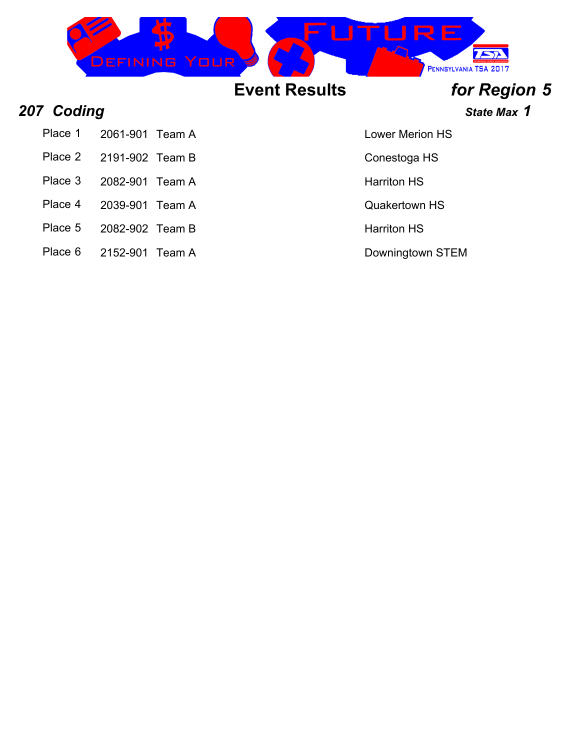# Event Results *for Region 5*

## *207 Coding*

***State Max 1***

| Place | ID | Team | School |
|---|---|---|---|
| Place 1 | 2061-901 | Team A | Lower Merion HS |
| Place 2 | 2191-902 | Team B | Conestoga HS |
| Place 3 | 2082-901 | Team A | Harriton HS |
| Place 4 | 2039-901 | Team A | Quakertown HS |
| Place 5 | 2082-902 | Team B | Harriton HS |
| Place 6 | 2152-901 | Team A | Downingtown STEM |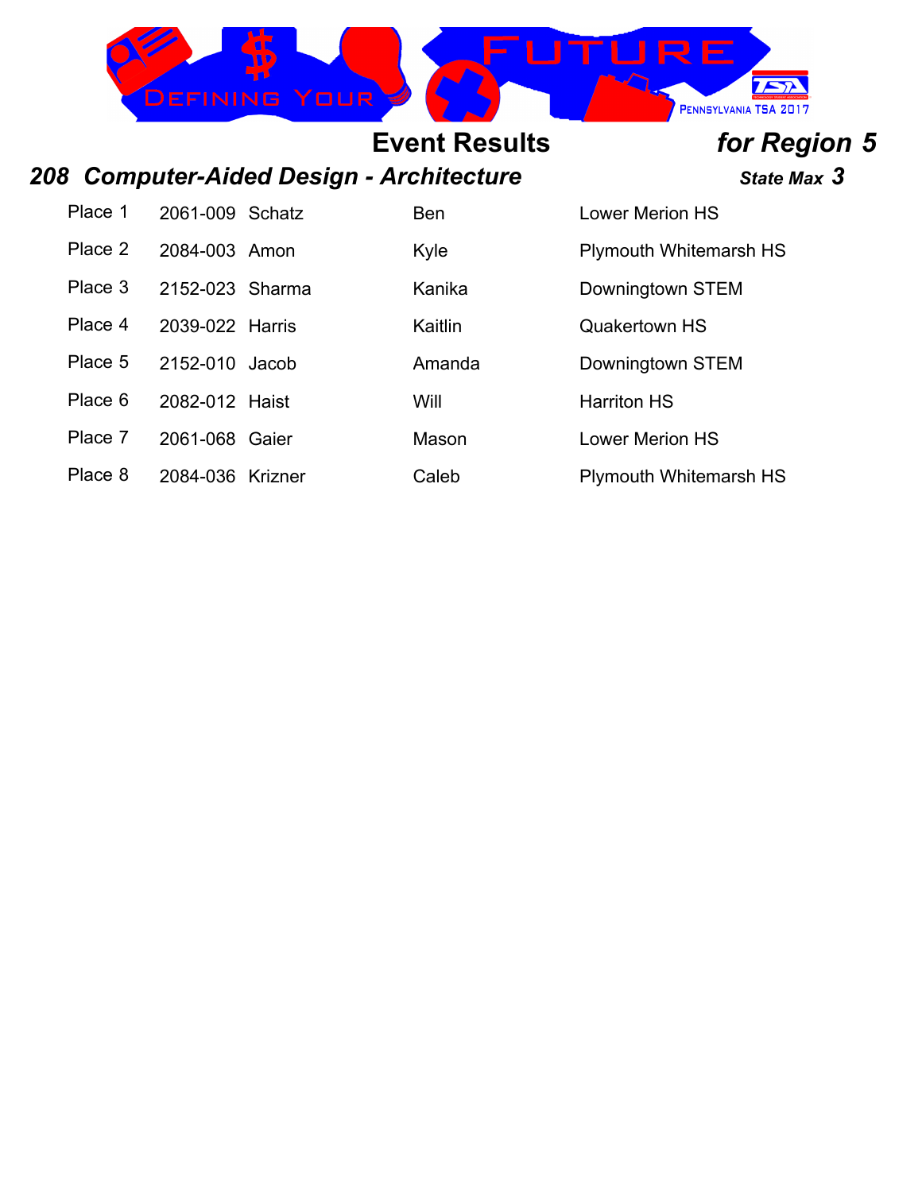# Event Results *for Region 5*

## *208 Computer-Aided Design - Architecture*

***State Max 3***

| Place | ID | Last Name | First Name | School |
|---|---|---|---|---|
| Place 1 | 2061-009 | Schatz | Ben | Lower Merion HS |
| Place 2 | 2084-003 | Amon | Kyle | Plymouth Whitemarsh HS |
| Place 3 | 2152-023 | Sharma | Kanika | Downingtown STEM |
| Place 4 | 2039-022 | Harris | Kaitlin | Quakertown HS |
| Place 5 | 2152-010 | Jacob | Amanda | Downingtown STEM |
| Place 6 | 2082-012 | Haist | Will | Harriton HS |
| Place 7 | 2061-068 | Gaier | Mason | Lower Merion HS |
| Place 8 | 2084-036 | Krizner | Caleb | Plymouth Whitemarsh HS |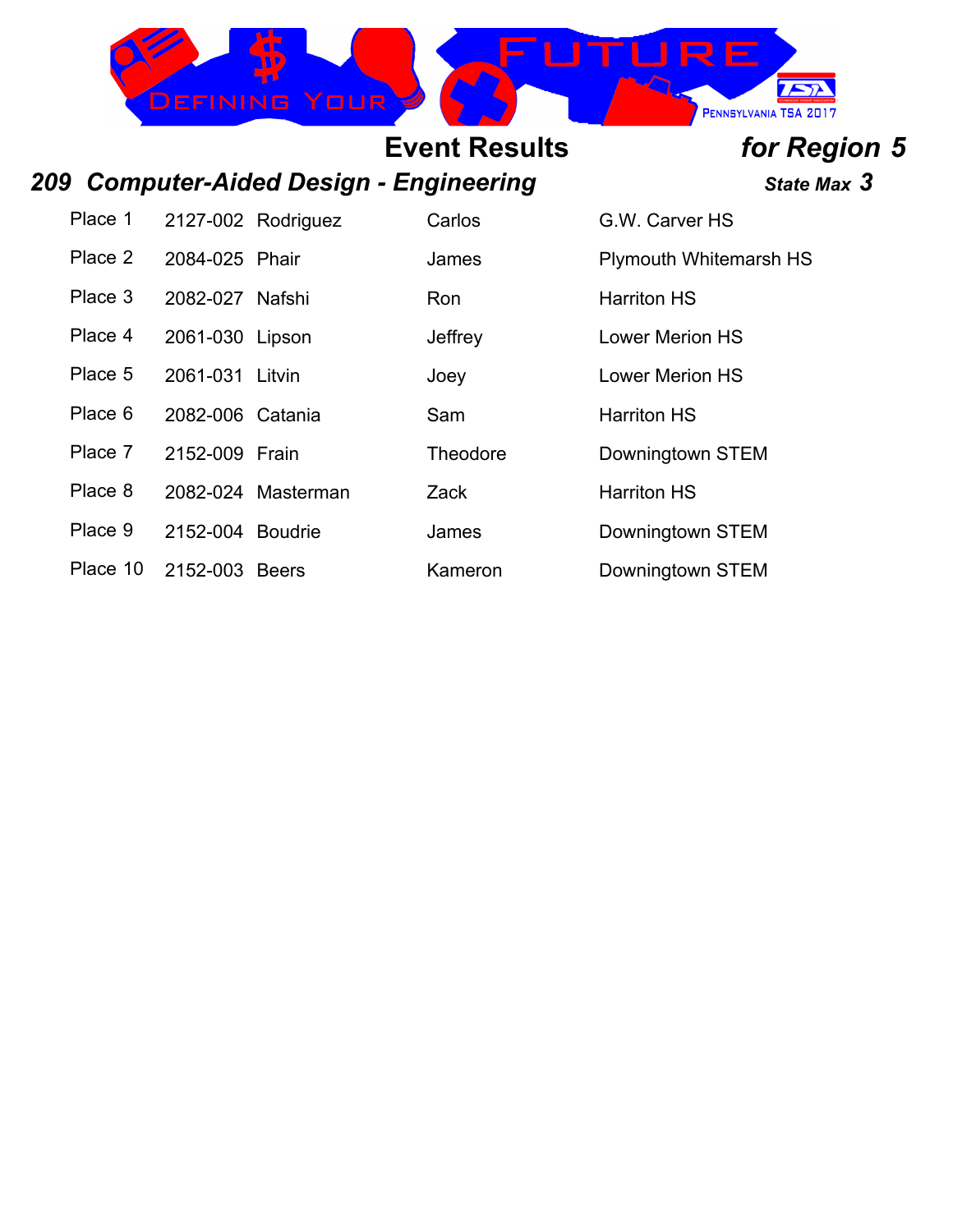## Event Results *for Region 5*

### *209 Computer-Aided Design - Engineering* — *State Max 3*

| Place | ID | Last Name | First Name | School |
|---|---|---|---|---|
| Place 1 | 2127-002 | Rodriguez | Carlos | G.W. Carver HS |
| Place 2 | 2084-025 | Phair | James | Plymouth Whitemarsh HS |
| Place 3 | 2082-027 | Nafshi | Ron | Harriton HS |
| Place 4 | 2061-030 | Lipson | Jeffrey | Lower Merion HS |
| Place 5 | 2061-031 | Litvin | Joey | Lower Merion HS |
| Place 6 | 2082-006 | Catania | Sam | Harriton HS |
| Place 7 | 2152-009 | Frain | Theodore | Downingtown STEM |
| Place 8 | 2082-024 | Masterman | Zack | Harriton HS |
| Place 9 | 2152-004 | Boudrie | James | Downingtown STEM |
| Place 10 | 2152-003 | Beers | Kameron | Downingtown STEM |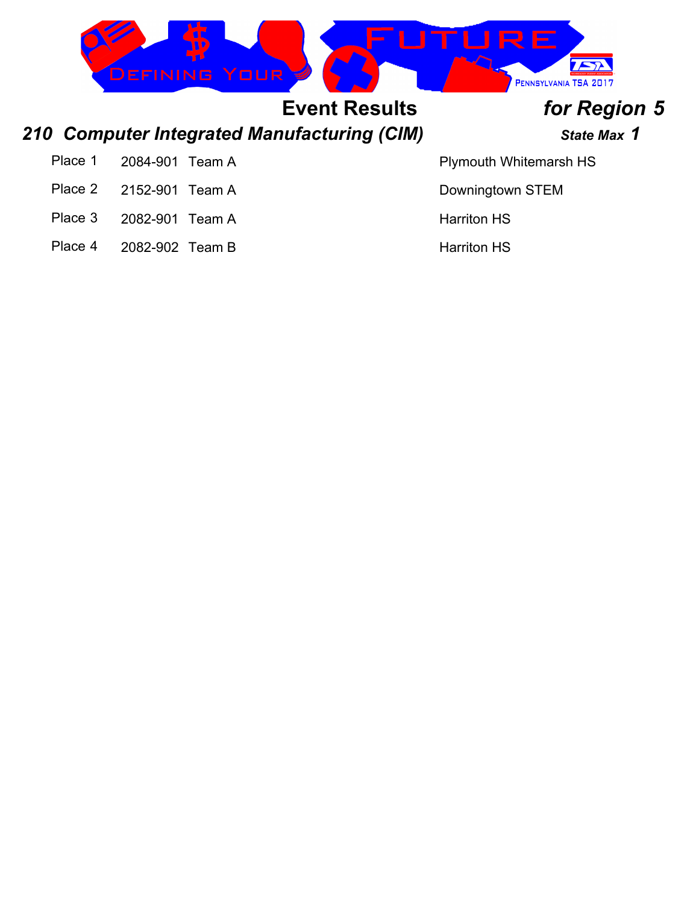# Event Results *for Region 5*

## *210 Computer Integrated Manufacturing (CIM)*

***State Max 1***

| Place | ID | Team | School |
|---|---|---|---|
| Place 1 | 2084-901 | Team A | Plymouth Whitemarsh HS |
| Place 2 | 2152-901 | Team A | Downingtown STEM |
| Place 3 | 2082-901 | Team A | Harriton HS |
| Place 4 | 2082-902 | Team B | Harriton HS |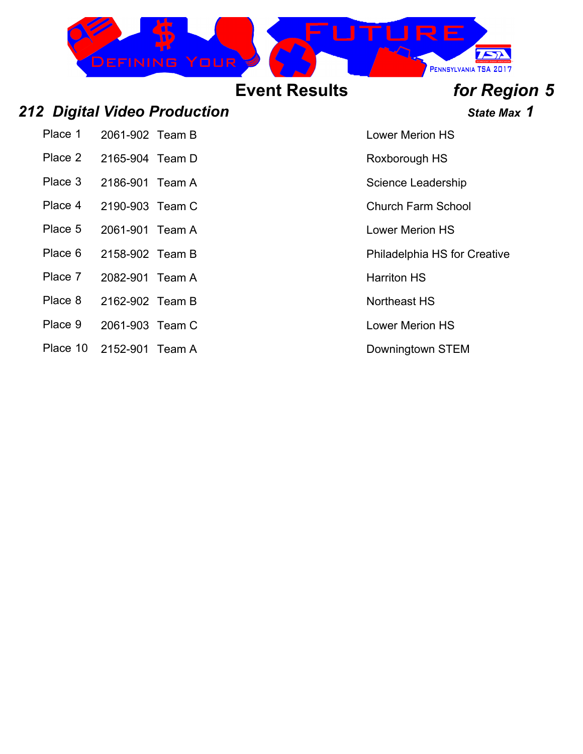## Event Results for Region 5

### *212 Digital Video Production*

***State Max 1***

| Place | ID | Team | School |
|---|---|---|---|
| Place 1 | 2061-902 | Team B | Lower Merion HS |
| Place 2 | 2165-904 | Team D | Roxborough HS |
| Place 3 | 2186-901 | Team A | Science Leadership |
| Place 4 | 2190-903 | Team C | Church Farm School |
| Place 5 | 2061-901 | Team A | Lower Merion HS |
| Place 6 | 2158-902 | Team B | Philadelphia HS for Creative |
| Place 7 | 2082-901 | Team A | Harriton HS |
| Place 8 | 2162-902 | Team B | Northeast HS |
| Place 9 | 2061-903 | Team C | Lower Merion HS |
| Place 10 | 2152-901 | Team A | Downingtown STEM |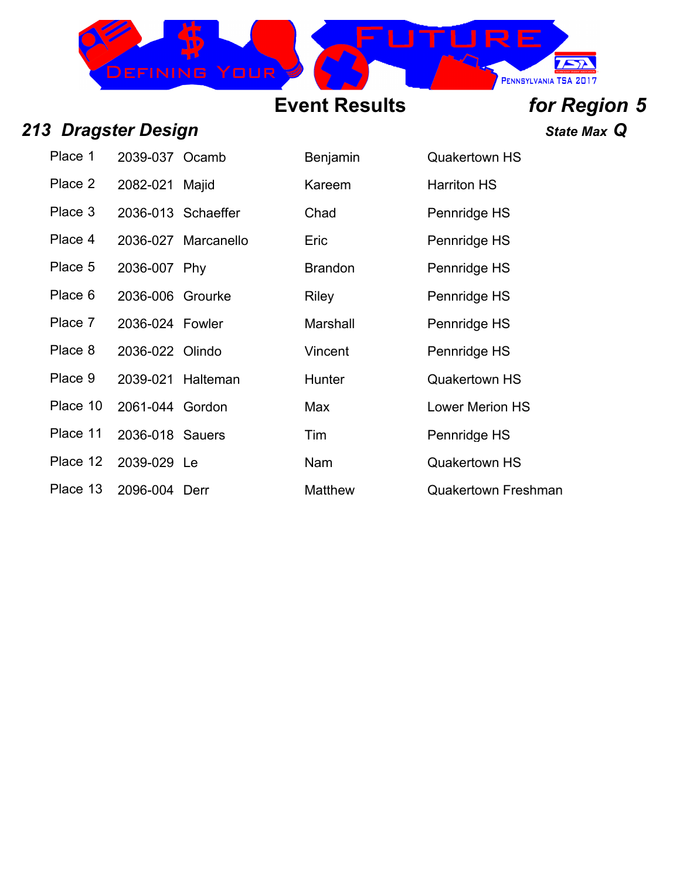# Event Results *for Region 5*

## *213 Dragster Design*

***State Max Q***

| Place | ID | Last Name | First Name | School |
|---|---|---|---|---|
| Place 1 | 2039-037 | Ocamb | Benjamin | Quakertown HS |
| Place 2 | 2082-021 | Majid | Kareem | Harriton HS |
| Place 3 | 2036-013 | Schaeffer | Chad | Pennridge HS |
| Place 4 | 2036-027 | Marcanello | Eric | Pennridge HS |
| Place 5 | 2036-007 | Phy | Brandon | Pennridge HS |
| Place 6 | 2036-006 | Grourke | Riley | Pennridge HS |
| Place 7 | 2036-024 | Fowler | Marshall | Pennridge HS |
| Place 8 | 2036-022 | Olindo | Vincent | Pennridge HS |
| Place 9 | 2039-021 | Halteman | Hunter | Quakertown HS |
| Place 10 | 2061-044 | Gordon | Max | Lower Merion HS |
| Place 11 | 2036-018 | Sauers | Tim | Pennridge HS |
| Place 12 | 2039-029 | Le | Nam | Quakertown HS |
| Place 13 | 2096-004 | Derr | Matthew | Quakertown Freshman |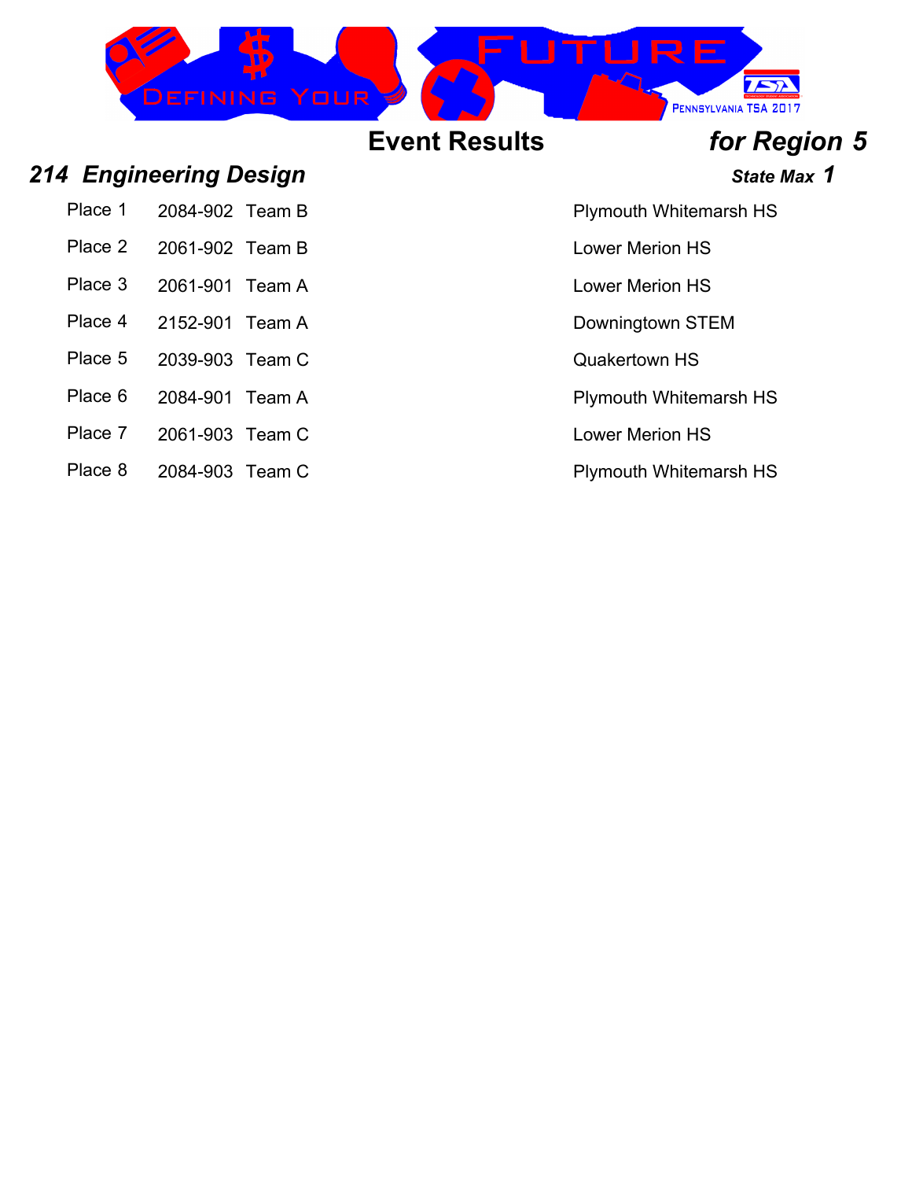## Event Results *for Region 5*

### *214 Engineering Design*

***State Max 1***

| Place | ID | Team | School |
|---|---|---|---|
| Place 1 | 2084-902 | Team B | Plymouth Whitemarsh HS |
| Place 2 | 2061-902 | Team B | Lower Merion HS |
| Place 3 | 2061-901 | Team A | Lower Merion HS |
| Place 4 | 2152-901 | Team A | Downingtown STEM |
| Place 5 | 2039-903 | Team C | Quakertown HS |
| Place 6 | 2084-901 | Team A | Plymouth Whitemarsh HS |
| Place 7 | 2061-903 | Team C | Lower Merion HS |
| Place 8 | 2084-903 | Team C | Plymouth Whitemarsh HS |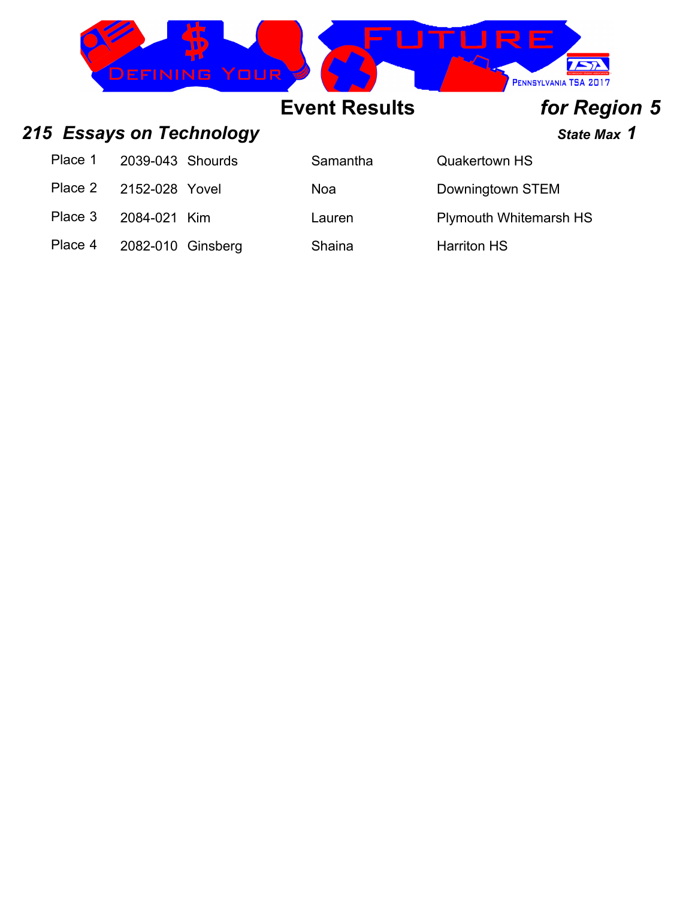# Event Results *for Region 5*

## *215 Essays on Technology*

***State Max 1***

| Place | ID | Last Name | First Name | School |
|---|---|---|---|---|
| Place 1 | 2039-043 | Shourds | Samantha | Quakertown HS |
| Place 2 | 2152-028 | Yovel | Noa | Downingtown STEM |
| Place 3 | 2084-021 | Kim | Lauren | Plymouth Whitemarsh HS |
| Place 4 | 2082-010 | Ginsberg | Shaina | Harriton HS |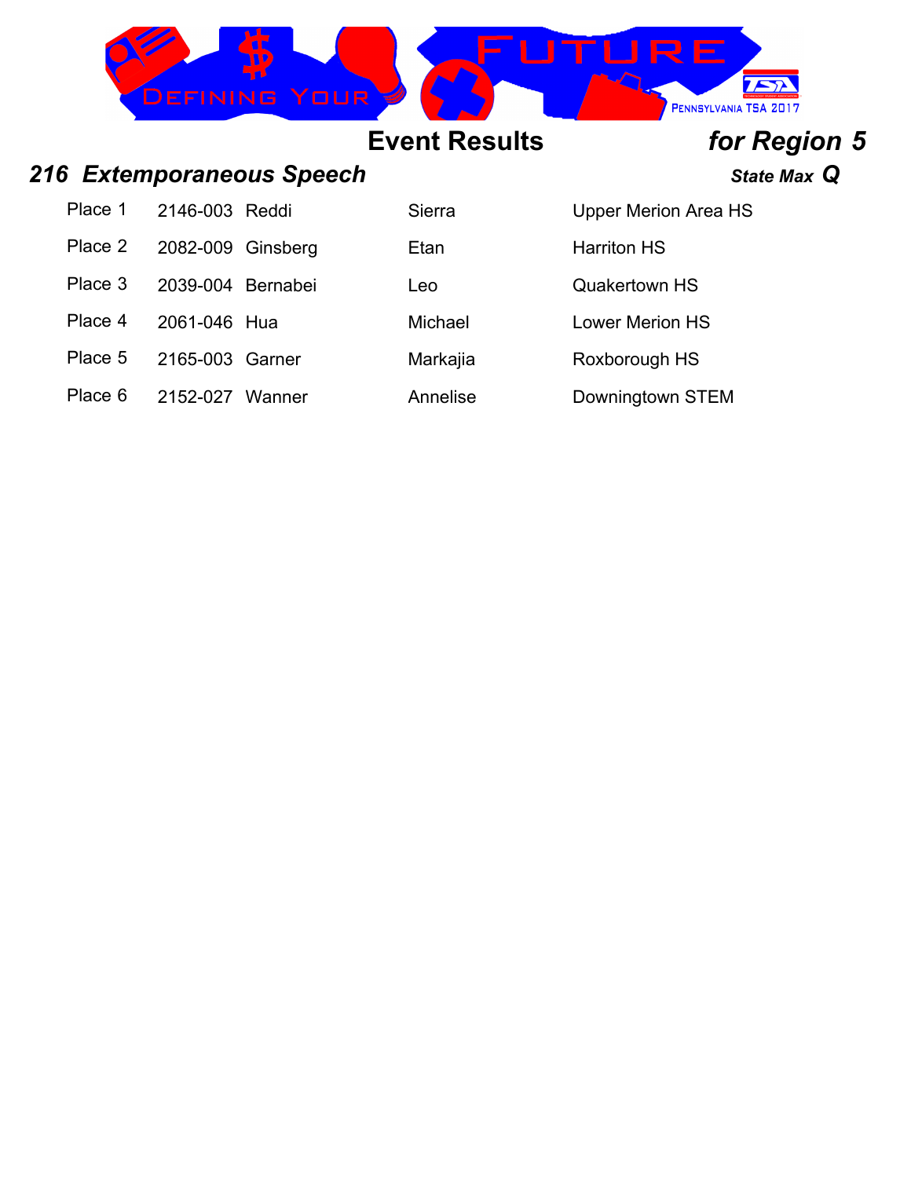# Event Results *for Region 5*

## *216 Extemporaneous Speech*

***State Max Q***

| | | | | |
|---|---|---|---|---|
| Place 1 | 2146-003 | Reddi | Sierra | Upper Merion Area HS |
| Place 2 | 2082-009 | Ginsberg | Etan | Harriton HS |
| Place 3 | 2039-004 | Bernabei | Leo | Quakertown HS |
| Place 4 | 2061-046 | Hua | Michael | Lower Merion HS |
| Place 5 | 2165-003 | Garner | Markajia | Roxborough HS |
| Place 6 | 2152-027 | Wanner | Annelise | Downingtown STEM |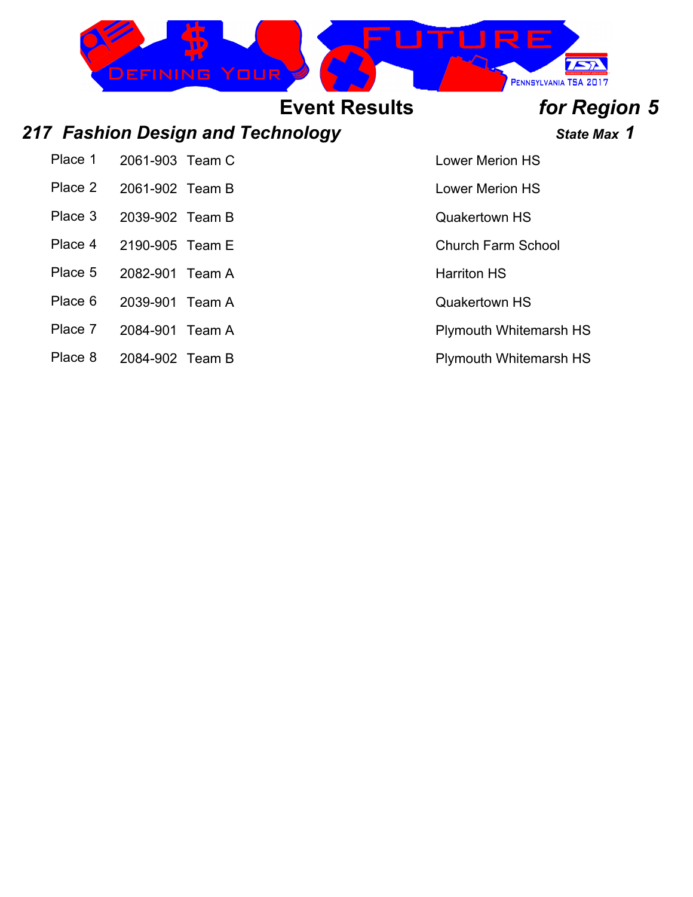# Event Results *for Region 5*

## *217 Fashion Design and Technology*

***State Max 1***

| Place | ID | Team | School |
|---|---|---|---|
| Place 1 | 2061-903 | Team C | Lower Merion HS |
| Place 2 | 2061-902 | Team B | Lower Merion HS |
| Place 3 | 2039-902 | Team B | Quakertown HS |
| Place 4 | 2190-905 | Team E | Church Farm School |
| Place 5 | 2082-901 | Team A | Harriton HS |
| Place 6 | 2039-901 | Team A | Quakertown HS |
| Place 7 | 2084-901 | Team A | Plymouth Whitemarsh HS |
| Place 8 | 2084-902 | Team B | Plymouth Whitemarsh HS |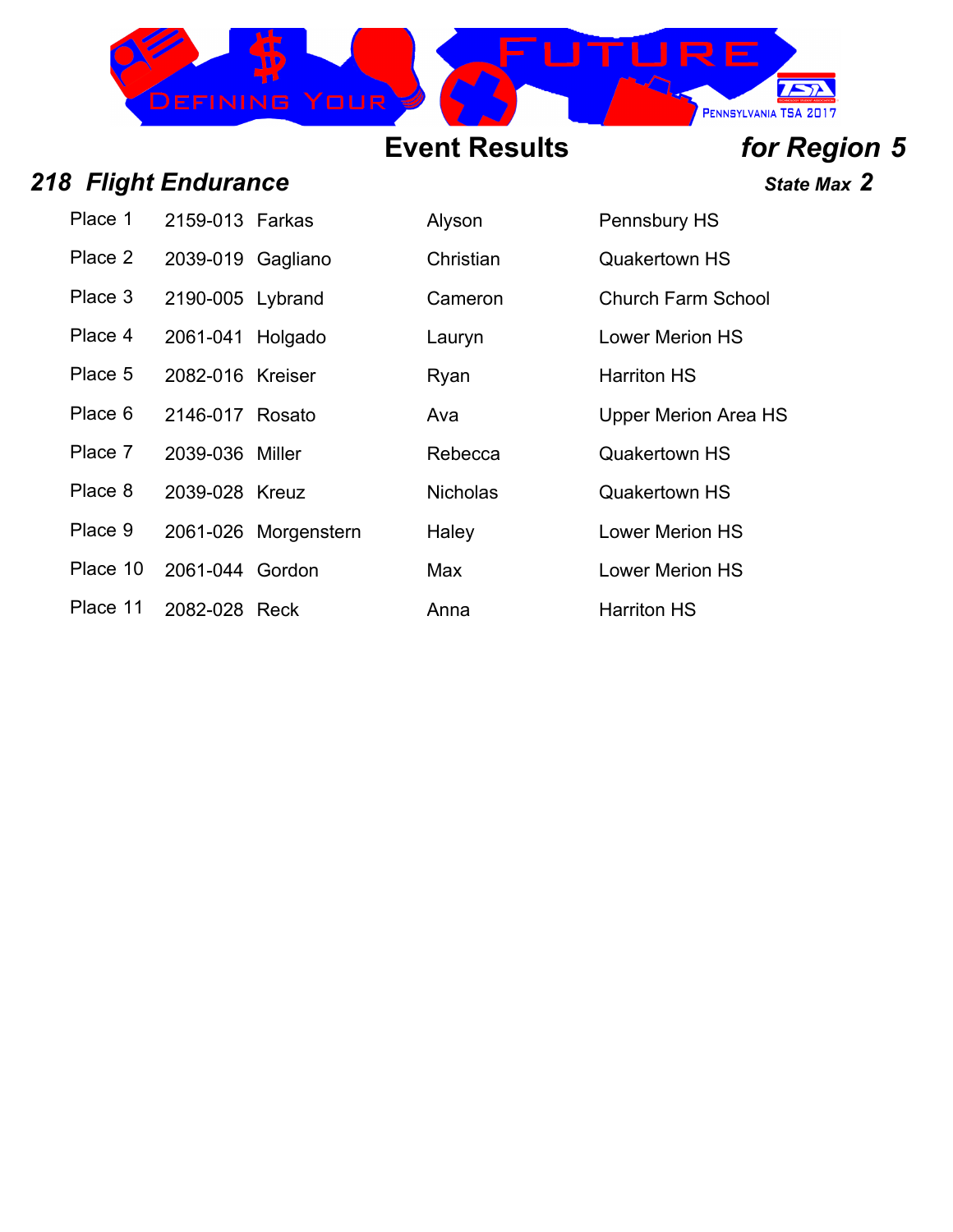# Event Results *for Region 5*

## *218 Flight Endurance*

***State Max 2***

| Place | ID | Last Name | First Name | School |
|---|---|---|---|---|
| Place 1 | 2159-013 | Farkas | Alyson | Pennsbury HS |
| Place 2 | 2039-019 | Gagliano | Christian | Quakertown HS |
| Place 3 | 2190-005 | Lybrand | Cameron | Church Farm School |
| Place 4 | 2061-041 | Holgado | Lauryn | Lower Merion HS |
| Place 5 | 2082-016 | Kreiser | Ryan | Harriton HS |
| Place 6 | 2146-017 | Rosato | Ava | Upper Merion Area HS |
| Place 7 | 2039-036 | Miller | Rebecca | Quakertown HS |
| Place 8 | 2039-028 | Kreuz | Nicholas | Quakertown HS |
| Place 9 | 2061-026 | Morgenstern | Haley | Lower Merion HS |
| Place 10 | 2061-044 | Gordon | Max | Lower Merion HS |
| Place 11 | 2082-028 | Reck | Anna | Harriton HS |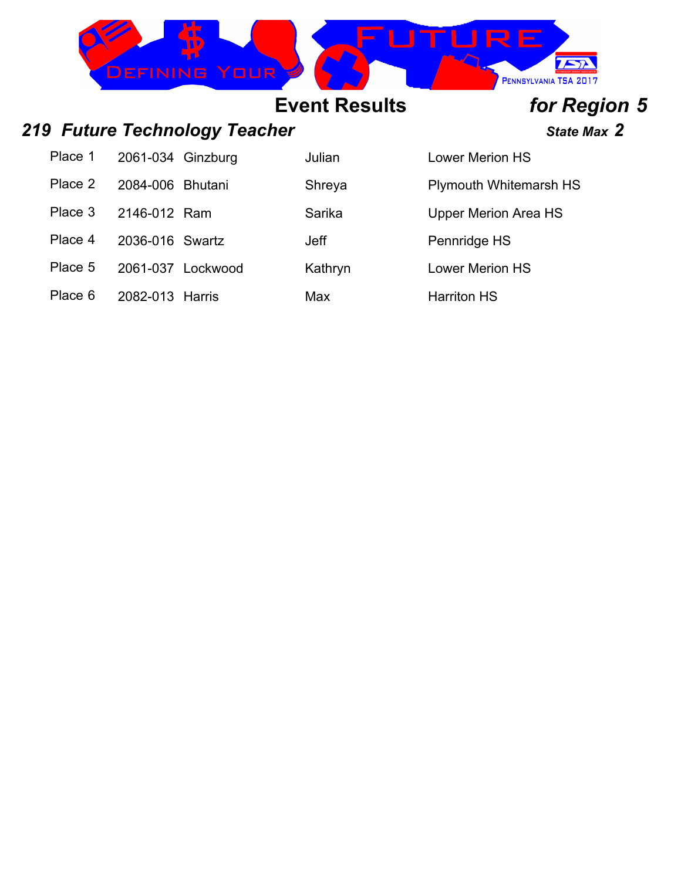## Event Results *for Region 5*

### *219 Future Technology Teacher* *State Max 2*

| Place | ID | Last Name | First Name | School |
|---|---|---|---|---|
| Place 1 | 2061-034 | Ginzburg | Julian | Lower Merion HS |
| Place 2 | 2084-006 | Bhutani | Shreya | Plymouth Whitemarsh HS |
| Place 3 | 2146-012 | Ram | Sarika | Upper Merion Area HS |
| Place 4 | 2036-016 | Swartz | Jeff | Pennridge HS |
| Place 5 | 2061-037 | Lockwood | Kathryn | Lower Merion HS |
| Place 6 | 2082-013 | Harris | Max | Harriton HS |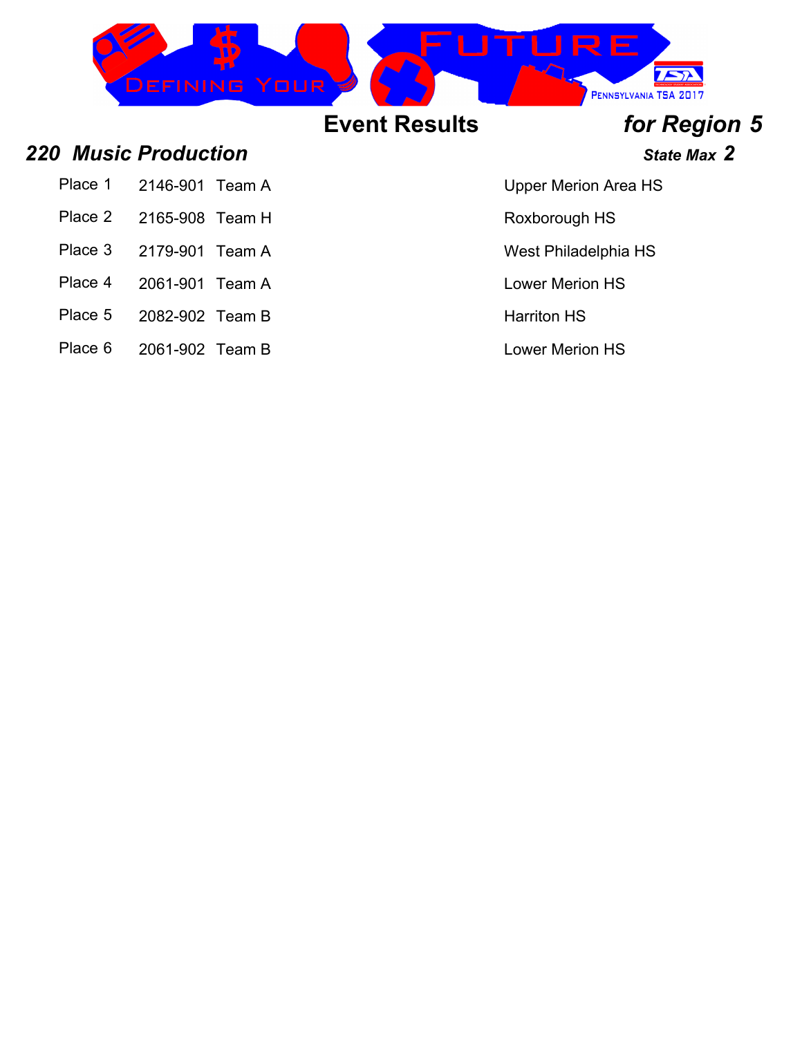# Event Results *for Region 5*

## *220 Music Production*

***State Max 2***

| Place | ID | Team | School |
|---|---|---|---|
| Place 1 | 2146-901 | Team A | Upper Merion Area HS |
| Place 2 | 2165-908 | Team H | Roxborough HS |
| Place 3 | 2179-901 | Team A | West Philadelphia HS |
| Place 4 | 2061-901 | Team A | Lower Merion HS |
| Place 5 | 2082-902 | Team B | Harriton HS |
| Place 6 | 2061-902 | Team B | Lower Merion HS |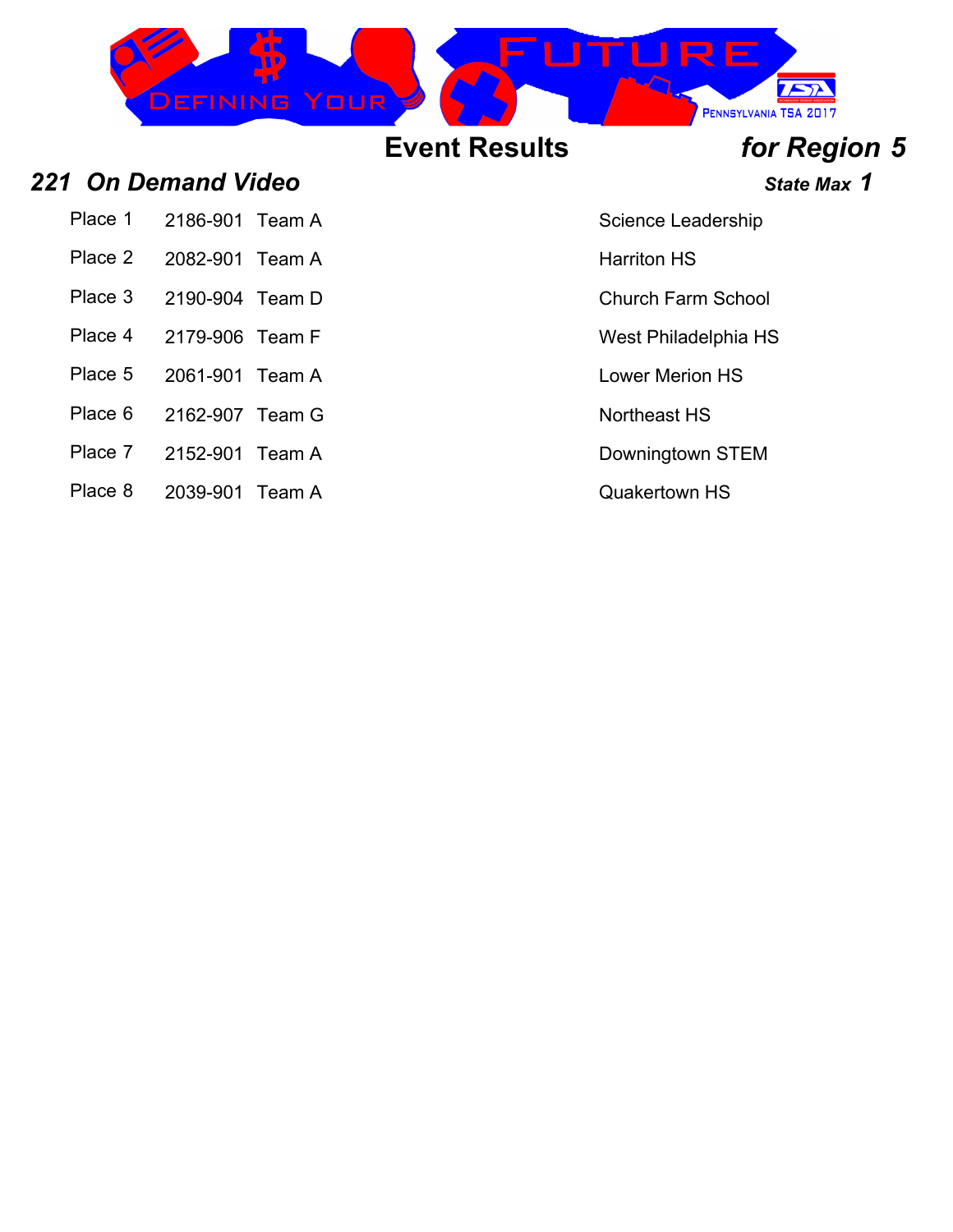## Event Results *for Region 5*

### *221 On Demand Video*

***State Max 1***

| Place | ID | Team | School |
|---|---|---|---|
| Place 1 | 2186-901 | Team A | Science Leadership |
| Place 2 | 2082-901 | Team A | Harriton HS |
| Place 3 | 2190-904 | Team D | Church Farm School |
| Place 4 | 2179-906 | Team F | West Philadelphia HS |
| Place 5 | 2061-901 | Team A | Lower Merion HS |
| Place 6 | 2162-907 | Team G | Northeast HS |
| Place 7 | 2152-901 | Team A | Downingtown STEM |
| Place 8 | 2039-901 | Team A | Quakertown HS |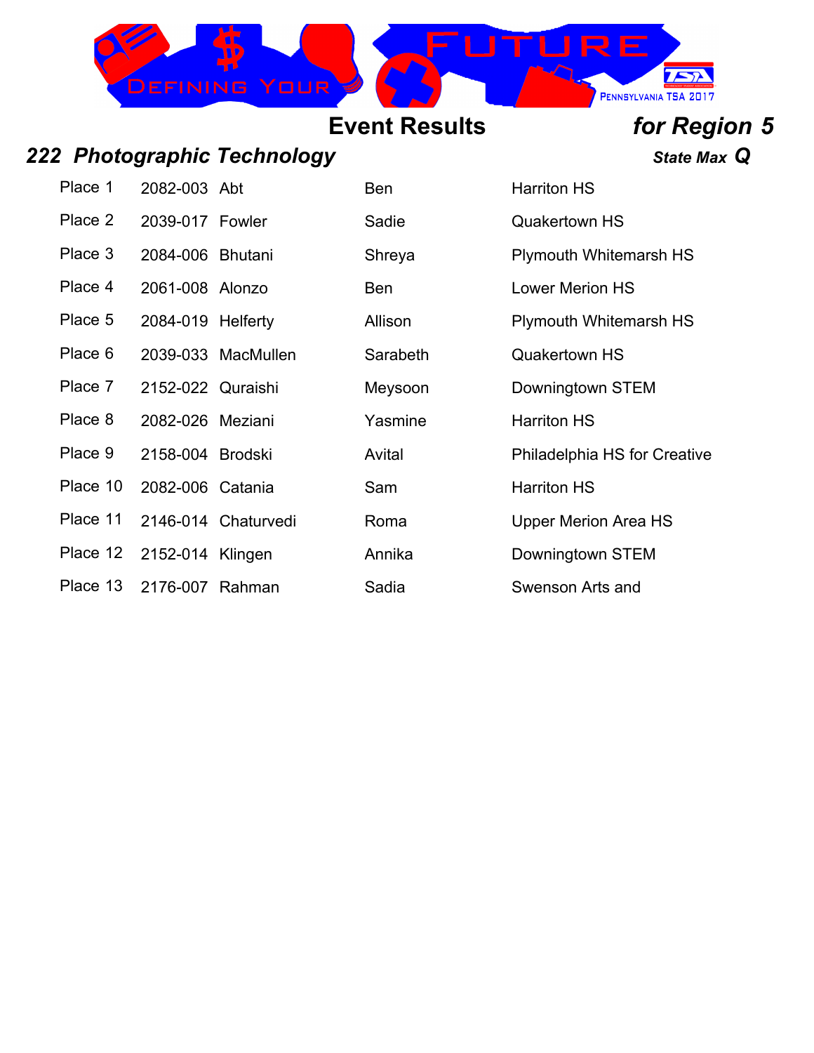## Event Results *for Region 5*

### *222 Photographic Technology*

***State Max Q***

| Place | ID | Last Name | First Name | School |
|---|---|---|---|---|
| Place 1 | 2082-003 | Abt | Ben | Harriton HS |
| Place 2 | 2039-017 | Fowler | Sadie | Quakertown HS |
| Place 3 | 2084-006 | Bhutani | Shreya | Plymouth Whitemarsh HS |
| Place 4 | 2061-008 | Alonzo | Ben | Lower Merion HS |
| Place 5 | 2084-019 | Helferty | Allison | Plymouth Whitemarsh HS |
| Place 6 | 2039-033 | MacMullen | Sarabeth | Quakertown HS |
| Place 7 | 2152-022 | Quraishi | Meysoon | Downingtown STEM |
| Place 8 | 2082-026 | Meziani | Yasmine | Harriton HS |
| Place 9 | 2158-004 | Brodski | Avital | Philadelphia HS for Creative |
| Place 10 | 2082-006 | Catania | Sam | Harriton HS |
| Place 11 | 2146-014 | Chaturvedi | Roma | Upper Merion Area HS |
| Place 12 | 2152-014 | Klingen | Annika | Downingtown STEM |
| Place 13 | 2176-007 | Rahman | Sadia | Swenson Arts and |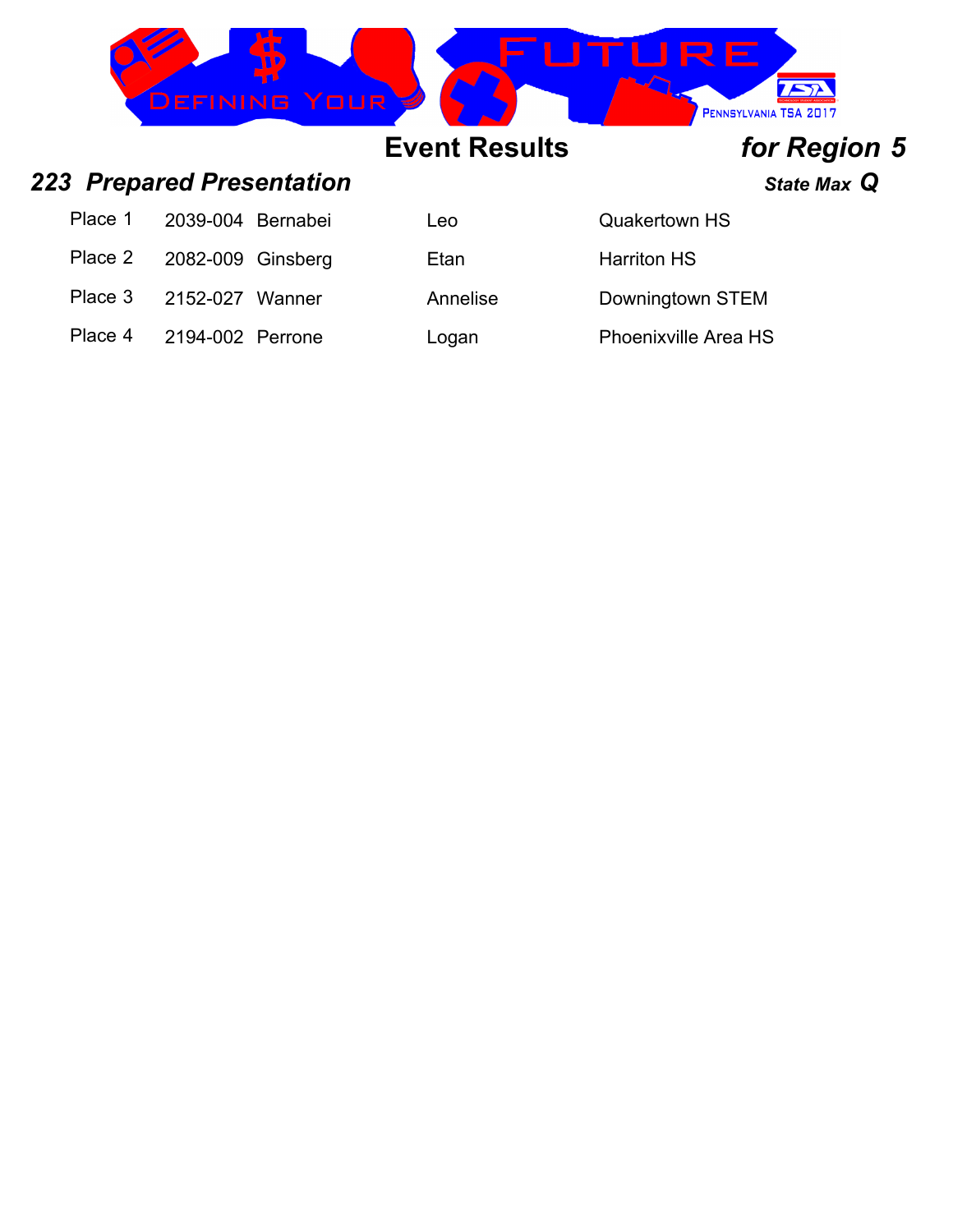# Event Results *for Region 5*

## *223 Prepared Presentation*

***State Max Q***

| Place | ID | Last Name | First Name | School |
|---|---|---|---|---|
| Place 1 | 2039-004 | Bernabei | Leo | Quakertown HS |
| Place 2 | 2082-009 | Ginsberg | Etan | Harriton HS |
| Place 3 | 2152-027 | Wanner | Annelise | Downingtown STEM |
| Place 4 | 2194-002 | Perrone | Logan | Phoenixville Area HS |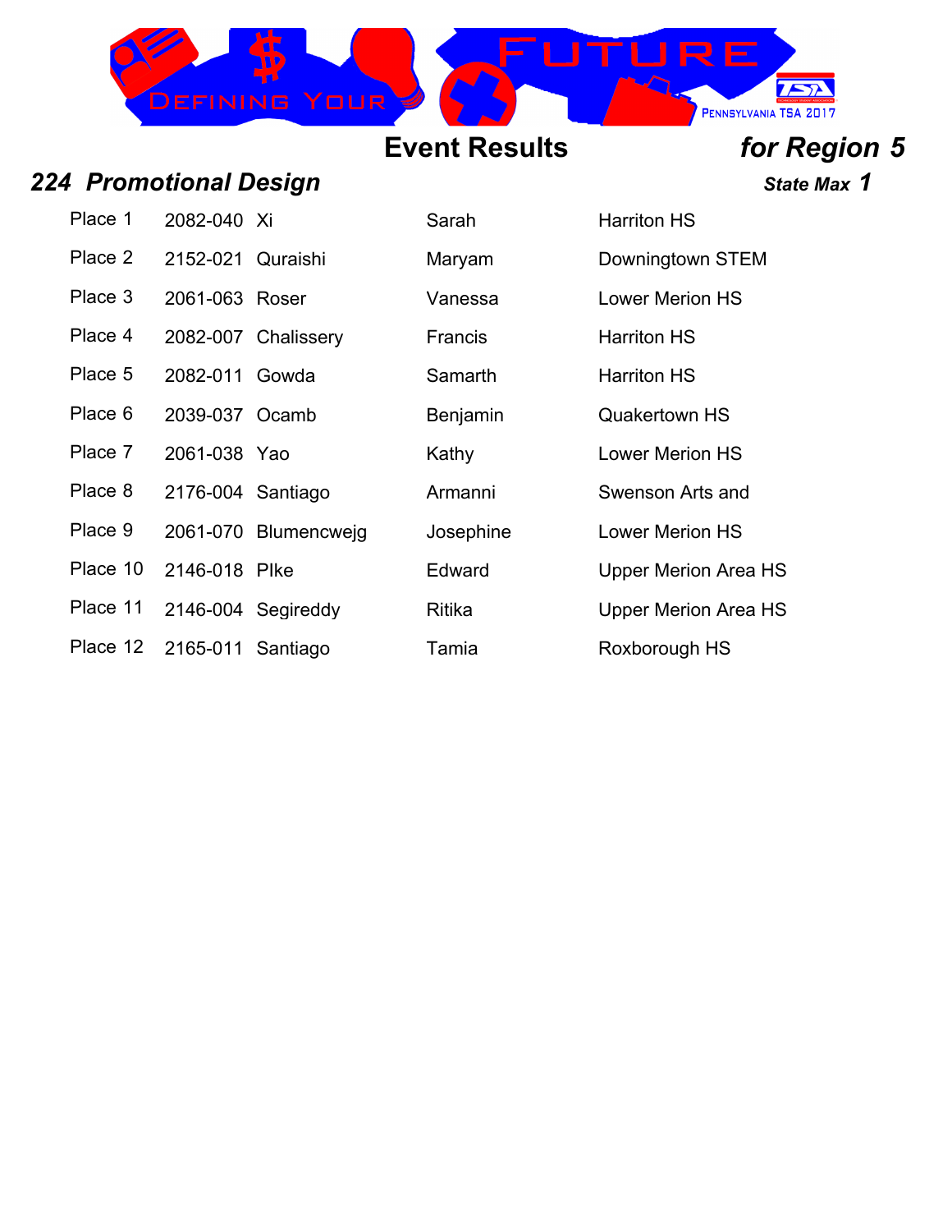## Event Results *for Region 5*

### *224 Promotional Design*

***State Max 1***

| Place | ID | Last Name | First Name | School |
|---|---|---|---|---|
| Place 1 | 2082-040 | Xi | Sarah | Harriton HS |
| Place 2 | 2152-021 | Quraishi | Maryam | Downingtown STEM |
| Place 3 | 2061-063 | Roser | Vanessa | Lower Merion HS |
| Place 4 | 2082-007 | Chalissery | Francis | Harriton HS |
| Place 5 | 2082-011 | Gowda | Samarth | Harriton HS |
| Place 6 | 2039-037 | Ocamb | Benjamin | Quakertown HS |
| Place 7 | 2061-038 | Yao | Kathy | Lower Merion HS |
| Place 8 | 2176-004 | Santiago | Armanni | Swenson Arts and |
| Place 9 | 2061-070 | Blumencwejg | Josephine | Lower Merion HS |
| Place 10 | 2146-018 | PIke | Edward | Upper Merion Area HS |
| Place 11 | 2146-004 | Segireddy | Ritika | Upper Merion Area HS |
| Place 12 | 2165-011 | Santiago | Tamia | Roxborough HS |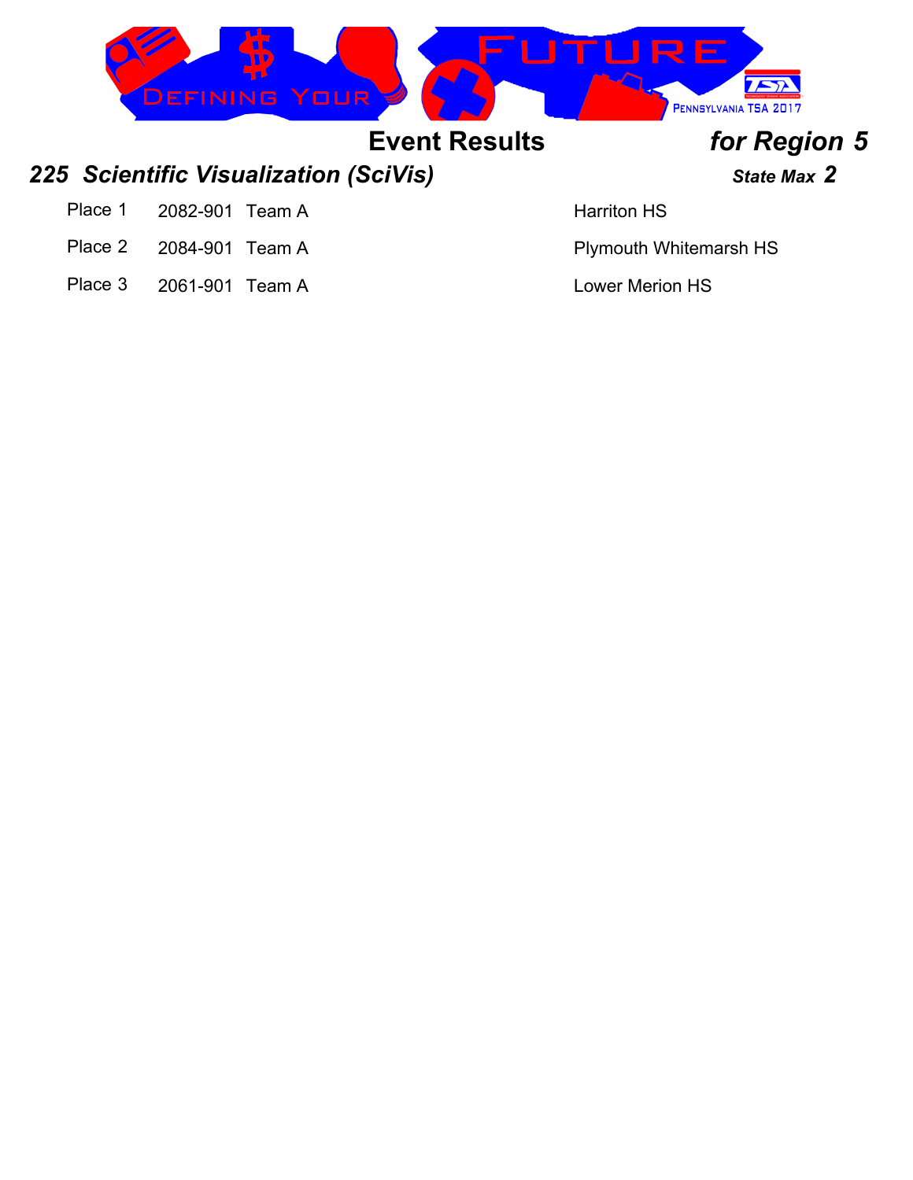## Event Results *for Region 5*

### *225 Scientific Visualization (SciVis)*

***State Max 2***

| Place | ID | Team | School |
|---|---|---|---|
| Place 1 | 2082-901 | Team A | Harriton HS |
| Place 2 | 2084-901 | Team A | Plymouth Whitemarsh HS |
| Place 3 | 2061-901 | Team A | Lower Merion HS |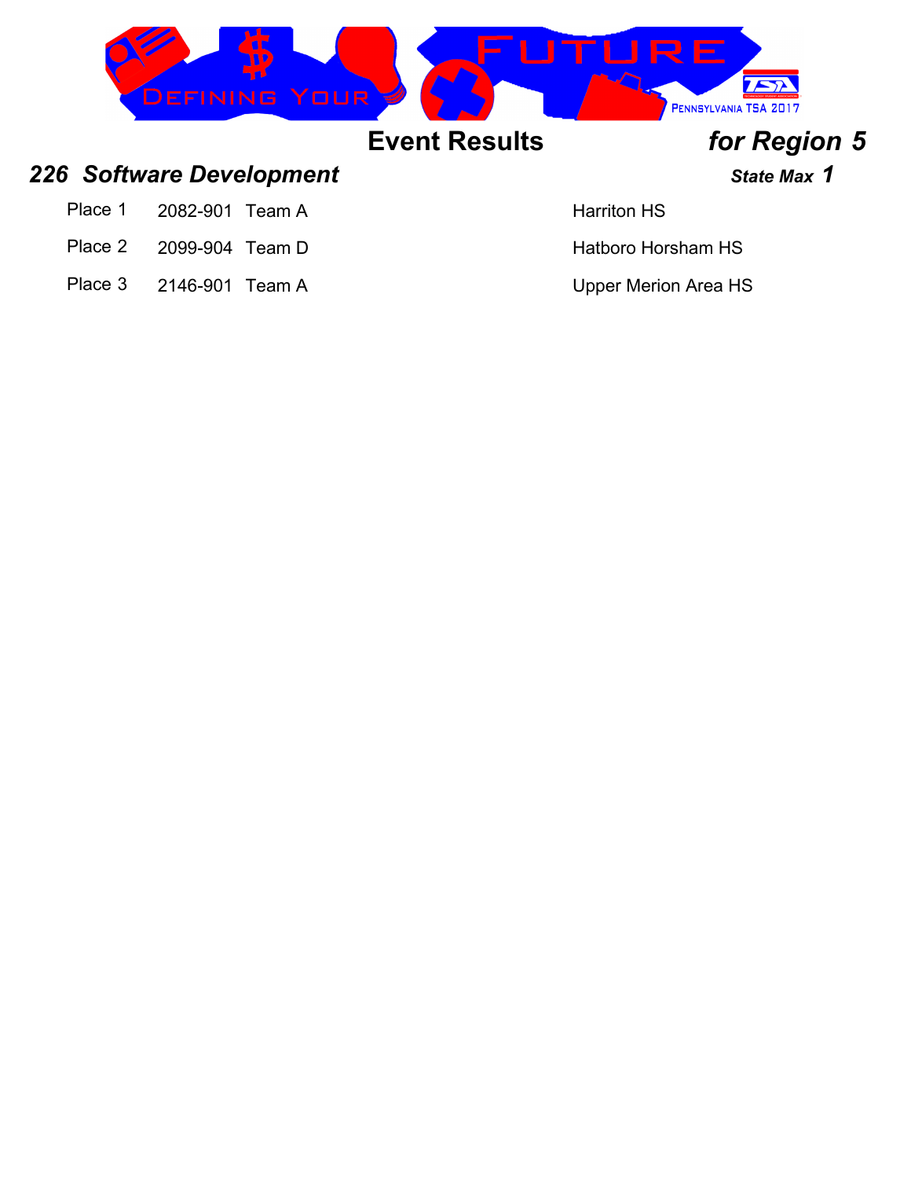# Event Results *for Region 5*

## *226 Software Development*

***State Max 1***

| Place | Team ID | Team | School |
|---|---|---|---|
| Place 1 | 2082-901 | Team A | Harriton HS |
| Place 2 | 2099-904 | Team D | Hatboro Horsham HS |
| Place 3 | 2146-901 | Team A | Upper Merion Area HS |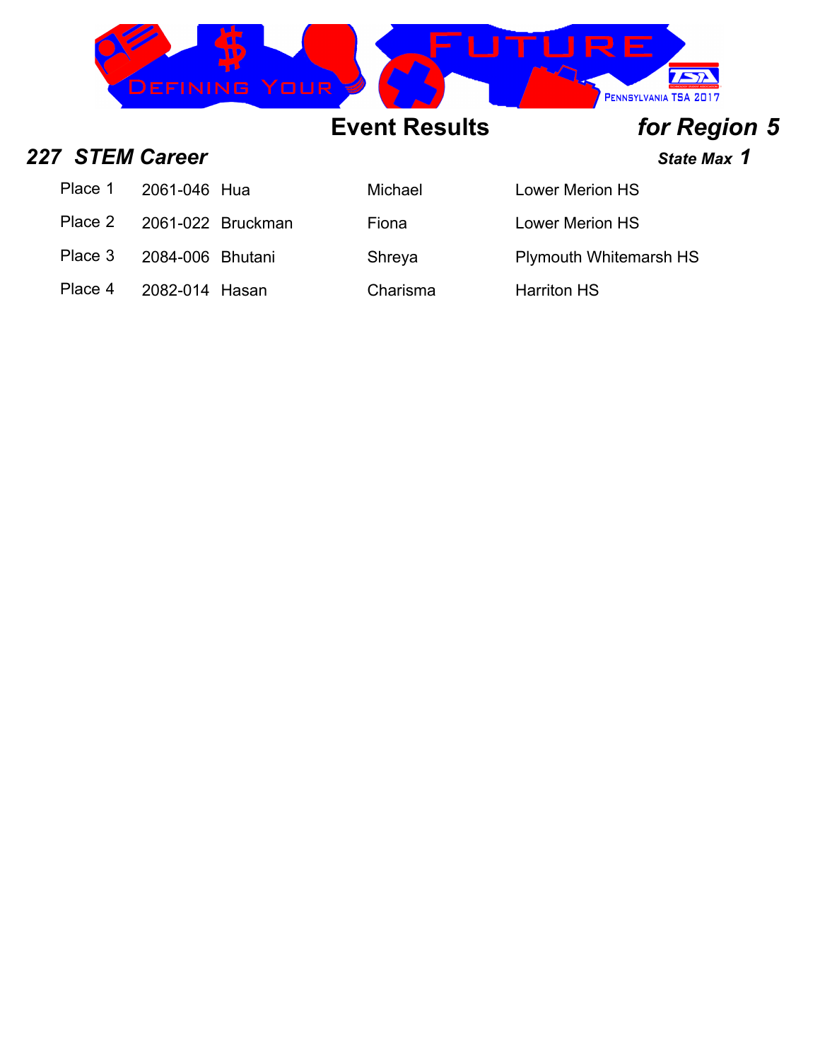# Event Results *for Region 5*

## *227 STEM Career*

***State Max 1***

| Place | ID | Last Name | First Name | School |
|---|---|---|---|---|
| Place 1 | 2061-046 | Hua | Michael | Lower Merion HS |
| Place 2 | 2061-022 | Bruckman | Fiona | Lower Merion HS |
| Place 3 | 2084-006 | Bhutani | Shreya | Plymouth Whitemarsh HS |
| Place 4 | 2082-014 | Hasan | Charisma | Harriton HS |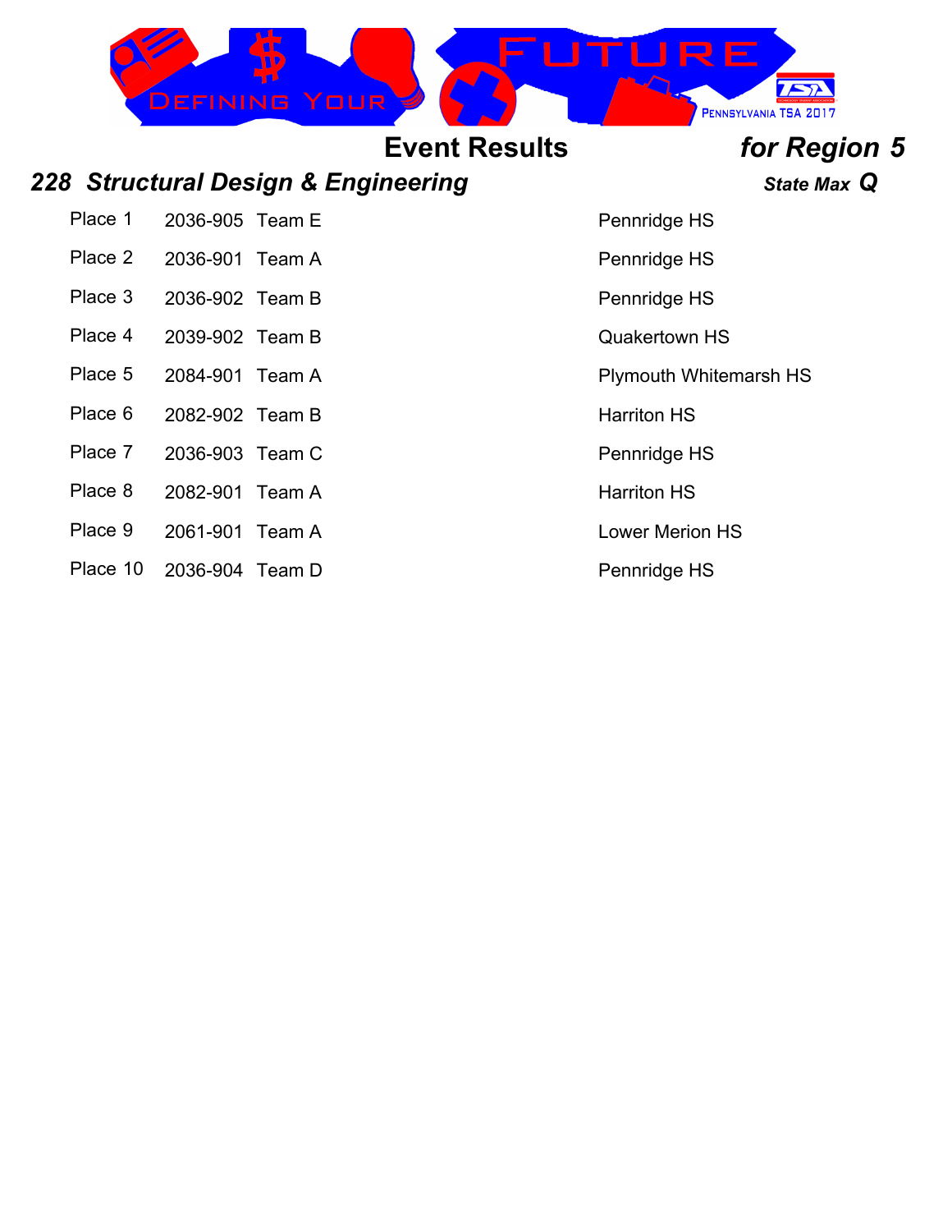## Event Results *for Region 5*

### *228 Structural Design & Engineering* — *State Max Q*

| Place | ID | Team | School |
|---|---|---|---|
| Place 1 | 2036-905 | Team E | Pennridge HS |
| Place 2 | 2036-901 | Team A | Pennridge HS |
| Place 3 | 2036-902 | Team B | Pennridge HS |
| Place 4 | 2039-902 | Team B | Quakertown HS |
| Place 5 | 2084-901 | Team A | Plymouth Whitemarsh HS |
| Place 6 | 2082-902 | Team B | Harriton HS |
| Place 7 | 2036-903 | Team C | Pennridge HS |
| Place 8 | 2082-901 | Team A | Harriton HS |
| Place 9 | 2061-901 | Team A | Lower Merion HS |
| Place 10 | 2036-904 | Team D | Pennridge HS |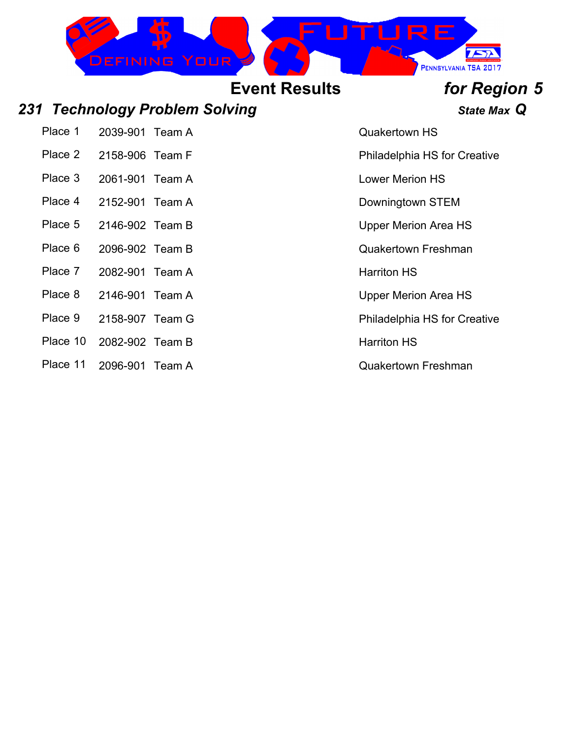## Event Results *for Region 5*

### *231 Technology Problem Solving* — *State Max Q*

| Place | ID | Team | School |
|---|---|---|---|
| Place 1 | 2039-901 | Team A | Quakertown HS |
| Place 2 | 2158-906 | Team F | Philadelphia HS for Creative |
| Place 3 | 2061-901 | Team A | Lower Merion HS |
| Place 4 | 2152-901 | Team A | Downingtown STEM |
| Place 5 | 2146-902 | Team B | Upper Merion Area HS |
| Place 6 | 2096-902 | Team B | Quakertown Freshman |
| Place 7 | 2082-901 | Team A | Harriton HS |
| Place 8 | 2146-901 | Team A | Upper Merion Area HS |
| Place 9 | 2158-907 | Team G | Philadelphia HS for Creative |
| Place 10 | 2082-902 | Team B | Harriton HS |
| Place 11 | 2096-901 | Team A | Quakertown Freshman |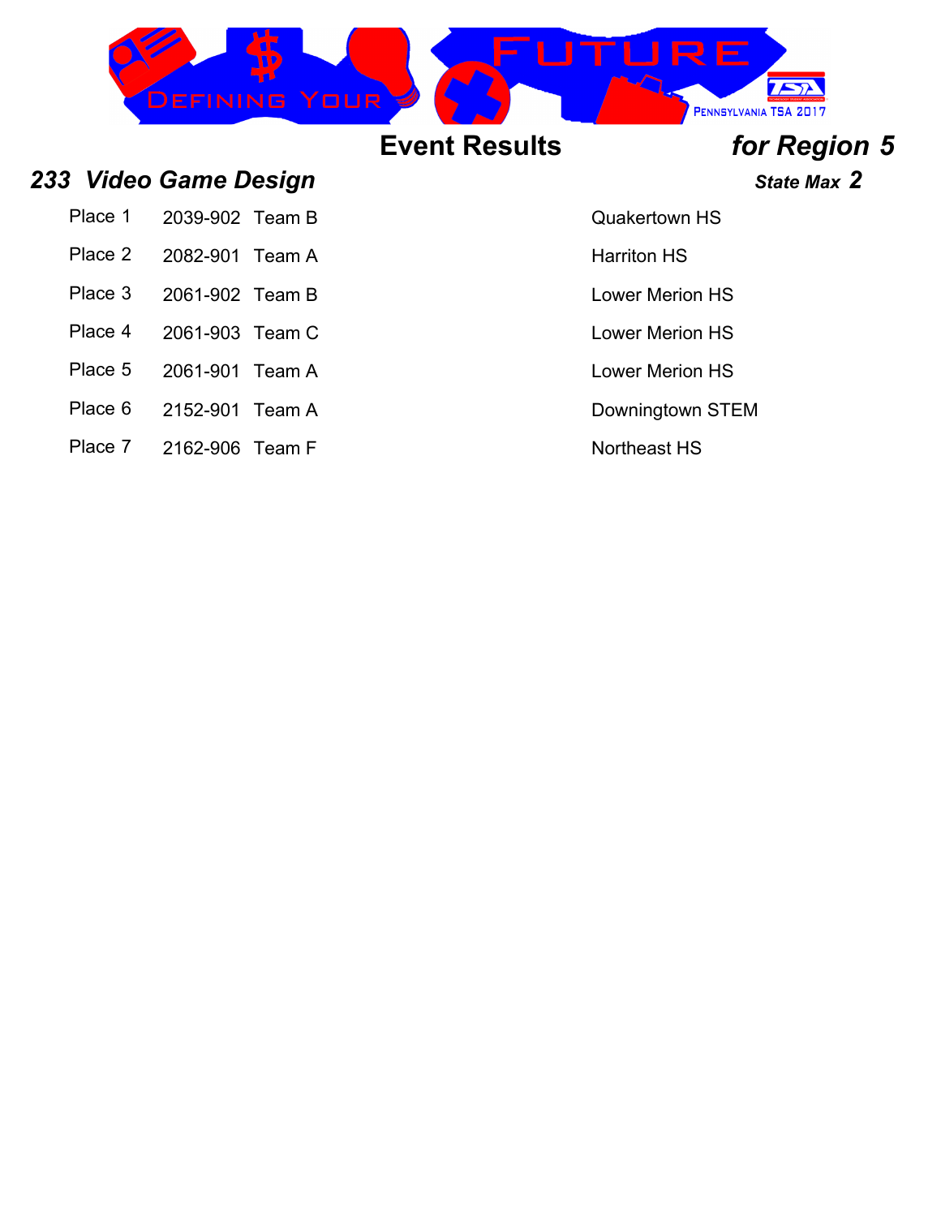# Event Results *for Region 5*

## *233 Video Game Design*

***State Max 2***

| Place | ID | Team | School |
|---|---|---|---|
| Place 1 | 2039-902 | Team B | Quakertown HS |
| Place 2 | 2082-901 | Team A | Harriton HS |
| Place 3 | 2061-902 | Team B | Lower Merion HS |
| Place 4 | 2061-903 | Team C | Lower Merion HS |
| Place 5 | 2061-901 | Team A | Lower Merion HS |
| Place 6 | 2152-901 | Team A | Downingtown STEM |
| Place 7 | 2162-906 | Team F | Northeast HS |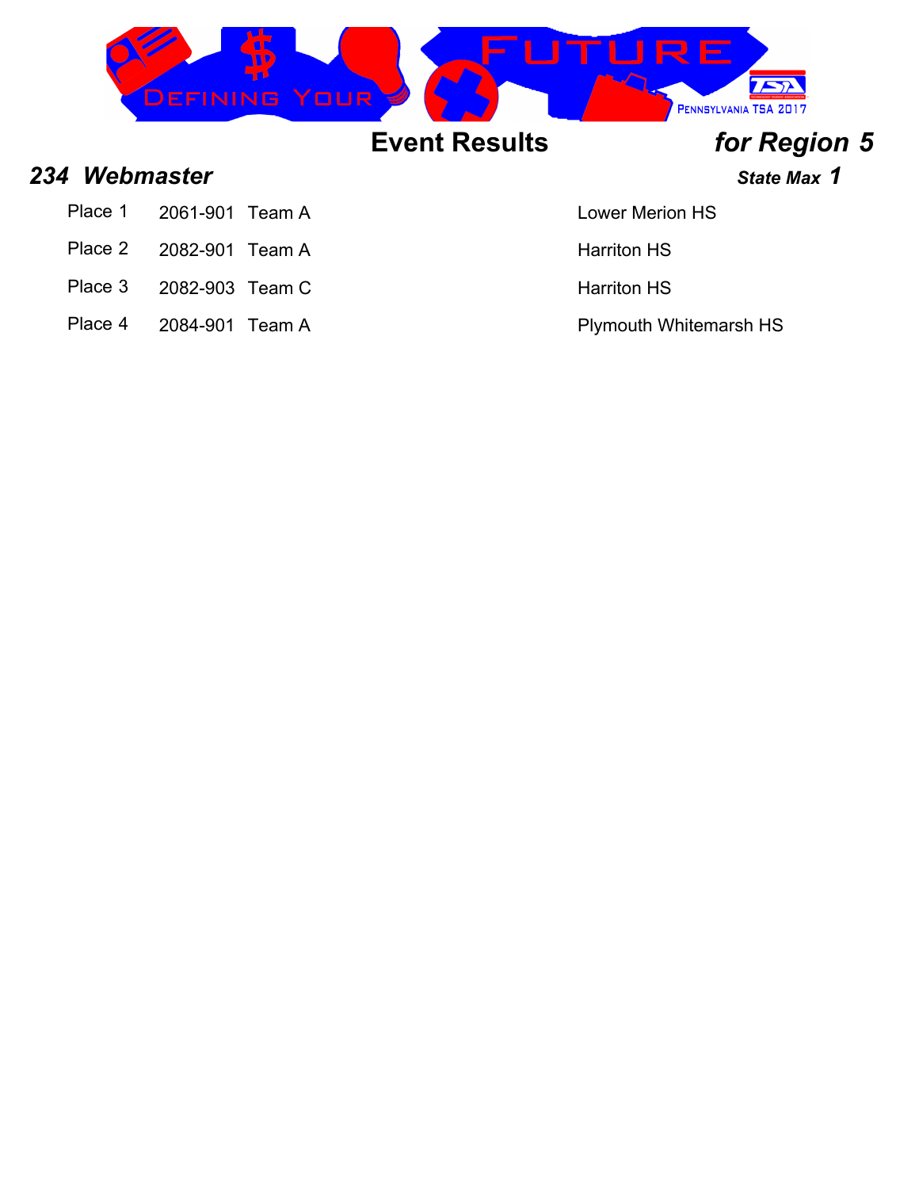# Event Results *for Region 5*

## *234 Webmaster*

***State Max 1***

| Place | ID | Team | School |
|---|---|---|---|
| Place 1 | 2061-901 | Team A | Lower Merion HS |
| Place 2 | 2082-901 | Team A | Harriton HS |
| Place 3 | 2082-903 | Team C | Harriton HS |
| Place 4 | 2084-901 | Team A | Plymouth Whitemarsh HS |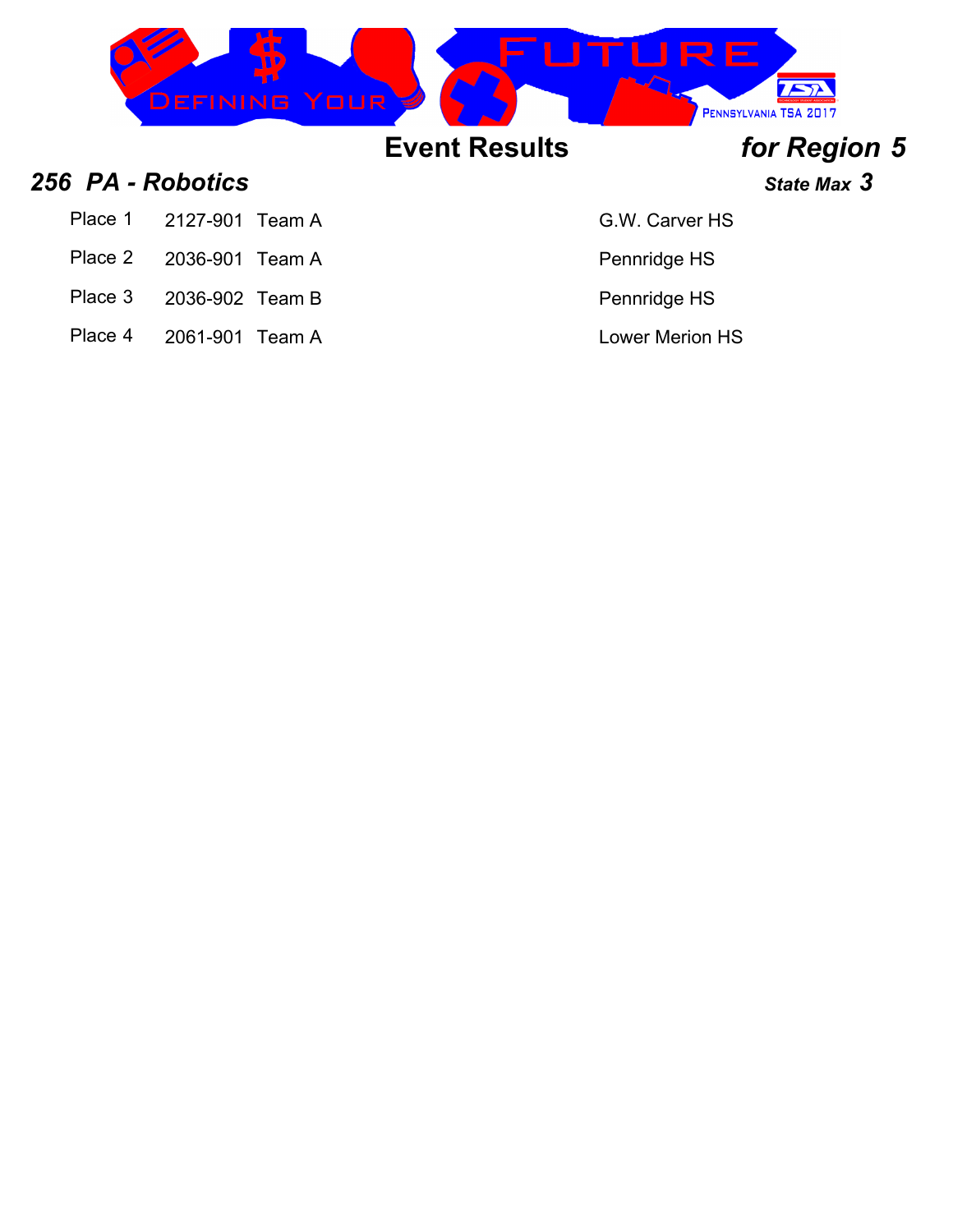# Event Results *for Region 5*

## *256 PA - Robotics*

***State Max 3***

| Place | ID | Team | School |
|---|---|---|---|
| Place 1 | 2127-901 | Team A | G.W. Carver HS |
| Place 2 | 2036-901 | Team A | Pennridge HS |
| Place 3 | 2036-902 | Team B | Pennridge HS |
| Place 4 | 2061-901 | Team A | Lower Merion HS |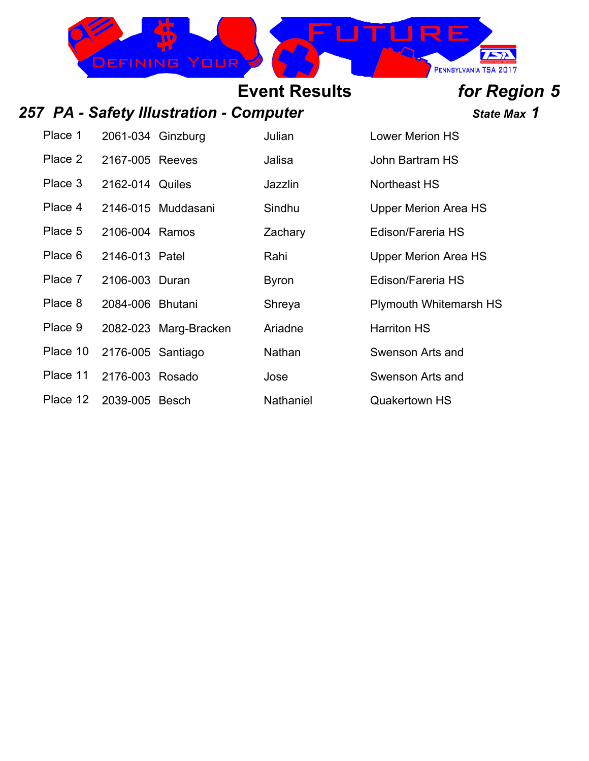## Event Results *for Region 5*

### *257 PA - Safety Illustration - Computer*

***State Max 1***

| Place | ID | Last Name | First Name | School |
|---|---|---|---|---|
| Place 1 | 2061-034 | Ginzburg | Julian | Lower Merion HS |
| Place 2 | 2167-005 | Reeves | Jalisa | John Bartram HS |
| Place 3 | 2162-014 | Quiles | Jazzlin | Northeast HS |
| Place 4 | 2146-015 | Muddasani | Sindhu | Upper Merion Area HS |
| Place 5 | 2106-004 | Ramos | Zachary | Edison/Fareria HS |
| Place 6 | 2146-013 | Patel | Rahi | Upper Merion Area HS |
| Place 7 | 2106-003 | Duran | Byron | Edison/Fareria HS |
| Place 8 | 2084-006 | Bhutani | Shreya | Plymouth Whitemarsh HS |
| Place 9 | 2082-023 | Marg-Bracken | Ariadne | Harriton HS |
| Place 10 | 2176-005 | Santiago | Nathan | Swenson Arts and |
| Place 11 | 2176-003 | Rosado | Jose | Swenson Arts and |
| Place 12 | 2039-005 | Besch | Nathaniel | Quakertown HS |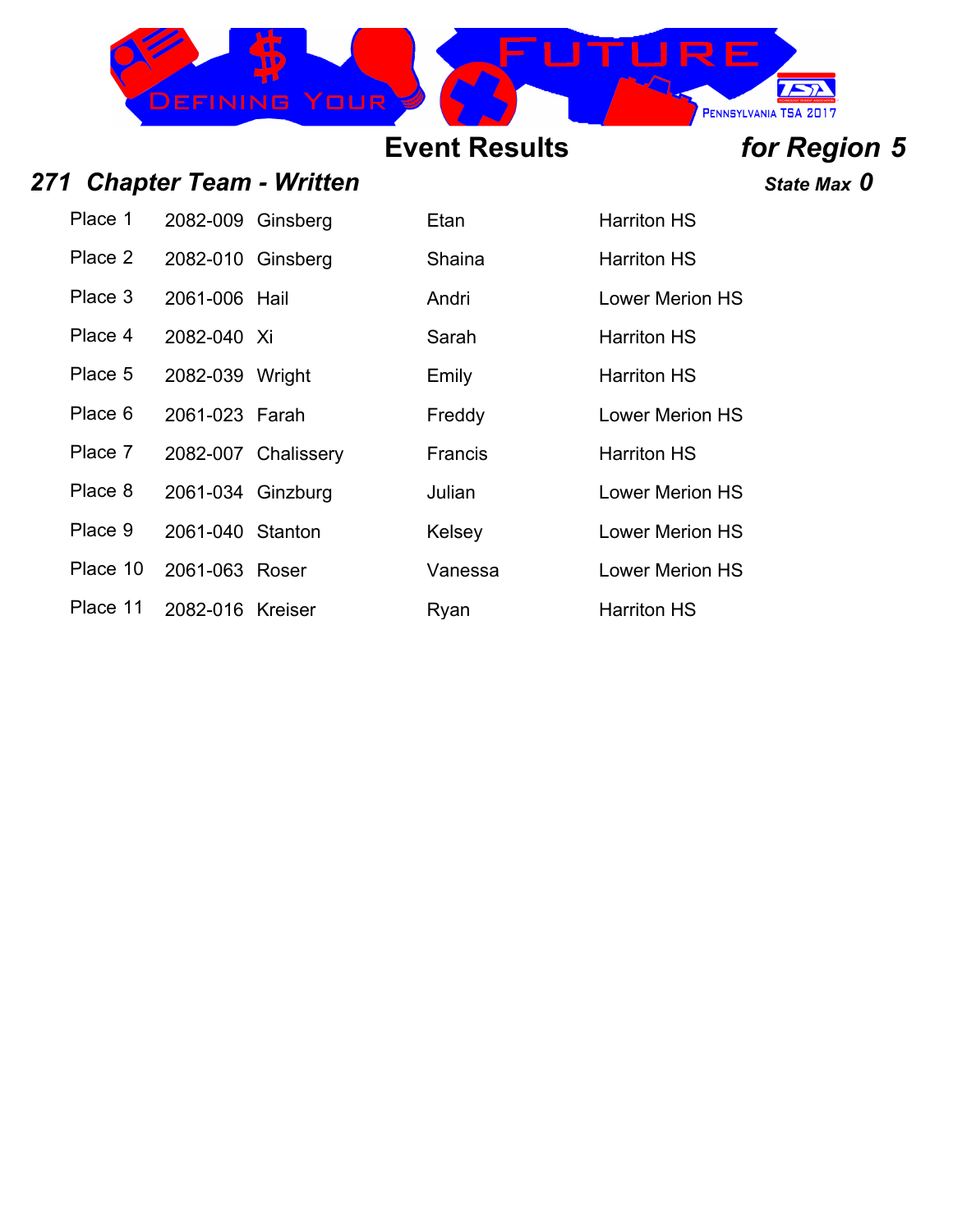# Event Results

***for Region 5***

## *271 Chapter Team - Written*

***State Max 0***

| Place | ID | Last Name | First Name | School |
|---|---|---|---|---|
| Place 1 | 2082-009 | Ginsberg | Etan | Harriton HS |
| Place 2 | 2082-010 | Ginsberg | Shaina | Harriton HS |
| Place 3 | 2061-006 | Hail | Andri | Lower Merion HS |
| Place 4 | 2082-040 | Xi | Sarah | Harriton HS |
| Place 5 | 2082-039 | Wright | Emily | Harriton HS |
| Place 6 | 2061-023 | Farah | Freddy | Lower Merion HS |
| Place 7 | 2082-007 | Chalissery | Francis | Harriton HS |
| Place 8 | 2061-034 | Ginzburg | Julian | Lower Merion HS |
| Place 9 | 2061-040 | Stanton | Kelsey | Lower Merion HS |
| Place 10 | 2061-063 | Roser | Vanessa | Lower Merion HS |
| Place 11 | 2082-016 | Kreiser | Ryan | Harriton HS |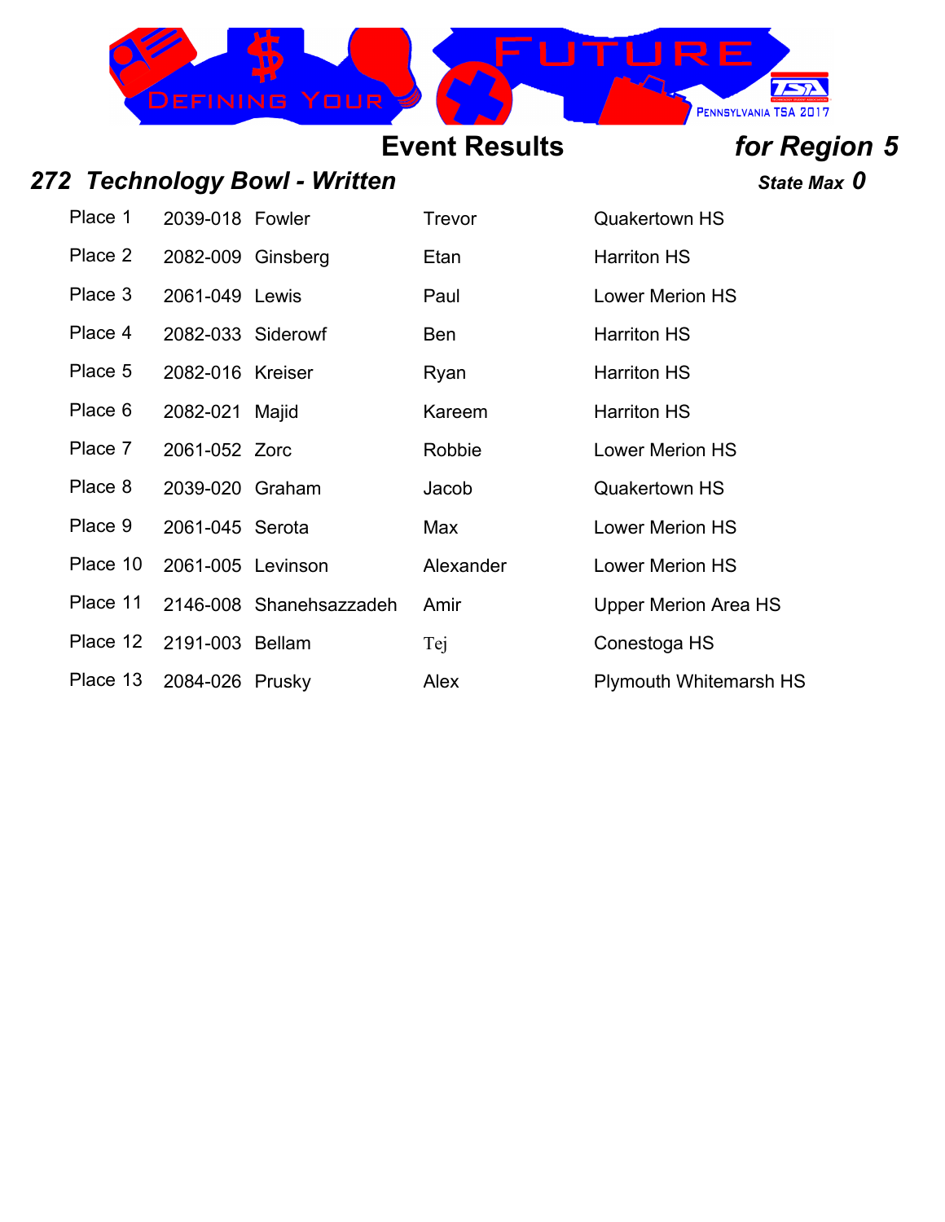## Event Results

### *for Region 5*

## *272 Technology Bowl - Written*

***State Max 0***

| | | | | |
|---|---|---|---|---|
| Place 1 | 2039-018 | Fowler | Trevor | Quakertown HS |
| Place 2 | 2082-009 | Ginsberg | Etan | Harriton HS |
| Place 3 | 2061-049 | Lewis | Paul | Lower Merion HS |
| Place 4 | 2082-033 | Siderowf | Ben | Harriton HS |
| Place 5 | 2082-016 | Kreiser | Ryan | Harriton HS |
| Place 6 | 2082-021 | Majid | Kareem | Harriton HS |
| Place 7 | 2061-052 | Zorc | Robbie | Lower Merion HS |
| Place 8 | 2039-020 | Graham | Jacob | Quakertown HS |
| Place 9 | 2061-045 | Serota | Max | Lower Merion HS |
| Place 10 | 2061-005 | Levinson | Alexander | Lower Merion HS |
| Place 11 | 2146-008 | Shanehsazzadeh | Amir | Upper Merion Area HS |
| Place 12 | 2191-003 | Bellam | Tej | Conestoga HS |
| Place 13 | 2084-026 | Prusky | Alex | Plymouth Whitemarsh HS |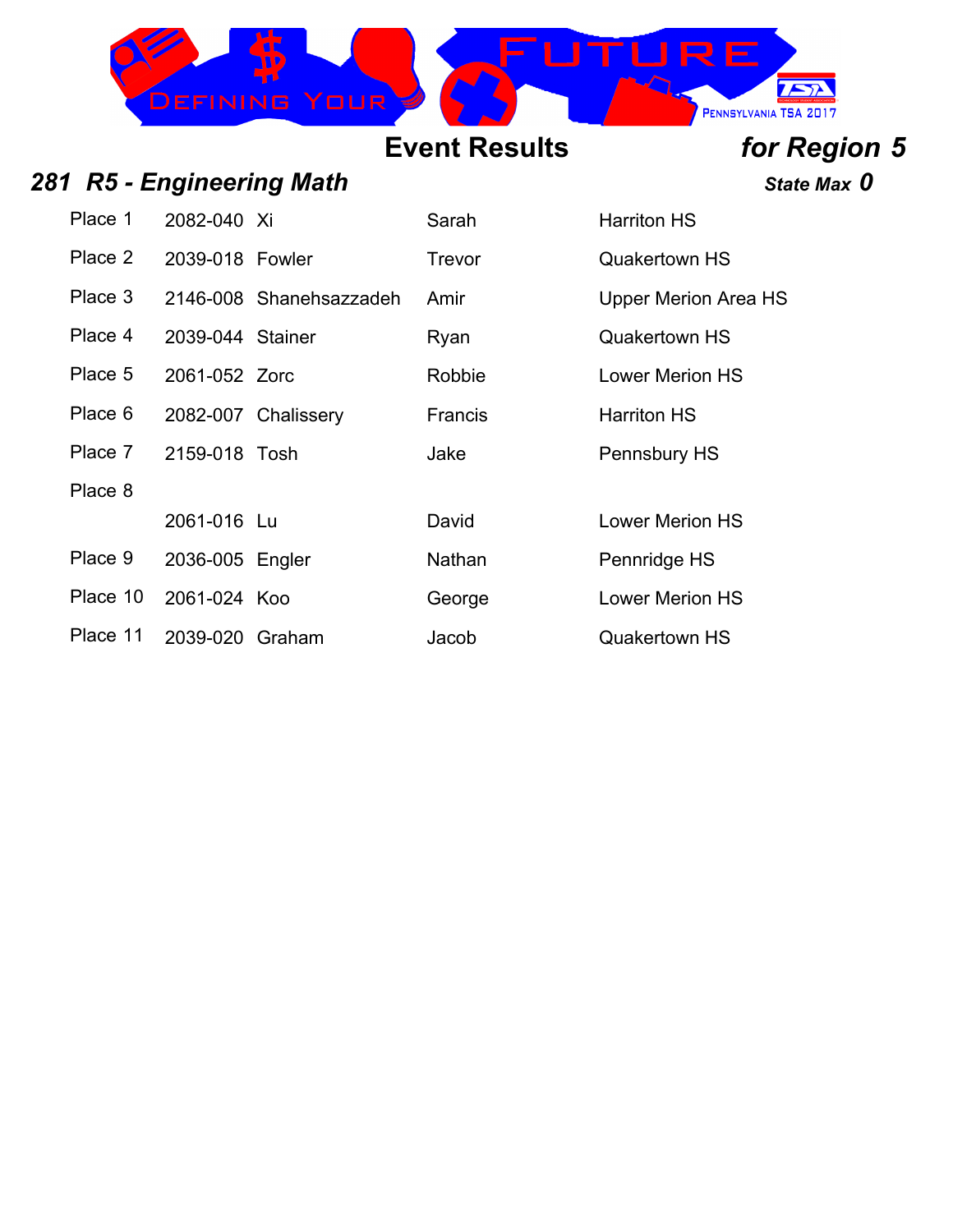# Event Results *for Region 5*

## *281 R5 - Engineering Math*

***State Max 0***

| Place | ID | Last Name | First Name | School |
|---|---|---|---|---|
| Place 1 | 2082-040 | Xi | Sarah | Harriton HS |
| Place 2 | 2039-018 | Fowler | Trevor | Quakertown HS |
| Place 3 | 2146-008 | Shanehsazzadeh | Amir | Upper Merion Area HS |
| Place 4 | 2039-044 | Stainer | Ryan | Quakertown HS |
| Place 5 | 2061-052 | Zorc | Robbie | Lower Merion HS |
| Place 6 | 2082-007 | Chalissery | Francis | Harriton HS |
| Place 7 | 2159-018 | Tosh | Jake | Pennsbury HS |
| Place 8 | | | | |
| | 2061-016 | Lu | David | Lower Merion HS |
| Place 9 | 2036-005 | Engler | Nathan | Pennridge HS |
| Place 10 | 2061-024 | Koo | George | Lower Merion HS |
| Place 11 | 2039-020 | Graham | Jacob | Quakertown HS |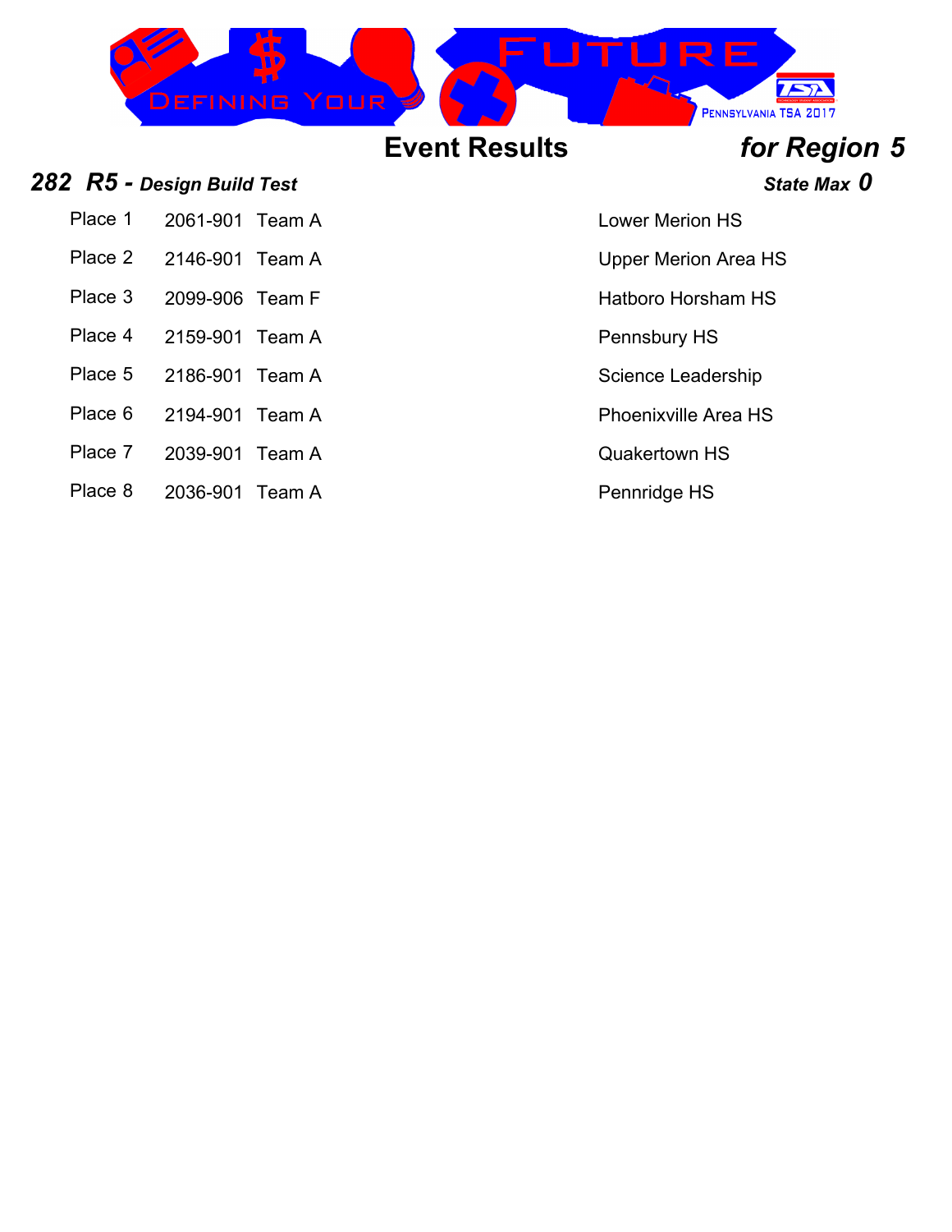# Event Results *for Region 5*

## *282 R5 - Design Build Test*

***State Max 0***

| | | | |
|---|---|---|---|
| Place 1 | 2061-901 | Team A | Lower Merion HS |
| Place 2 | 2146-901 | Team A | Upper Merion Area HS |
| Place 3 | 2099-906 | Team F | Hatboro Horsham HS |
| Place 4 | 2159-901 | Team A | Pennsbury HS |
| Place 5 | 2186-901 | Team A | Science Leadership |
| Place 6 | 2194-901 | Team A | Phoenixville Area HS |
| Place 7 | 2039-901 | Team A | Quakertown HS |
| Place 8 | 2036-901 | Team A | Pennridge HS |